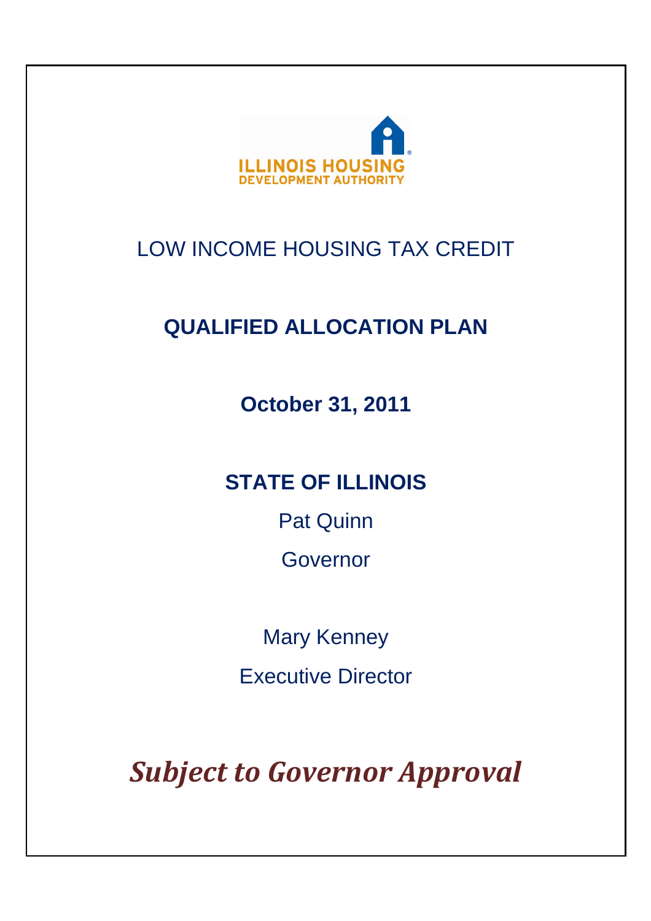ILLINOIS HOUSING DEVELOPMENT AUTHORITY

LOW INCOME HOUSING TAX CREDIT

# QUALIFIED ALLOCATION PLAN

**October 31, 2011**

## STATE OF ILLINOIS

Pat Quinn

Governor

Mary Kenney

Executive Director

***Subject to Governor Approval***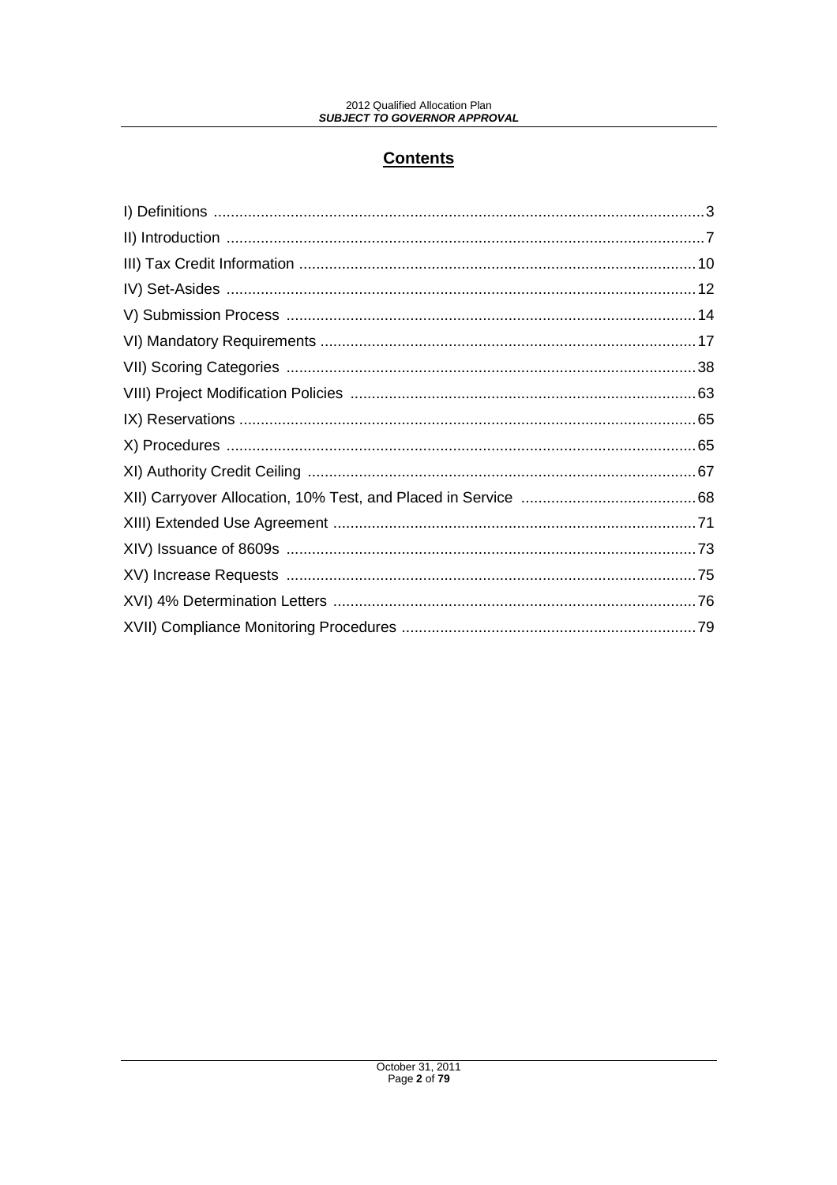# Contents

I) Definitions ..... 3
II) Introduction ..... 7
III) Tax Credit Information ..... 10
IV) Set-Asides ..... 12
V) Submission Process ..... 14
VI) Mandatory Requirements ..... 17
VII) Scoring Categories ..... 38
VIII) Project Modification Policies ..... 63
IX) Reservations ..... 65
X) Procedures ..... 65
XI) Authority Credit Ceiling ..... 67
XII) Carryover Allocation, 10% Test, and Placed in Service ..... 68
XIII) Extended Use Agreement ..... 71
XIV) Issuance of 8609s ..... 73
XV) Increase Requests ..... 75
XVI) 4% Determination Letters ..... 76
XVII) Compliance Monitoring Procedures ..... 79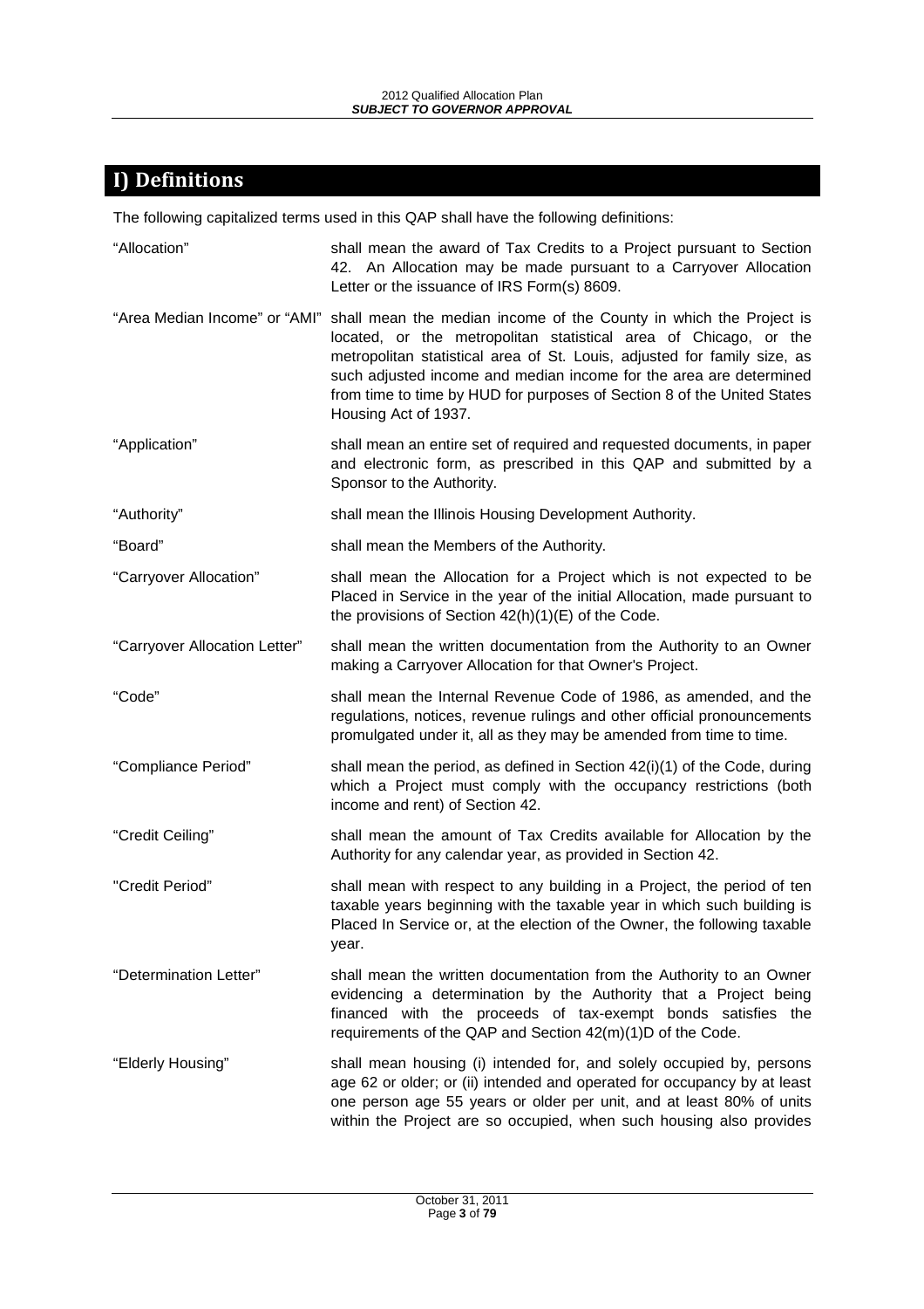# I) Definitions

The following capitalized terms used in this QAP shall have the following definitions:

| | |
|---|---|
| "Allocation" | shall mean the award of Tax Credits to a Project pursuant to Section 42. An Allocation may be made pursuant to a Carryover Allocation Letter or the issuance of IRS Form(s) 8609. |
| "Area Median Income" or "AMI" | shall mean the median income of the County in which the Project is located, or the metropolitan statistical area of Chicago, or the metropolitan statistical area of St. Louis, adjusted for family size, as such adjusted income and median income for the area are determined from time to time by HUD for purposes of Section 8 of the United States Housing Act of 1937. |
| "Application" | shall mean an entire set of required and requested documents, in paper and electronic form, as prescribed in this QAP and submitted by a Sponsor to the Authority. |
| "Authority" | shall mean the Illinois Housing Development Authority. |
| "Board" | shall mean the Members of the Authority. |
| "Carryover Allocation" | shall mean the Allocation for a Project which is not expected to be Placed in Service in the year of the initial Allocation, made pursuant to the provisions of Section 42(h)(1)(E) of the Code. |
| "Carryover Allocation Letter" | shall mean the written documentation from the Authority to an Owner making a Carryover Allocation for that Owner's Project. |
| "Code" | shall mean the Internal Revenue Code of 1986, as amended, and the regulations, notices, revenue rulings and other official pronouncements promulgated under it, all as they may be amended from time to time. |
| "Compliance Period" | shall mean the period, as defined in Section 42(i)(1) of the Code, during which a Project must comply with the occupancy restrictions (both income and rent) of Section 42. |
| "Credit Ceiling" | shall mean the amount of Tax Credits available for Allocation by the Authority for any calendar year, as provided in Section 42. |
| "Credit Period" | shall mean with respect to any building in a Project, the period of ten taxable years beginning with the taxable year in which such building is Placed In Service or, at the election of the Owner, the following taxable year. |
| "Determination Letter" | shall mean the written documentation from the Authority to an Owner evidencing a determination by the Authority that a Project being financed with the proceeds of tax-exempt bonds satisfies the requirements of the QAP and Section 42(m)(1)D of the Code. |
| "Elderly Housing" | shall mean housing (i) intended for, and solely occupied by, persons age 62 or older; or (ii) intended and operated for occupancy by at least one person age 55 years or older per unit, and at least 80% of units within the Project are so occupied, when such housing also provides |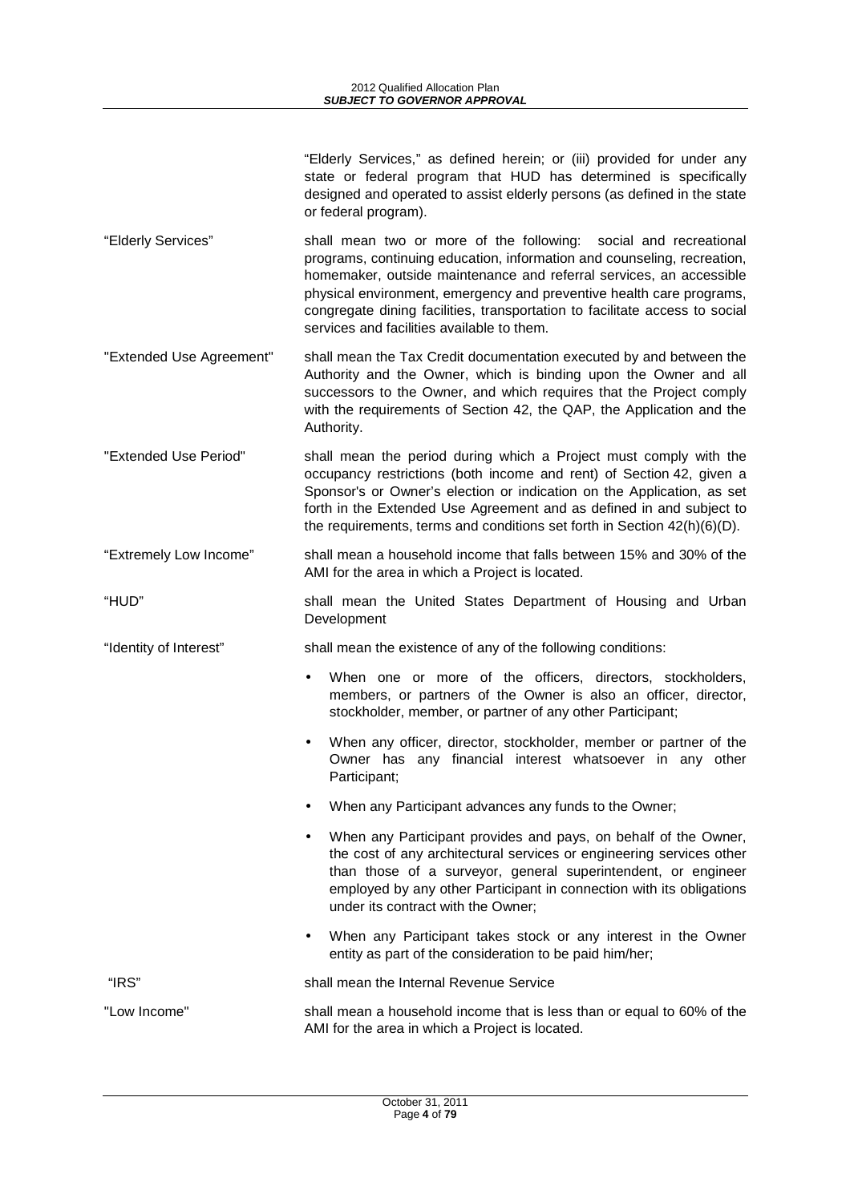"Elderly Services," as defined herein; or (iii) provided for under any state or federal program that HUD has determined is specifically designed and operated to assist elderly persons (as defined in the state or federal program).

**"Elderly Services"** shall mean two or more of the following: social and recreational programs, continuing education, information and counseling, recreation, homemaker, outside maintenance and referral services, an accessible physical environment, emergency and preventive health care programs, congregate dining facilities, transportation to facilitate access to social services and facilities available to them.

**"Extended Use Agreement"** shall mean the Tax Credit documentation executed by and between the Authority and the Owner, which is binding upon the Owner and all successors to the Owner, and which requires that the Project comply with the requirements of Section 42, the QAP, the Application and the Authority.

**"Extended Use Period"** shall mean the period during which a Project must comply with the occupancy restrictions (both income and rent) of Section 42, given a Sponsor's or Owner's election or indication on the Application, as set forth in the Extended Use Agreement and as defined in and subject to the requirements, terms and conditions set forth in Section 42(h)(6)(D).

**"Extremely Low Income"** shall mean a household income that falls between 15% and 30% of the AMI for the area in which a Project is located.

**"HUD"** shall mean the United States Department of Housing and Urban Development

**"Identity of Interest"** shall mean the existence of any of the following conditions:

- When one or more of the officers, directors, stockholders, members, or partners of the Owner is also an officer, director, stockholder, member, or partner of any other Participant;
- When any officer, director, stockholder, member or partner of the Owner has any financial interest whatsoever in any other Participant;
- When any Participant advances any funds to the Owner;
- When any Participant provides and pays, on behalf of the Owner, the cost of any architectural services or engineering services other than those of a surveyor, general superintendent, or engineer employed by any other Participant in connection with its obligations under its contract with the Owner;
- When any Participant takes stock or any interest in the Owner entity as part of the consideration to be paid him/her;

**"IRS"** shall mean the Internal Revenue Service

**"Low Income"** shall mean a household income that is less than or equal to 60% of the AMI for the area in which a Project is located.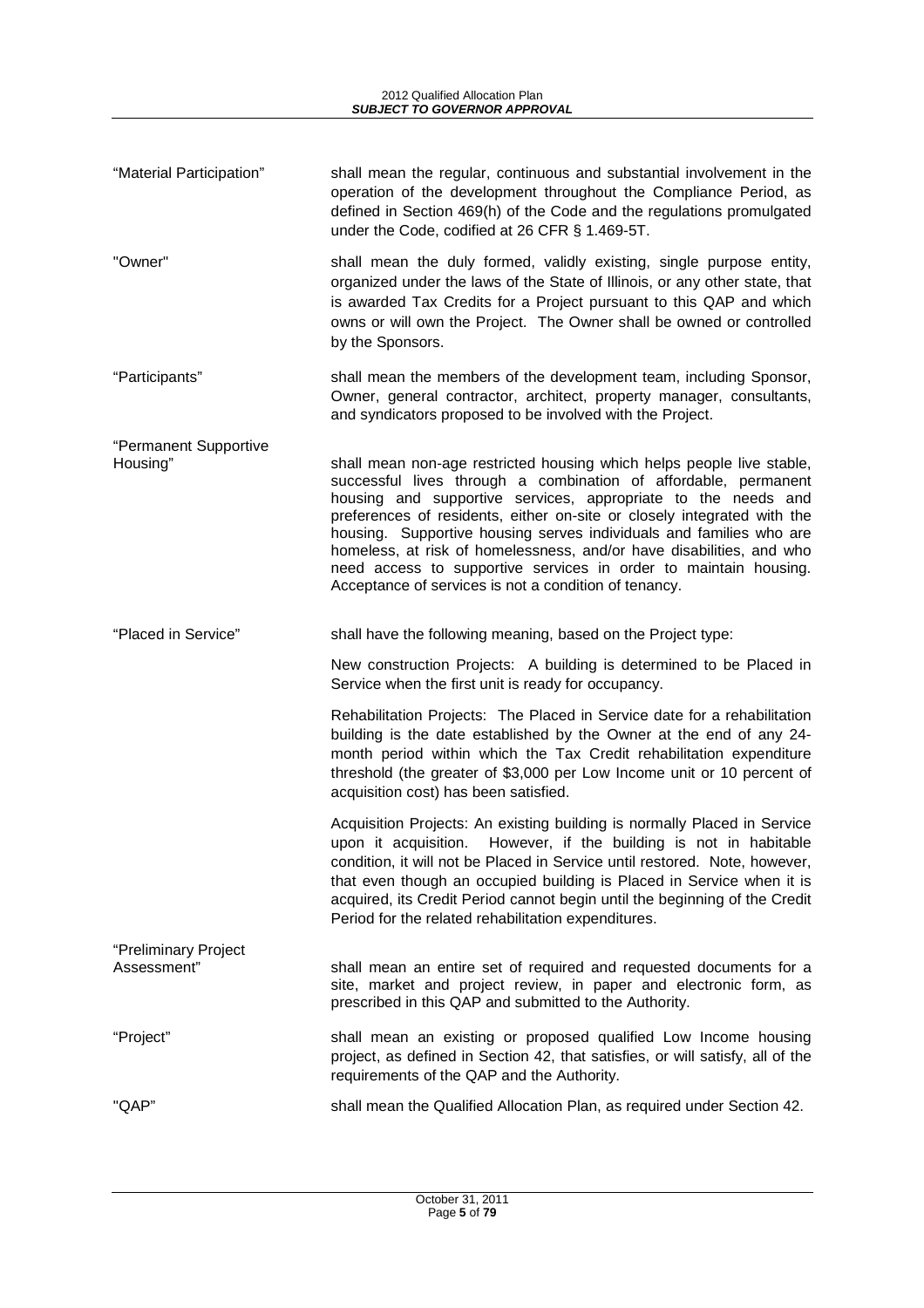"Material Participation" shall mean the regular, continuous and substantial involvement in the operation of the development throughout the Compliance Period, as defined in Section 469(h) of the Code and the regulations promulgated under the Code, codified at 26 CFR § 1.469-5T.

"Owner" shall mean the duly formed, validly existing, single purpose entity, organized under the laws of the State of Illinois, or any other state, that is awarded Tax Credits for a Project pursuant to this QAP and which owns or will own the Project. The Owner shall be owned or controlled by the Sponsors.

"Participants" shall mean the members of the development team, including Sponsor, Owner, general contractor, architect, property manager, consultants, and syndicators proposed to be involved with the Project.

"Permanent Supportive Housing" shall mean non-age restricted housing which helps people live stable, successful lives through a combination of affordable, permanent housing and supportive services, appropriate to the needs and preferences of residents, either on-site or closely integrated with the housing. Supportive housing serves individuals and families who are homeless, at risk of homelessness, and/or have disabilities, and who need access to supportive services in order to maintain housing. Acceptance of services is not a condition of tenancy.

"Placed in Service" shall have the following meaning, based on the Project type:

New construction Projects: A building is determined to be Placed in Service when the first unit is ready for occupancy.

Rehabilitation Projects: The Placed in Service date for a rehabilitation building is the date established by the Owner at the end of any 24-month period within which the Tax Credit rehabilitation expenditure threshold (the greater of $3,000 per Low Income unit or 10 percent of acquisition cost) has been satisfied.

Acquisition Projects: An existing building is normally Placed in Service upon it acquisition. However, if the building is not in habitable condition, it will not be Placed in Service until restored. Note, however, that even though an occupied building is Placed in Service when it is acquired, its Credit Period cannot begin until the beginning of the Credit Period for the related rehabilitation expenditures.

"Preliminary Project Assessment" shall mean an entire set of required and requested documents for a site, market and project review, in paper and electronic form, as prescribed in this QAP and submitted to the Authority.

"Project" shall mean an existing or proposed qualified Low Income housing project, as defined in Section 42, that satisfies, or will satisfy, all of the requirements of the QAP and the Authority.

"QAP" shall mean the Qualified Allocation Plan, as required under Section 42.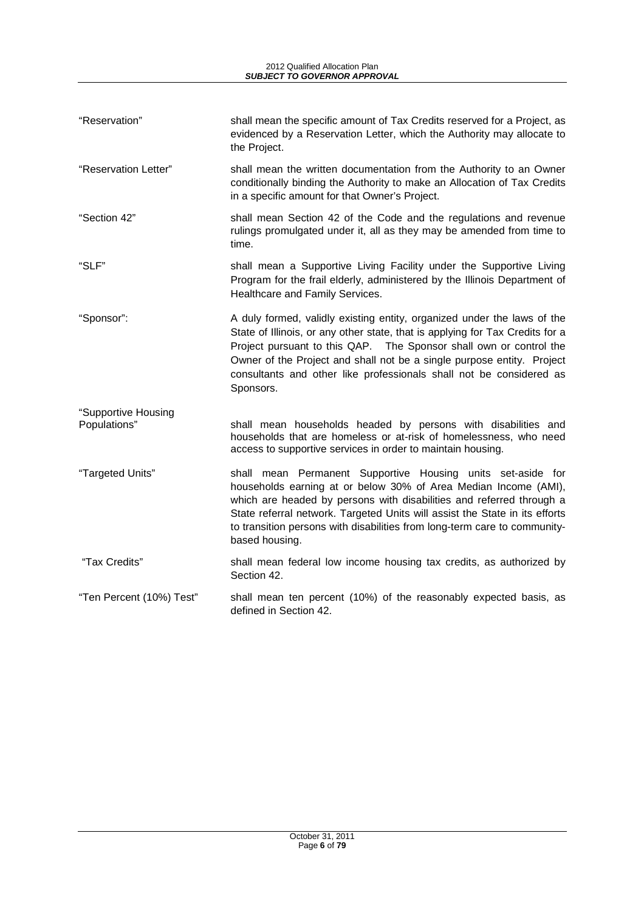| Term | Definition |
| --- | --- |
| "Reservation" | shall mean the specific amount of Tax Credits reserved for a Project, as evidenced by a Reservation Letter, which the Authority may allocate to the Project. |
| "Reservation Letter" | shall mean the written documentation from the Authority to an Owner conditionally binding the Authority to make an Allocation of Tax Credits in a specific amount for that Owner's Project. |
| "Section 42" | shall mean Section 42 of the Code and the regulations and revenue rulings promulgated under it, all as they may be amended from time to time. |
| "SLF" | shall mean a Supportive Living Facility under the Supportive Living Program for the frail elderly, administered by the Illinois Department of Healthcare and Family Services. |
| "Sponsor": | A duly formed, validly existing entity, organized under the laws of the State of Illinois, or any other state, that is applying for Tax Credits for a Project pursuant to this QAP. The Sponsor shall own or control the Owner of the Project and shall not be a single purpose entity. Project consultants and other like professionals shall not be considered as Sponsors. |
| "Supportive Housing Populations" | shall mean households headed by persons with disabilities and households that are homeless or at-risk of homelessness, who need access to supportive services in order to maintain housing. |
| "Targeted Units" | shall mean Permanent Supportive Housing units set-aside for households earning at or below 30% of Area Median Income (AMI), which are headed by persons with disabilities and referred through a State referral network. Targeted Units will assist the State in its efforts to transition persons with disabilities from long-term care to community-based housing. |
| "Tax Credits" | shall mean federal low income housing tax credits, as authorized by Section 42. |
| "Ten Percent (10%) Test" | shall mean ten percent (10%) of the reasonably expected basis, as defined in Section 42. |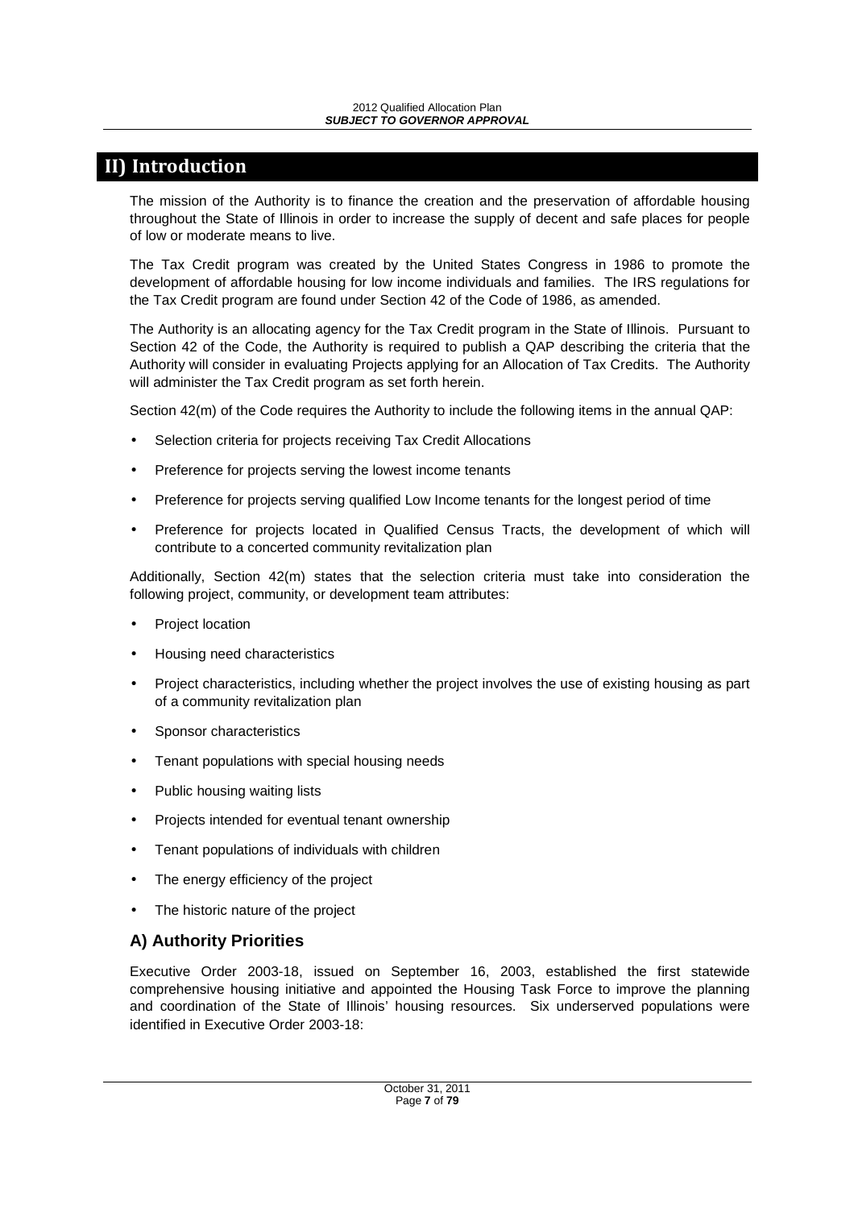# II) Introduction

The mission of the Authority is to finance the creation and the preservation of affordable housing throughout the State of Illinois in order to increase the supply of decent and safe places for people of low or moderate means to live.

The Tax Credit program was created by the United States Congress in 1986 to promote the development of affordable housing for low income individuals and families. The IRS regulations for the Tax Credit program are found under Section 42 of the Code of 1986, as amended.

The Authority is an allocating agency for the Tax Credit program in the State of Illinois. Pursuant to Section 42 of the Code, the Authority is required to publish a QAP describing the criteria that the Authority will consider in evaluating Projects applying for an Allocation of Tax Credits. The Authority will administer the Tax Credit program as set forth herein.

Section 42(m) of the Code requires the Authority to include the following items in the annual QAP:

- Selection criteria for projects receiving Tax Credit Allocations
- Preference for projects serving the lowest income tenants
- Preference for projects serving qualified Low Income tenants for the longest period of time
- Preference for projects located in Qualified Census Tracts, the development of which will contribute to a concerted community revitalization plan

Additionally, Section 42(m) states that the selection criteria must take into consideration the following project, community, or development team attributes:

- Project location
- Housing need characteristics
- Project characteristics, including whether the project involves the use of existing housing as part of a community revitalization plan
- Sponsor characteristics
- Tenant populations with special housing needs
- Public housing waiting lists
- Projects intended for eventual tenant ownership
- Tenant populations of individuals with children
- The energy efficiency of the project
- The historic nature of the project

## A) Authority Priorities

Executive Order 2003-18, issued on September 16, 2003, established the first statewide comprehensive housing initiative and appointed the Housing Task Force to improve the planning and coordination of the State of Illinois' housing resources. Six underserved populations were identified in Executive Order 2003-18: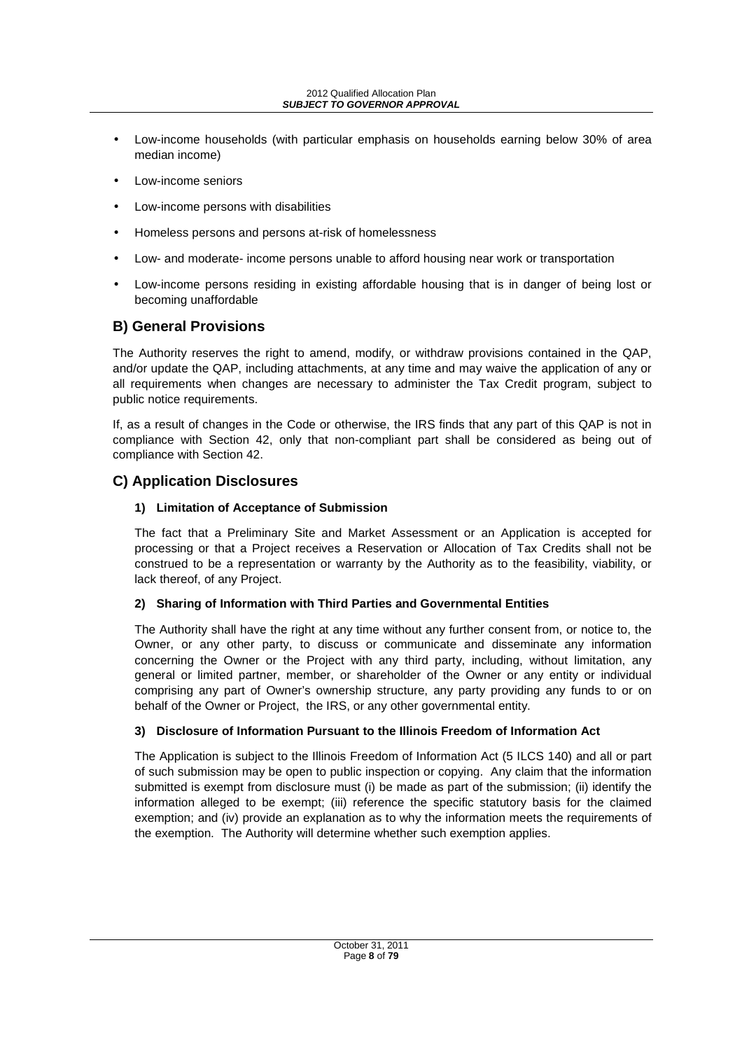- Low-income households (with particular emphasis on households earning below 30% of area median income)
- Low-income seniors
- Low-income persons with disabilities
- Homeless persons and persons at-risk of homelessness
- Low- and moderate- income persons unable to afford housing near work or transportation
- Low-income persons residing in existing affordable housing that is in danger of being lost or becoming unaffordable

## B) General Provisions

The Authority reserves the right to amend, modify, or withdraw provisions contained in the QAP, and/or update the QAP, including attachments, at any time and may waive the application of any or all requirements when changes are necessary to administer the Tax Credit program, subject to public notice requirements.

If, as a result of changes in the Code or otherwise, the IRS finds that any part of this QAP is not in compliance with Section 42, only that non-compliant part shall be considered as being out of compliance with Section 42.

## C) Application Disclosures

### 1) Limitation of Acceptance of Submission

The fact that a Preliminary Site and Market Assessment or an Application is accepted for processing or that a Project receives a Reservation or Allocation of Tax Credits shall not be construed to be a representation or warranty by the Authority as to the feasibility, viability, or lack thereof, of any Project.

### 2) Sharing of Information with Third Parties and Governmental Entities

The Authority shall have the right at any time without any further consent from, or notice to, the Owner, or any other party, to discuss or communicate and disseminate any information concerning the Owner or the Project with any third party, including, without limitation, any general or limited partner, member, or shareholder of the Owner or any entity or individual comprising any part of Owner's ownership structure, any party providing any funds to or on behalf of the Owner or Project, the IRS, or any other governmental entity.

### 3) Disclosure of Information Pursuant to the Illinois Freedom of Information Act

The Application is subject to the Illinois Freedom of Information Act (5 ILCS 140) and all or part of such submission may be open to public inspection or copying. Any claim that the information submitted is exempt from disclosure must (i) be made as part of the submission; (ii) identify the information alleged to be exempt; (iii) reference the specific statutory basis for the claimed exemption; and (iv) provide an explanation as to why the information meets the requirements of the exemption. The Authority will determine whether such exemption applies.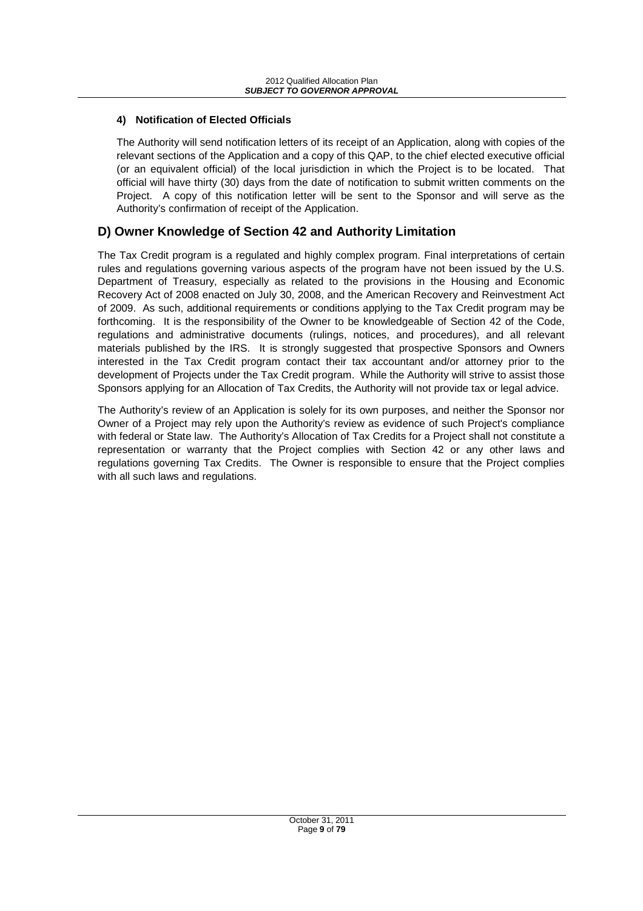#### 4) Notification of Elected Officials

The Authority will send notification letters of its receipt of an Application, along with copies of the relevant sections of the Application and a copy of this QAP, to the chief elected executive official (or an equivalent official) of the local jurisdiction in which the Project is to be located. That official will have thirty (30) days from the date of notification to submit written comments on the Project. A copy of this notification letter will be sent to the Sponsor and will serve as the Authority's confirmation of receipt of the Application.

## D) Owner Knowledge of Section 42 and Authority Limitation

The Tax Credit program is a regulated and highly complex program. Final interpretations of certain rules and regulations governing various aspects of the program have not been issued by the U.S. Department of Treasury, especially as related to the provisions in the Housing and Economic Recovery Act of 2008 enacted on July 30, 2008, and the American Recovery and Reinvestment Act of 2009. As such, additional requirements or conditions applying to the Tax Credit program may be forthcoming. It is the responsibility of the Owner to be knowledgeable of Section 42 of the Code, regulations and administrative documents (rulings, notices, and procedures), and all relevant materials published by the IRS. It is strongly suggested that prospective Sponsors and Owners interested in the Tax Credit program contact their tax accountant and/or attorney prior to the development of Projects under the Tax Credit program. While the Authority will strive to assist those Sponsors applying for an Allocation of Tax Credits, the Authority will not provide tax or legal advice.

The Authority's review of an Application is solely for its own purposes, and neither the Sponsor nor Owner of a Project may rely upon the Authority's review as evidence of such Project's compliance with federal or State law. The Authority's Allocation of Tax Credits for a Project shall not constitute a representation or warranty that the Project complies with Section 42 or any other laws and regulations governing Tax Credits. The Owner is responsible to ensure that the Project complies with all such laws and regulations.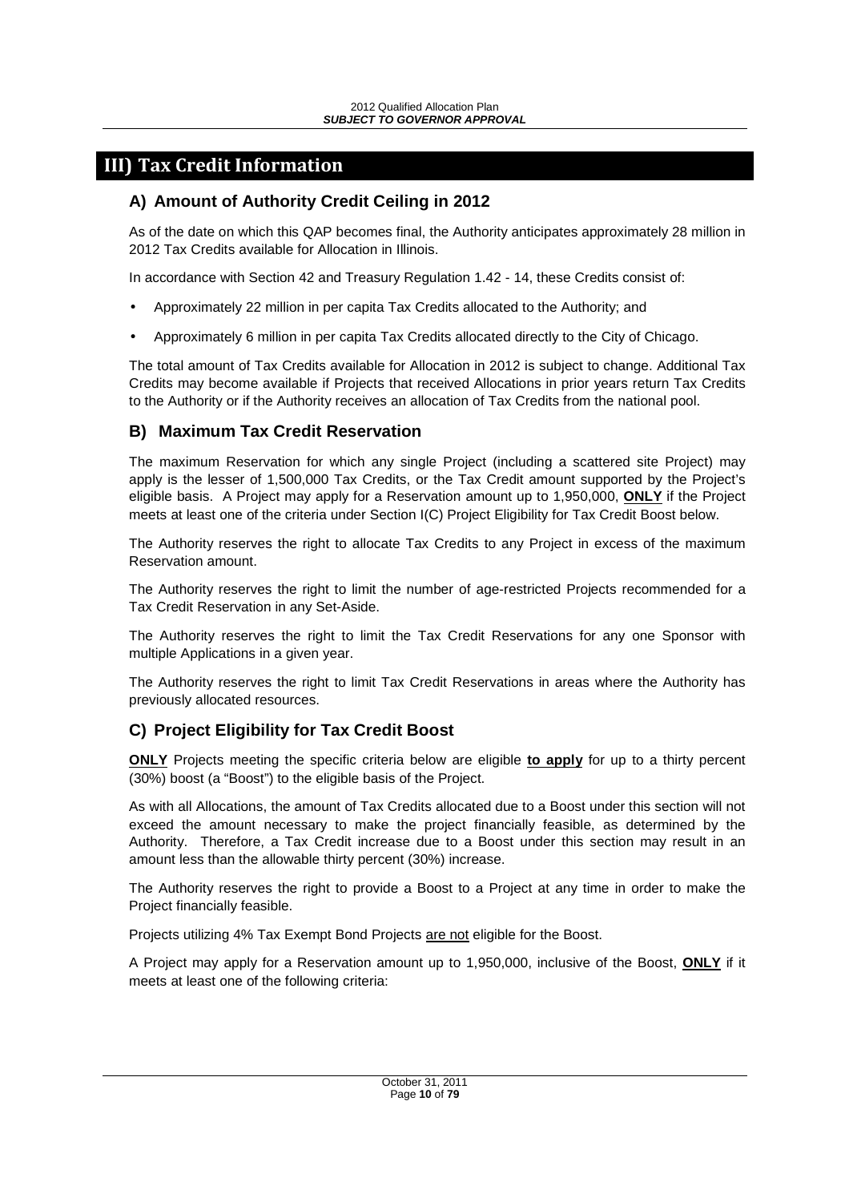## III) Tax Credit Information

### A) Amount of Authority Credit Ceiling in 2012

As of the date on which this QAP becomes final, the Authority anticipates approximately 28 million in 2012 Tax Credits available for Allocation in Illinois.

In accordance with Section 42 and Treasury Regulation 1.42 - 14, these Credits consist of:

- Approximately 22 million in per capita Tax Credits allocated to the Authority; and
- Approximately 6 million in per capita Tax Credits allocated directly to the City of Chicago.

The total amount of Tax Credits available for Allocation in 2012 is subject to change. Additional Tax Credits may become available if Projects that received Allocations in prior years return Tax Credits to the Authority or if the Authority receives an allocation of Tax Credits from the national pool.

### B) Maximum Tax Credit Reservation

The maximum Reservation for which any single Project (including a scattered site Project) may apply is the lesser of 1,500,000 Tax Credits, or the Tax Credit amount supported by the Project's eligible basis. A Project may apply for a Reservation amount up to 1,950,000, **ONLY** if the Project meets at least one of the criteria under Section I(C) Project Eligibility for Tax Credit Boost below.

The Authority reserves the right to allocate Tax Credits to any Project in excess of the maximum Reservation amount.

The Authority reserves the right to limit the number of age-restricted Projects recommended for a Tax Credit Reservation in any Set-Aside.

The Authority reserves the right to limit the Tax Credit Reservations for any one Sponsor with multiple Applications in a given year.

The Authority reserves the right to limit Tax Credit Reservations in areas where the Authority has previously allocated resources.

### C) Project Eligibility for Tax Credit Boost

**ONLY** Projects meeting the specific criteria below are eligible **to apply** for up to a thirty percent (30%) boost (a "Boost") to the eligible basis of the Project.

As with all Allocations, the amount of Tax Credits allocated due to a Boost under this section will not exceed the amount necessary to make the project financially feasible, as determined by the Authority. Therefore, a Tax Credit increase due to a Boost under this section may result in an amount less than the allowable thirty percent (30%) increase.

The Authority reserves the right to provide a Boost to a Project at any time in order to make the Project financially feasible.

Projects utilizing 4% Tax Exempt Bond Projects are not eligible for the Boost.

A Project may apply for a Reservation amount up to 1,950,000, inclusive of the Boost, **ONLY** if it meets at least one of the following criteria: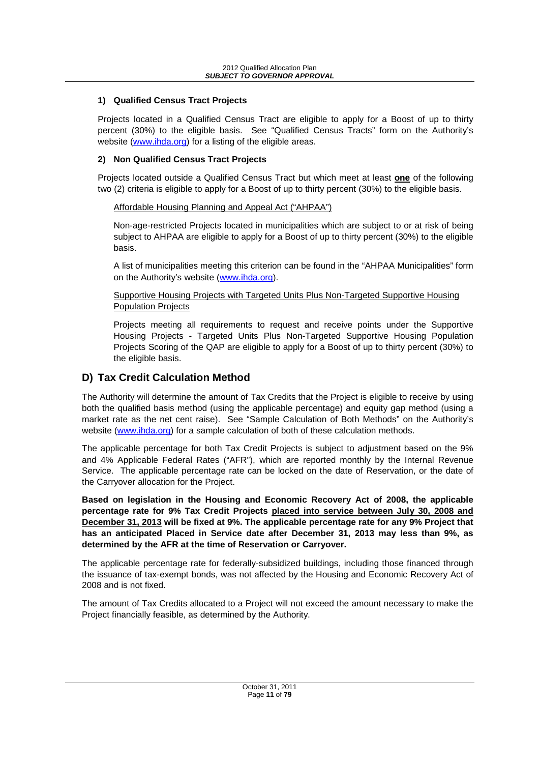### 1) Qualified Census Tract Projects

Projects located in a Qualified Census Tract are eligible to apply for a Boost of up to thirty percent (30%) to the eligible basis. See "Qualified Census Tracts" form on the Authority's website (www.ihda.org) for a listing of the eligible areas.

### 2) Non Qualified Census Tract Projects

Projects located outside a Qualified Census Tract but which meet at least **one** of the following two (2) criteria is eligible to apply for a Boost of up to thirty percent (30%) to the eligible basis.

Affordable Housing Planning and Appeal Act ("AHPAA")

Non-age-restricted Projects located in municipalities which are subject to or at risk of being subject to AHPAA are eligible to apply for a Boost of up to thirty percent (30%) to the eligible basis.

A list of municipalities meeting this criterion can be found in the "AHPAA Municipalities" form on the Authority's website (www.ihda.org).

Supportive Housing Projects with Targeted Units Plus Non-Targeted Supportive Housing Population Projects

Projects meeting all requirements to request and receive points under the Supportive Housing Projects - Targeted Units Plus Non-Targeted Supportive Housing Population Projects Scoring of the QAP are eligible to apply for a Boost of up to thirty percent (30%) to the eligible basis.

## D) Tax Credit Calculation Method

The Authority will determine the amount of Tax Credits that the Project is eligible to receive by using both the qualified basis method (using the applicable percentage) and equity gap method (using a market rate as the net cent raise). See "Sample Calculation of Both Methods" on the Authority's website (www.ihda.org) for a sample calculation of both of these calculation methods.

The applicable percentage for both Tax Credit Projects is subject to adjustment based on the 9% and 4% Applicable Federal Rates ("AFR"), which are reported monthly by the Internal Revenue Service. The applicable percentage rate can be locked on the date of Reservation, or the date of the Carryover allocation for the Project.

**Based on legislation in the Housing and Economic Recovery Act of 2008, the applicable percentage rate for 9% Tax Credit Projects placed into service between July 30, 2008 and December 31, 2013 will be fixed at 9%. The applicable percentage rate for any 9% Project that has an anticipated Placed in Service date after December 31, 2013 may less than 9%, as determined by the AFR at the time of Reservation or Carryover.**

The applicable percentage rate for federally-subsidized buildings, including those financed through the issuance of tax-exempt bonds, was not affected by the Housing and Economic Recovery Act of 2008 and is not fixed.

The amount of Tax Credits allocated to a Project will not exceed the amount necessary to make the Project financially feasible, as determined by the Authority.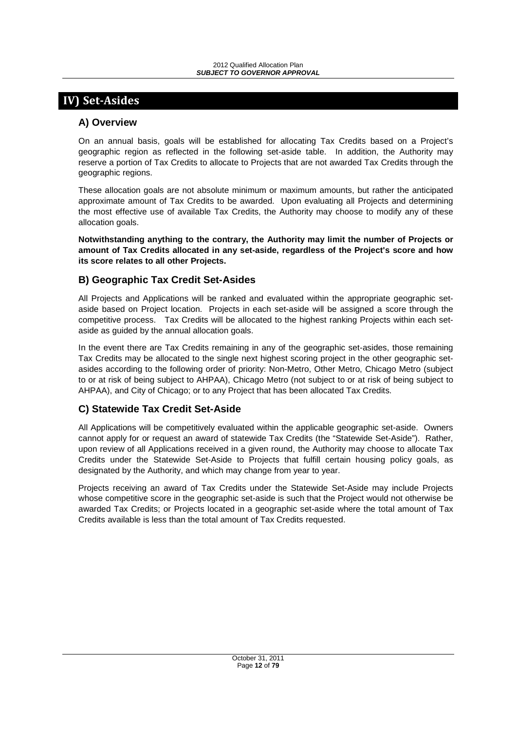# IV) Set-Asides

## A) Overview

On an annual basis, goals will be established for allocating Tax Credits based on a Project's geographic region as reflected in the following set-aside table. In addition, the Authority may reserve a portion of Tax Credits to allocate to Projects that are not awarded Tax Credits through the geographic regions.

These allocation goals are not absolute minimum or maximum amounts, but rather the anticipated approximate amount of Tax Credits to be awarded. Upon evaluating all Projects and determining the most effective use of available Tax Credits, the Authority may choose to modify any of these allocation goals.

**Notwithstanding anything to the contrary, the Authority may limit the number of Projects or amount of Tax Credits allocated in any set-aside, regardless of the Project's score and how its score relates to all other Projects.**

## B) Geographic Tax Credit Set-Asides

All Projects and Applications will be ranked and evaluated within the appropriate geographic set-aside based on Project location. Projects in each set-aside will be assigned a score through the competitive process. Tax Credits will be allocated to the highest ranking Projects within each set-aside as guided by the annual allocation goals.

In the event there are Tax Credits remaining in any of the geographic set-asides, those remaining Tax Credits may be allocated to the single next highest scoring project in the other geographic set-asides according to the following order of priority: Non-Metro, Other Metro, Chicago Metro (subject to or at risk of being subject to AHPAA), Chicago Metro (not subject to or at risk of being subject to AHPAA), and City of Chicago; or to any Project that has been allocated Tax Credits.

## C) Statewide Tax Credit Set-Aside

All Applications will be competitively evaluated within the applicable geographic set-aside. Owners cannot apply for or request an award of statewide Tax Credits (the "Statewide Set-Aside"). Rather, upon review of all Applications received in a given round, the Authority may choose to allocate Tax Credits under the Statewide Set-Aside to Projects that fulfill certain housing policy goals, as designated by the Authority, and which may change from year to year.

Projects receiving an award of Tax Credits under the Statewide Set-Aside may include Projects whose competitive score in the geographic set-aside is such that the Project would not otherwise be awarded Tax Credits; or Projects located in a geographic set-aside where the total amount of Tax Credits available is less than the total amount of Tax Credits requested.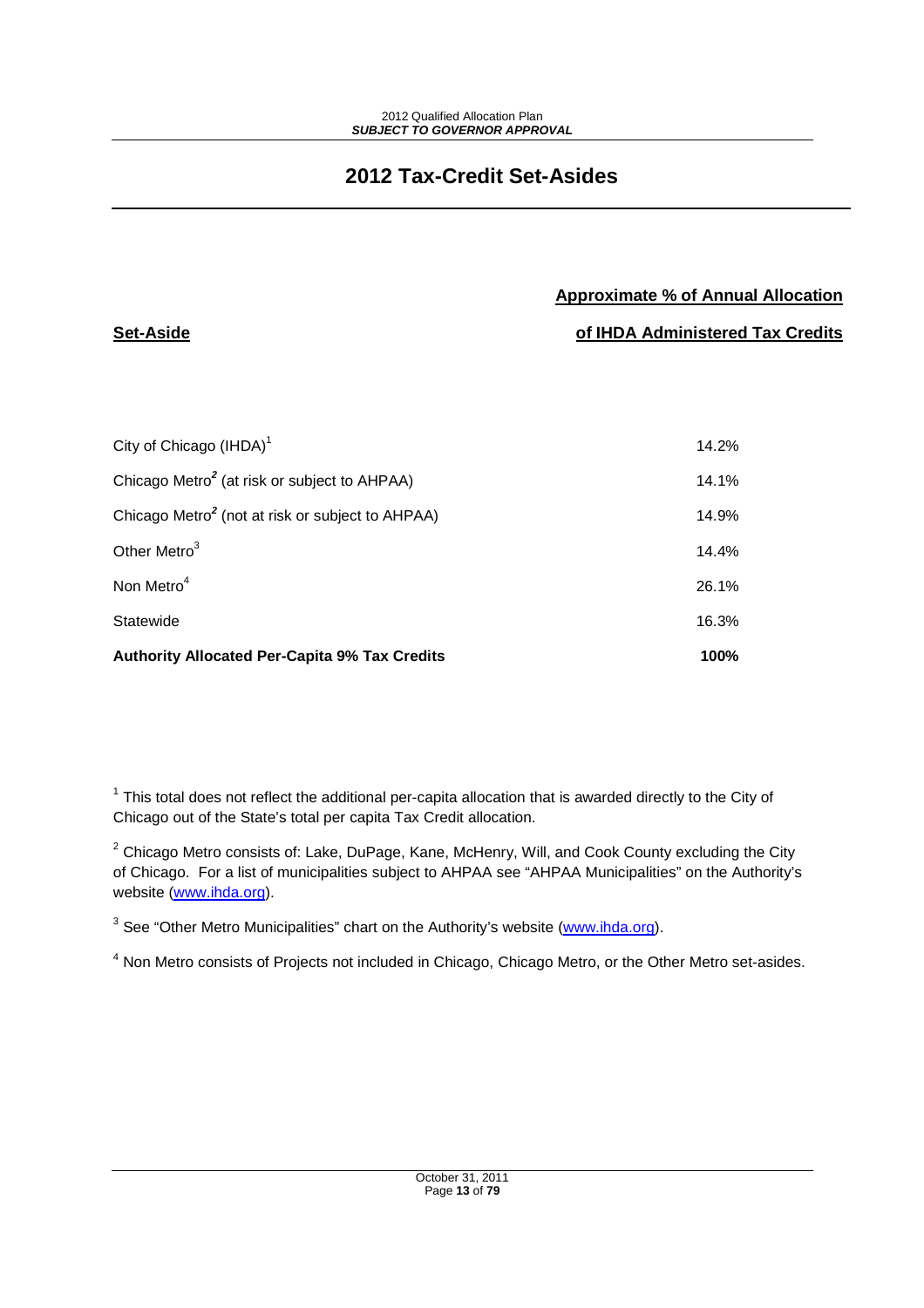# 2012 Tax-Credit Set-Asides

| Set-Aside | Approximate % of Annual Allocation of IHDA Administered Tax Credits |
|---|---|
| City of Chicago (IHDA)[1] | 14.2% |
| Chicago Metro[2] (at risk or subject to AHPAA) | 14.1% |
| Chicago Metro[2] (not at risk or subject to AHPAA) | 14.9% |
| Other Metro[3] | 14.4% |
| Non Metro[4] | 26.1% |
| Statewide | 16.3% |
| **Authority Allocated Per-Capita 9% Tax Credits** | **100%** |

[1] This total does not reflect the additional per-capita allocation that is awarded directly to the City of Chicago out of the State's total per capita Tax Credit allocation.

[2] Chicago Metro consists of: Lake, DuPage, Kane, McHenry, Will, and Cook County excluding the City of Chicago. For a list of municipalities subject to AHPAA see "AHPAA Municipalities" on the Authority's website (www.ihda.org).

[3] See "Other Metro Municipalities" chart on the Authority's website (www.ihda.org).

[4] Non Metro consists of Projects not included in Chicago, Chicago Metro, or the Other Metro set-asides.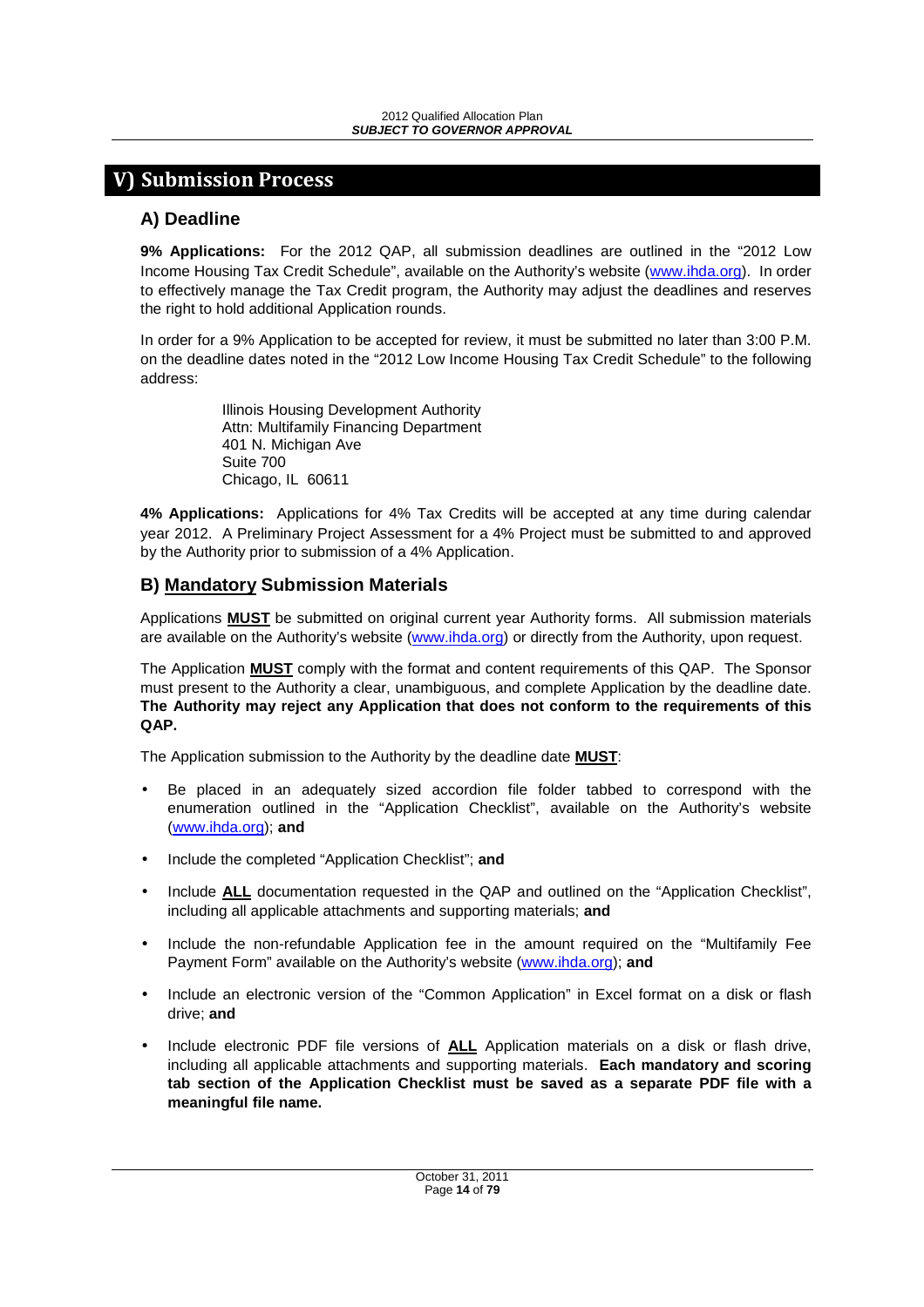# V) Submission Process

## A) Deadline

**9% Applications:** For the 2012 QAP, all submission deadlines are outlined in the "2012 Low Income Housing Tax Credit Schedule", available on the Authority's website (www.ihda.org). In order to effectively manage the Tax Credit program, the Authority may adjust the deadlines and reserves the right to hold additional Application rounds.

In order for a 9% Application to be accepted for review, it must be submitted no later than 3:00 P.M. on the deadline dates noted in the "2012 Low Income Housing Tax Credit Schedule" to the following address:

> Illinois Housing Development Authority
> Attn: Multifamily Financing Department
> 401 N. Michigan Ave
> Suite 700
> Chicago, IL 60611

**4% Applications:** Applications for 4% Tax Credits will be accepted at any time during calendar year 2012. A Preliminary Project Assessment for a 4% Project must be submitted to and approved by the Authority prior to submission of a 4% Application.

## B) Mandatory Submission Materials

Applications **MUST** be submitted on original current year Authority forms. All submission materials are available on the Authority's website (www.ihda.org) or directly from the Authority, upon request.

The Application **MUST** comply with the format and content requirements of this QAP. The Sponsor must present to the Authority a clear, unambiguous, and complete Application by the deadline date. **The Authority may reject any Application that does not conform to the requirements of this QAP.**

The Application submission to the Authority by the deadline date **MUST**:

- Be placed in an adequately sized accordion file folder tabbed to correspond with the enumeration outlined in the "Application Checklist", available on the Authority's website (www.ihda.org); **and**
- Include the completed "Application Checklist"; **and**
- Include **ALL** documentation requested in the QAP and outlined on the "Application Checklist", including all applicable attachments and supporting materials; **and**
- Include the non-refundable Application fee in the amount required on the "Multifamily Fee Payment Form" available on the Authority's website (www.ihda.org); **and**
- Include an electronic version of the "Common Application" in Excel format on a disk or flash drive; **and**
- Include electronic PDF file versions of **ALL** Application materials on a disk or flash drive, including all applicable attachments and supporting materials. **Each mandatory and scoring tab section of the Application Checklist must be saved as a separate PDF file with a meaningful file name.**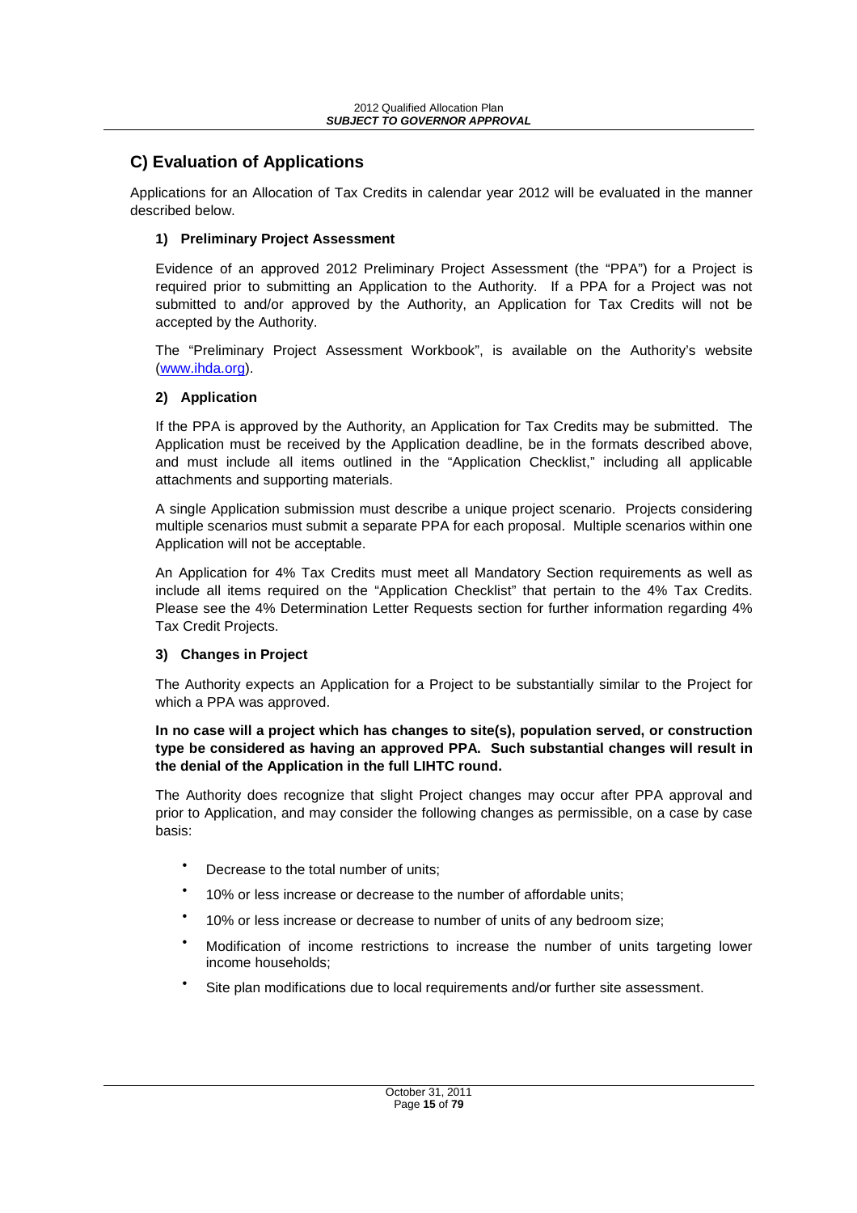## C) Evaluation of Applications

Applications for an Allocation of Tax Credits in calendar year 2012 will be evaluated in the manner described below.

### 1) Preliminary Project Assessment

Evidence of an approved 2012 Preliminary Project Assessment (the "PPA") for a Project is required prior to submitting an Application to the Authority. If a PPA for a Project was not submitted to and/or approved by the Authority, an Application for Tax Credits will not be accepted by the Authority.

The "Preliminary Project Assessment Workbook", is available on the Authority's website (www.ihda.org).

### 2) Application

If the PPA is approved by the Authority, an Application for Tax Credits may be submitted. The Application must be received by the Application deadline, be in the formats described above, and must include all items outlined in the "Application Checklist," including all applicable attachments and supporting materials.

A single Application submission must describe a unique project scenario. Projects considering multiple scenarios must submit a separate PPA for each proposal. Multiple scenarios within one Application will not be acceptable.

An Application for 4% Tax Credits must meet all Mandatory Section requirements as well as include all items required on the "Application Checklist" that pertain to the 4% Tax Credits. Please see the 4% Determination Letter Requests section for further information regarding 4% Tax Credit Projects.

### 3) Changes in Project

The Authority expects an Application for a Project to be substantially similar to the Project for which a PPA was approved.

**In no case will a project which has changes to site(s), population served, or construction type be considered as having an approved PPA. Such substantial changes will result in the denial of the Application in the full LIHTC round.**

The Authority does recognize that slight Project changes may occur after PPA approval and prior to Application, and may consider the following changes as permissible, on a case by case basis:

- Decrease to the total number of units;
- 10% or less increase or decrease to the number of affordable units;
- 10% or less increase or decrease to number of units of any bedroom size;
- Modification of income restrictions to increase the number of units targeting lower income households;
- Site plan modifications due to local requirements and/or further site assessment.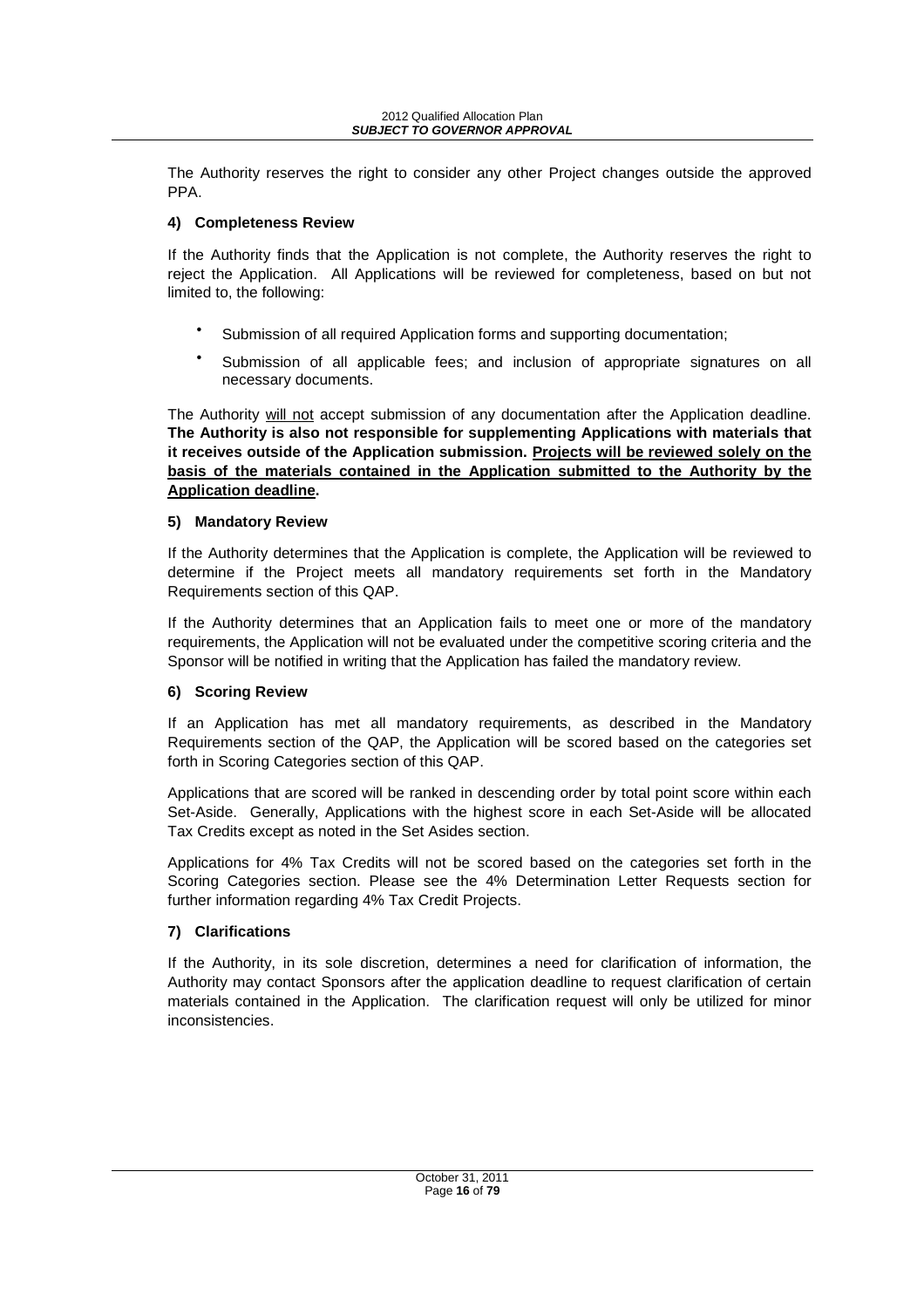The Authority reserves the right to consider any other Project changes outside the approved PPA.

#### 4) Completeness Review

If the Authority finds that the Application is not complete, the Authority reserves the right to reject the Application. All Applications will be reviewed for completeness, based on but not limited to, the following:

- Submission of all required Application forms and supporting documentation;
- Submission of all applicable fees; and inclusion of appropriate signatures on all necessary documents.

The Authority <u>will not</u> accept submission of any documentation after the Application deadline. **The Authority is also not responsible for supplementing Applications with materials that it receives outside of the Application submission. <u>Projects will be reviewed solely on the basis of the materials contained in the Application submitted to the Authority by the Application deadline</u>.**

#### 5) Mandatory Review

If the Authority determines that the Application is complete, the Application will be reviewed to determine if the Project meets all mandatory requirements set forth in the Mandatory Requirements section of this QAP.

If the Authority determines that an Application fails to meet one or more of the mandatory requirements, the Application will not be evaluated under the competitive scoring criteria and the Sponsor will be notified in writing that the Application has failed the mandatory review.

#### 6) Scoring Review

If an Application has met all mandatory requirements, as described in the Mandatory Requirements section of the QAP, the Application will be scored based on the categories set forth in Scoring Categories section of this QAP.

Applications that are scored will be ranked in descending order by total point score within each Set-Aside. Generally, Applications with the highest score in each Set-Aside will be allocated Tax Credits except as noted in the Set Asides section.

Applications for 4% Tax Credits will not be scored based on the categories set forth in the Scoring Categories section. Please see the 4% Determination Letter Requests section for further information regarding 4% Tax Credit Projects.

#### 7) Clarifications

If the Authority, in its sole discretion, determines a need for clarification of information, the Authority may contact Sponsors after the application deadline to request clarification of certain materials contained in the Application. The clarification request will only be utilized for minor inconsistencies.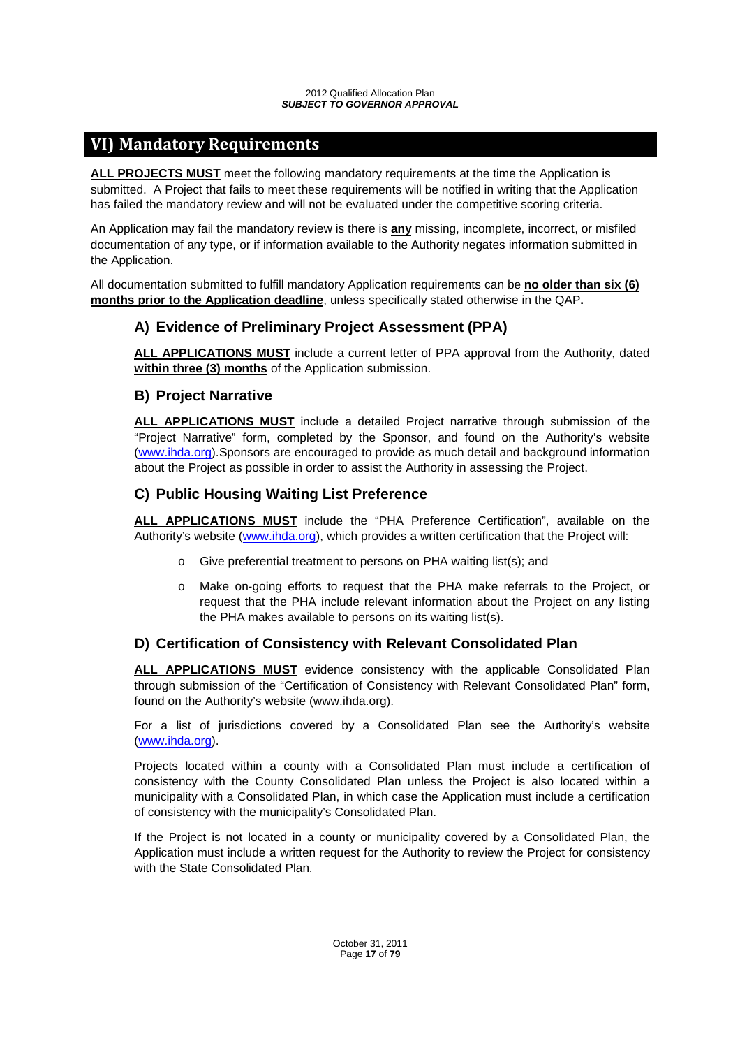# VI) Mandatory Requirements

**ALL PROJECTS MUST** meet the following mandatory requirements at the time the Application is submitted. A Project that fails to meet these requirements will be notified in writing that the Application has failed the mandatory review and will not be evaluated under the competitive scoring criteria.

An Application may fail the mandatory review is there is **any** missing, incomplete, incorrect, or misfiled documentation of any type, or if information available to the Authority negates information submitted in the Application.

All documentation submitted to fulfill mandatory Application requirements can be **no older than six (6) months prior to the Application deadline**, unless specifically stated otherwise in the QAP**.**

## A) Evidence of Preliminary Project Assessment (PPA)

**ALL APPLICATIONS MUST** include a current letter of PPA approval from the Authority, dated **within three (3) months** of the Application submission.

## B) Project Narrative

**ALL APPLICATIONS MUST** include a detailed Project narrative through submission of the "Project Narrative" form, completed by the Sponsor, and found on the Authority's website (www.ihda.org).Sponsors are encouraged to provide as much detail and background information about the Project as possible in order to assist the Authority in assessing the Project.

## C) Public Housing Waiting List Preference

**ALL APPLICATIONS MUST** include the "PHA Preference Certification", available on the Authority's website (www.ihda.org), which provides a written certification that the Project will:

- Give preferential treatment to persons on PHA waiting list(s); and
- Make on-going efforts to request that the PHA make referrals to the Project, or request that the PHA include relevant information about the Project on any listing the PHA makes available to persons on its waiting list(s).

## D) Certification of Consistency with Relevant Consolidated Plan

**ALL APPLICATIONS MUST** evidence consistency with the applicable Consolidated Plan through submission of the "Certification of Consistency with Relevant Consolidated Plan" form, found on the Authority's website (www.ihda.org).

For a list of jurisdictions covered by a Consolidated Plan see the Authority's website (www.ihda.org).

Projects located within a county with a Consolidated Plan must include a certification of consistency with the County Consolidated Plan unless the Project is also located within a municipality with a Consolidated Plan, in which case the Application must include a certification of consistency with the municipality's Consolidated Plan.

If the Project is not located in a county or municipality covered by a Consolidated Plan, the Application must include a written request for the Authority to review the Project for consistency with the State Consolidated Plan.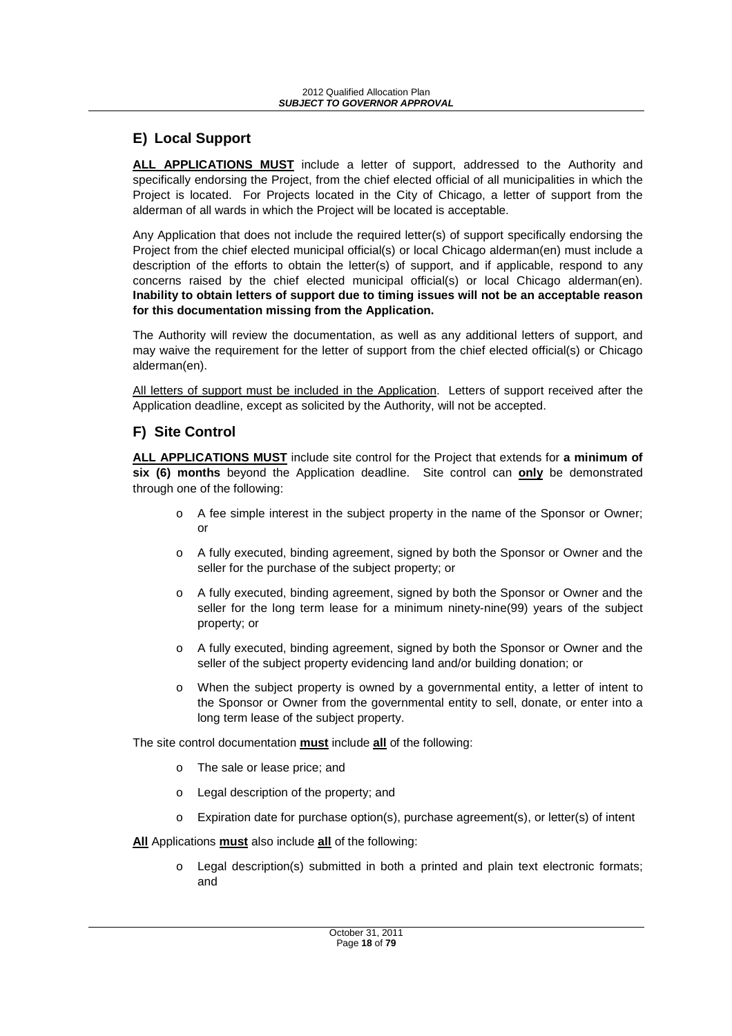## E) Local Support

**ALL APPLICATIONS MUST** include a letter of support, addressed to the Authority and specifically endorsing the Project, from the chief elected official of all municipalities in which the Project is located. For Projects located in the City of Chicago, a letter of support from the alderman of all wards in which the Project will be located is acceptable.

Any Application that does not include the required letter(s) of support specifically endorsing the Project from the chief elected municipal official(s) or local Chicago alderman(en) must include a description of the efforts to obtain the letter(s) of support, and if applicable, respond to any concerns raised by the chief elected municipal official(s) or local Chicago alderman(en). **Inability to obtain letters of support due to timing issues will not be an acceptable reason for this documentation missing from the Application.**

The Authority will review the documentation, as well as any additional letters of support, and may waive the requirement for the letter of support from the chief elected official(s) or Chicago alderman(en).

All letters of support must be included in the Application. Letters of support received after the Application deadline, except as solicited by the Authority, will not be accepted.

## F) Site Control

**ALL APPLICATIONS MUST** include site control for the Project that extends for **a minimum of six (6) months** beyond the Application deadline. Site control can **only** be demonstrated through one of the following:

- A fee simple interest in the subject property in the name of the Sponsor or Owner; or
- A fully executed, binding agreement, signed by both the Sponsor or Owner and the seller for the purchase of the subject property; or
- A fully executed, binding agreement, signed by both the Sponsor or Owner and the seller for the long term lease for a minimum ninety-nine(99) years of the subject property; or
- A fully executed, binding agreement, signed by both the Sponsor or Owner and the seller of the subject property evidencing land and/or building donation; or
- When the subject property is owned by a governmental entity, a letter of intent to the Sponsor or Owner from the governmental entity to sell, donate, or enter into a long term lease of the subject property.

The site control documentation **must** include **all** of the following:

- The sale or lease price; and
- Legal description of the property; and
- Expiration date for purchase option(s), purchase agreement(s), or letter(s) of intent

**All** Applications **must** also include **all** of the following:

- Legal description(s) submitted in both a printed and plain text electronic formats; and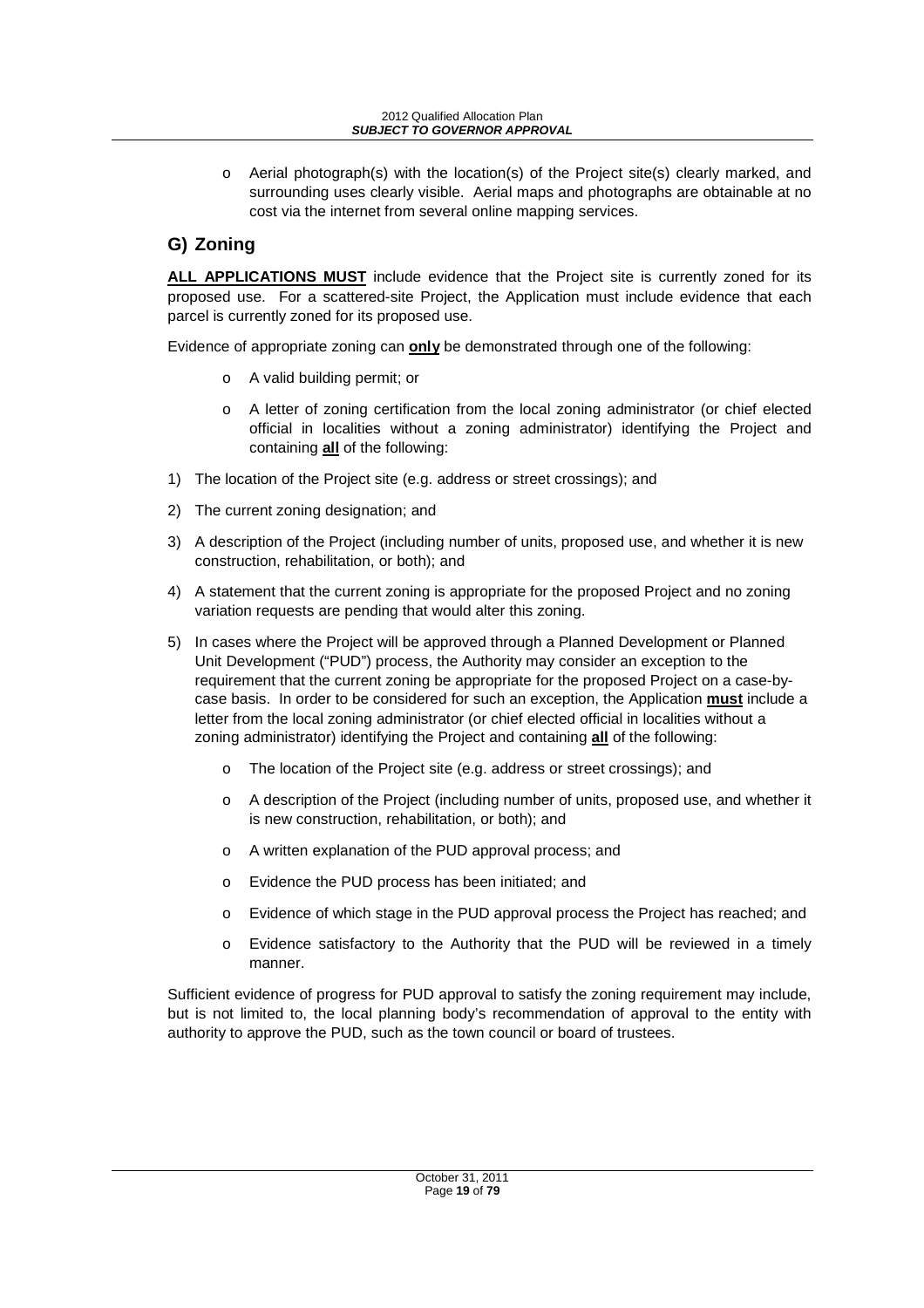- Aerial photograph(s) with the location(s) of the Project site(s) clearly marked, and surrounding uses clearly visible. Aerial maps and photographs are obtainable at no cost via the internet from several online mapping services.

## G) Zoning

**ALL APPLICATIONS MUST** include evidence that the Project site is currently zoned for its proposed use. For a scattered-site Project, the Application must include evidence that each parcel is currently zoned for its proposed use.

Evidence of appropriate zoning can **only** be demonstrated through one of the following:

- A valid building permit; or
- A letter of zoning certification from the local zoning administrator (or chief elected official in localities without a zoning administrator) identifying the Project and containing **all** of the following:

1) The location of the Project site (e.g. address or street crossings); and
2) The current zoning designation; and
3) A description of the Project (including number of units, proposed use, and whether it is new construction, rehabilitation, or both); and
4) A statement that the current zoning is appropriate for the proposed Project and no zoning variation requests are pending that would alter this zoning.
5) In cases where the Project will be approved through a Planned Development or Planned Unit Development ("PUD") process, the Authority may consider an exception to the requirement that the current zoning be appropriate for the proposed Project on a case-by-case basis. In order to be considered for such an exception, the Application **must** include a letter from the local zoning administrator (or chief elected official in localities without a zoning administrator) identifying the Project and containing **all** of the following:
   - The location of the Project site (e.g. address or street crossings); and
   - A description of the Project (including number of units, proposed use, and whether it is new construction, rehabilitation, or both); and
   - A written explanation of the PUD approval process; and
   - Evidence the PUD process has been initiated; and
   - Evidence of which stage in the PUD approval process the Project has reached; and
   - Evidence satisfactory to the Authority that the PUD will be reviewed in a timely manner.

Sufficient evidence of progress for PUD approval to satisfy the zoning requirement may include, but is not limited to, the local planning body's recommendation of approval to the entity with authority to approve the PUD, such as the town council or board of trustees.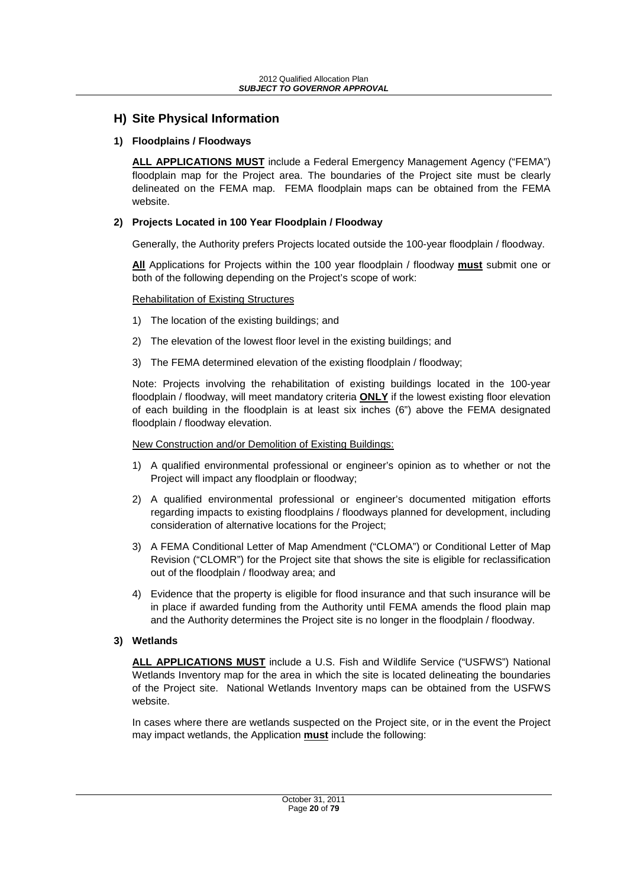## H) Site Physical Information

### 1) Floodplains / Floodways

**ALL APPLICATIONS MUST** include a Federal Emergency Management Agency ("FEMA") floodplain map for the Project area. The boundaries of the Project site must be clearly delineated on the FEMA map. FEMA floodplain maps can be obtained from the FEMA website.

### 2) Projects Located in 100 Year Floodplain / Floodway

Generally, the Authority prefers Projects located outside the 100-year floodplain / floodway.

**All** Applications for Projects within the 100 year floodplain / floodway **must** submit one or both of the following depending on the Project's scope of work:

Rehabilitation of Existing Structures

1) The location of the existing buildings; and
2) The elevation of the lowest floor level in the existing buildings; and
3) The FEMA determined elevation of the existing floodplain / floodway;

Note: Projects involving the rehabilitation of existing buildings located in the 100-year floodplain / floodway, will meet mandatory criteria **ONLY** if the lowest existing floor elevation of each building in the floodplain is at least six inches (6") above the FEMA designated floodplain / floodway elevation.

New Construction and/or Demolition of Existing Buildings:

1) A qualified environmental professional or engineer's opinion as to whether or not the Project will impact any floodplain or floodway;
2) A qualified environmental professional or engineer's documented mitigation efforts regarding impacts to existing floodplains / floodways planned for development, including consideration of alternative locations for the Project;
3) A FEMA Conditional Letter of Map Amendment ("CLOMA") or Conditional Letter of Map Revision ("CLOMR") for the Project site that shows the site is eligible for reclassification out of the floodplain / floodway area; and
4) Evidence that the property is eligible for flood insurance and that such insurance will be in place if awarded funding from the Authority until FEMA amends the flood plain map and the Authority determines the Project site is no longer in the floodplain / floodway.

### 3) Wetlands

**ALL APPLICATIONS MUST** include a U.S. Fish and Wildlife Service ("USFWS") National Wetlands Inventory map for the area in which the site is located delineating the boundaries of the Project site. National Wetlands Inventory maps can be obtained from the USFWS website.

In cases where there are wetlands suspected on the Project site, or in the event the Project may impact wetlands, the Application **must** include the following: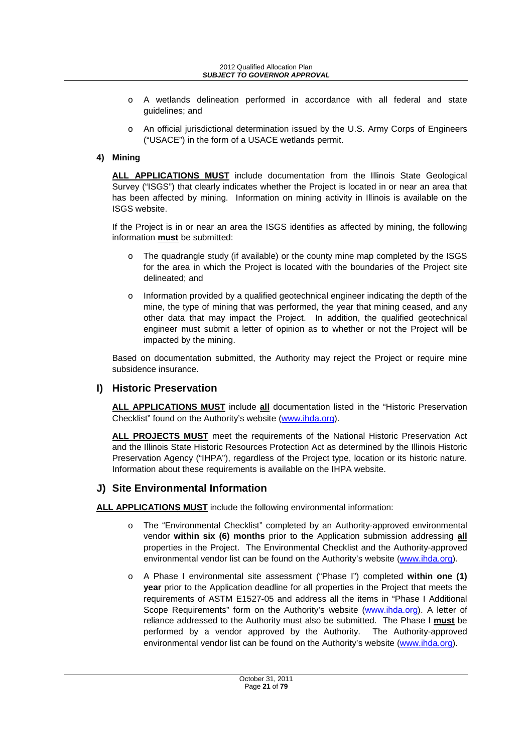- A wetlands delineation performed in accordance with all federal and state guidelines; and
- An official jurisdictional determination issued by the U.S. Army Corps of Engineers ("USACE") in the form of a USACE wetlands permit.

**4) Mining**

**ALL APPLICATIONS MUST** include documentation from the Illinois State Geological Survey ("ISGS") that clearly indicates whether the Project is located in or near an area that has been affected by mining. Information on mining activity in Illinois is available on the ISGS website.

If the Project is in or near an area the ISGS identifies as affected by mining, the following information **must** be submitted:

- The quadrangle study (if available) or the county mine map completed by the ISGS for the area in which the Project is located with the boundaries of the Project site delineated; and
- Information provided by a qualified geotechnical engineer indicating the depth of the mine, the type of mining that was performed, the year that mining ceased, and any other data that may impact the Project. In addition, the qualified geotechnical engineer must submit a letter of opinion as to whether or not the Project will be impacted by the mining.

Based on documentation submitted, the Authority may reject the Project or require mine subsidence insurance.

## I) Historic Preservation

**ALL APPLICATIONS MUST** include **all** documentation listed in the "Historic Preservation Checklist" found on the Authority's website (www.ihda.org).

**ALL PROJECTS MUST** meet the requirements of the National Historic Preservation Act and the Illinois State Historic Resources Protection Act as determined by the Illinois Historic Preservation Agency ("IHPA"), regardless of the Project type, location or its historic nature. Information about these requirements is available on the IHPA website.

## J) Site Environmental Information

**ALL APPLICATIONS MUST** include the following environmental information:

- The "Environmental Checklist" completed by an Authority-approved environmental vendor **within six (6) months** prior to the Application submission addressing **all** properties in the Project. The Environmental Checklist and the Authority-approved environmental vendor list can be found on the Authority's website (www.ihda.org).
- A Phase I environmental site assessment ("Phase I") completed **within one (1) year** prior to the Application deadline for all properties in the Project that meets the requirements of ASTM E1527-05 and address all the items in "Phase I Additional Scope Requirements" form on the Authority's website (www.ihda.org). A letter of reliance addressed to the Authority must also be submitted. The Phase I **must** be performed by a vendor approved by the Authority. The Authority-approved environmental vendor list can be found on the Authority's website (www.ihda.org).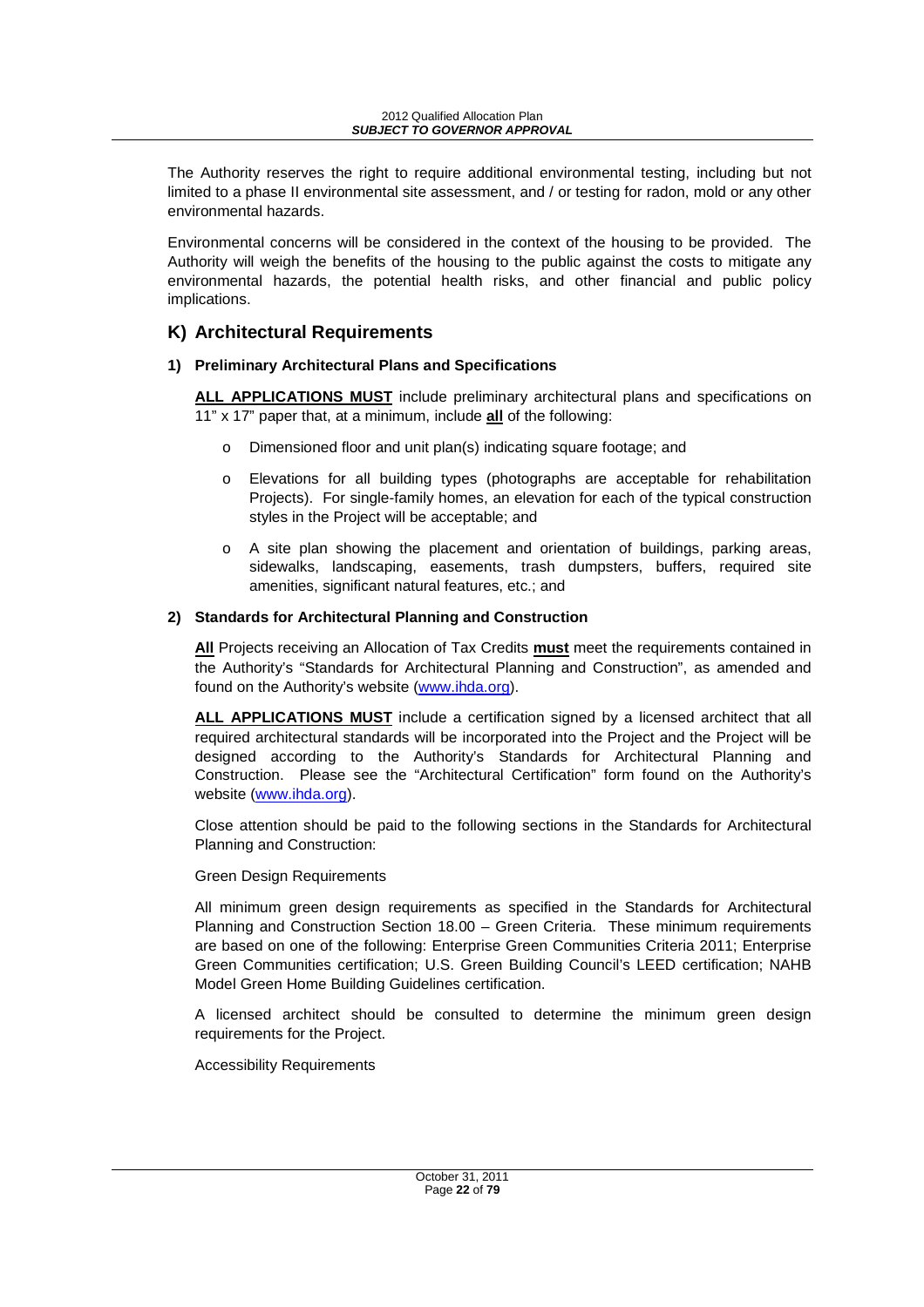The Authority reserves the right to require additional environmental testing, including but not limited to a phase II environmental site assessment, and / or testing for radon, mold or any other environmental hazards.

Environmental concerns will be considered in the context of the housing to be provided. The Authority will weigh the benefits of the housing to the public against the costs to mitigate any environmental hazards, the potential health risks, and other financial and public policy implications.

## K) Architectural Requirements

### 1) Preliminary Architectural Plans and Specifications

**ALL APPLICATIONS MUST** include preliminary architectural plans and specifications on 11" x 17" paper that, at a minimum, include **all** of the following:

- Dimensioned floor and unit plan(s) indicating square footage; and
- Elevations for all building types (photographs are acceptable for rehabilitation Projects). For single-family homes, an elevation for each of the typical construction styles in the Project will be acceptable; and
- A site plan showing the placement and orientation of buildings, parking areas, sidewalks, landscaping, easements, trash dumpsters, buffers, required site amenities, significant natural features, etc.; and

### 2) Standards for Architectural Planning and Construction

**All** Projects receiving an Allocation of Tax Credits **must** meet the requirements contained in the Authority's "Standards for Architectural Planning and Construction", as amended and found on the Authority's website (www.ihda.org).

**ALL APPLICATIONS MUST** include a certification signed by a licensed architect that all required architectural standards will be incorporated into the Project and the Project will be designed according to the Authority's Standards for Architectural Planning and Construction. Please see the "Architectural Certification" form found on the Authority's website (www.ihda.org).

Close attention should be paid to the following sections in the Standards for Architectural Planning and Construction:

Green Design Requirements

All minimum green design requirements as specified in the Standards for Architectural Planning and Construction Section 18.00 – Green Criteria. These minimum requirements are based on one of the following: Enterprise Green Communities Criteria 2011; Enterprise Green Communities certification; U.S. Green Building Council's LEED certification; NAHB Model Green Home Building Guidelines certification.

A licensed architect should be consulted to determine the minimum green design requirements for the Project.

Accessibility Requirements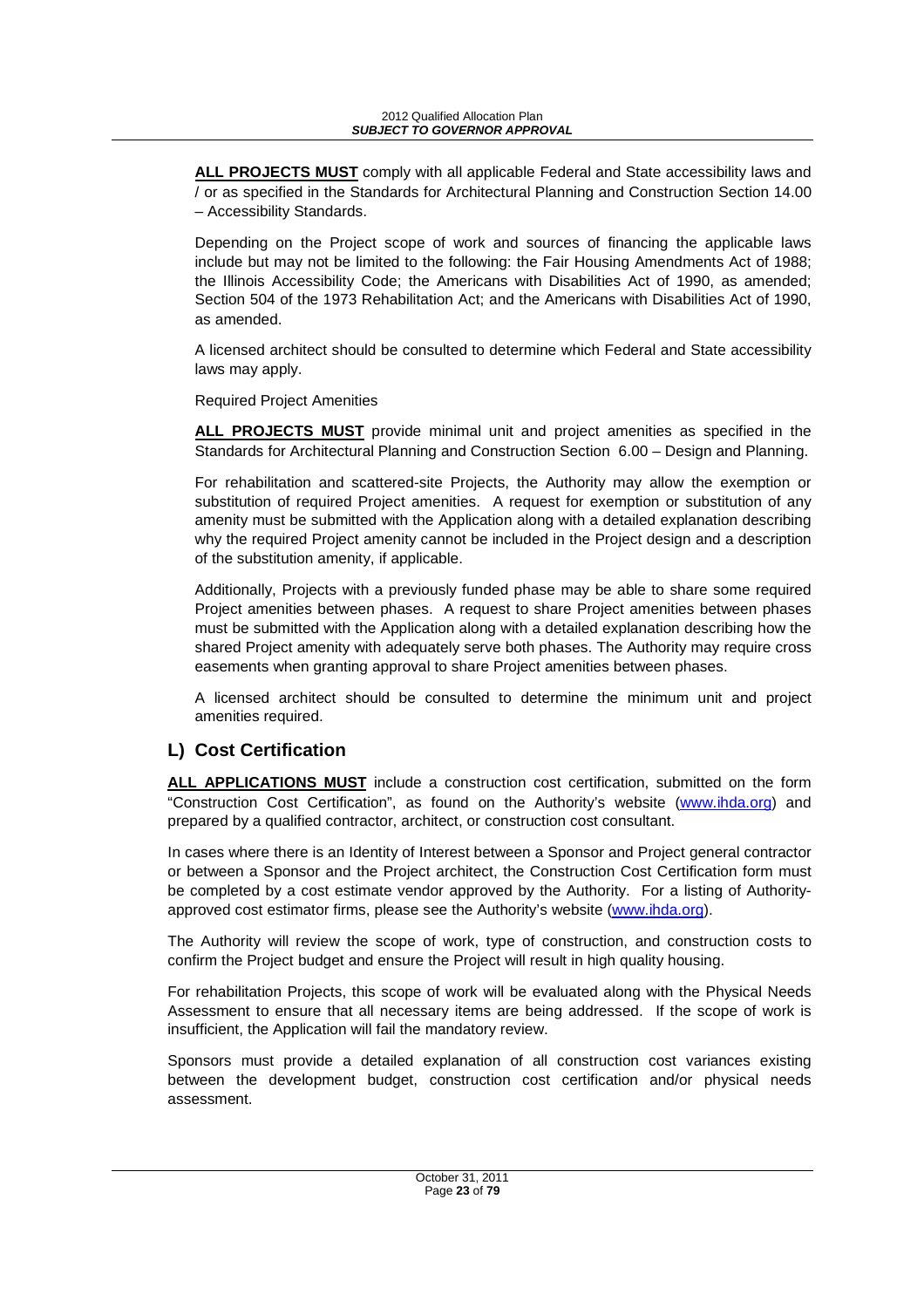**ALL PROJECTS MUST** comply with all applicable Federal and State accessibility laws and / or as specified in the Standards for Architectural Planning and Construction Section 14.00 – Accessibility Standards.

Depending on the Project scope of work and sources of financing the applicable laws include but may not be limited to the following: the Fair Housing Amendments Act of 1988; the Illinois Accessibility Code; the Americans with Disabilities Act of 1990, as amended; Section 504 of the 1973 Rehabilitation Act; and the Americans with Disabilities Act of 1990, as amended.

A licensed architect should be consulted to determine which Federal and State accessibility laws may apply.

Required Project Amenities

**ALL PROJECTS MUST** provide minimal unit and project amenities as specified in the Standards for Architectural Planning and Construction Section 6.00 – Design and Planning.

For rehabilitation and scattered-site Projects, the Authority may allow the exemption or substitution of required Project amenities. A request for exemption or substitution of any amenity must be submitted with the Application along with a detailed explanation describing why the required Project amenity cannot be included in the Project design and a description of the substitution amenity, if applicable.

Additionally, Projects with a previously funded phase may be able to share some required Project amenities between phases. A request to share Project amenities between phases must be submitted with the Application along with a detailed explanation describing how the shared Project amenity with adequately serve both phases. The Authority may require cross easements when granting approval to share Project amenities between phases.

A licensed architect should be consulted to determine the minimum unit and project amenities required.

## L) Cost Certification

**ALL APPLICATIONS MUST** include a construction cost certification, submitted on the form "Construction Cost Certification", as found on the Authority's website (www.ihda.org) and prepared by a qualified contractor, architect, or construction cost consultant.

In cases where there is an Identity of Interest between a Sponsor and Project general contractor or between a Sponsor and the Project architect, the Construction Cost Certification form must be completed by a cost estimate vendor approved by the Authority. For a listing of Authority-approved cost estimator firms, please see the Authority's website (www.ihda.org).

The Authority will review the scope of work, type of construction, and construction costs to confirm the Project budget and ensure the Project will result in high quality housing.

For rehabilitation Projects, this scope of work will be evaluated along with the Physical Needs Assessment to ensure that all necessary items are being addressed. If the scope of work is insufficient, the Application will fail the mandatory review.

Sponsors must provide a detailed explanation of all construction cost variances existing between the development budget, construction cost certification and/or physical needs assessment.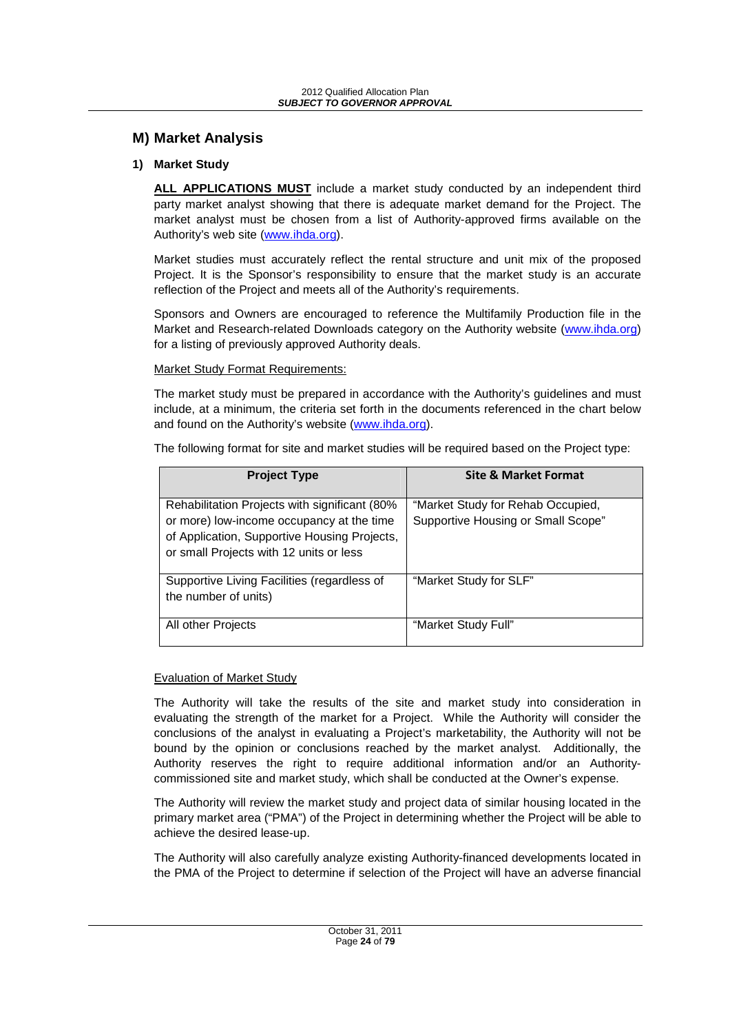## M) Market Analysis

### 1) Market Study

**ALL APPLICATIONS MUST** include a market study conducted by an independent third party market analyst showing that there is adequate market demand for the Project. The market analyst must be chosen from a list of Authority-approved firms available on the Authority's web site (www.ihda.org).

Market studies must accurately reflect the rental structure and unit mix of the proposed Project. It is the Sponsor's responsibility to ensure that the market study is an accurate reflection of the Project and meets all of the Authority's requirements.

Sponsors and Owners are encouraged to reference the Multifamily Production file in the Market and Research-related Downloads category on the Authority website (www.ihda.org) for a listing of previously approved Authority deals.

Market Study Format Requirements:

The market study must be prepared in accordance with the Authority's guidelines and must include, at a minimum, the criteria set forth in the documents referenced in the chart below and found on the Authority's website (www.ihda.org).

The following format for site and market studies will be required based on the Project type:

| Project Type | Site & Market Format |
|---|---|
| Rehabilitation Projects with significant (80% or more) low-income occupancy at the time of Application, Supportive Housing Projects, or small Projects with 12 units or less | "Market Study for Rehab Occupied, Supportive Housing or Small Scope" |
| Supportive Living Facilities (regardless of the number of units) | "Market Study for SLF" |
| All other Projects | "Market Study Full" |

Evaluation of Market Study

The Authority will take the results of the site and market study into consideration in evaluating the strength of the market for a Project. While the Authority will consider the conclusions of the analyst in evaluating a Project's marketability, the Authority will not be bound by the opinion or conclusions reached by the market analyst. Additionally, the Authority reserves the right to require additional information and/or an Authority-commissioned site and market study, which shall be conducted at the Owner's expense.

The Authority will review the market study and project data of similar housing located in the primary market area ("PMA") of the Project in determining whether the Project will be able to achieve the desired lease-up.

The Authority will also carefully analyze existing Authority-financed developments located in the PMA of the Project to determine if selection of the Project will have an adverse financial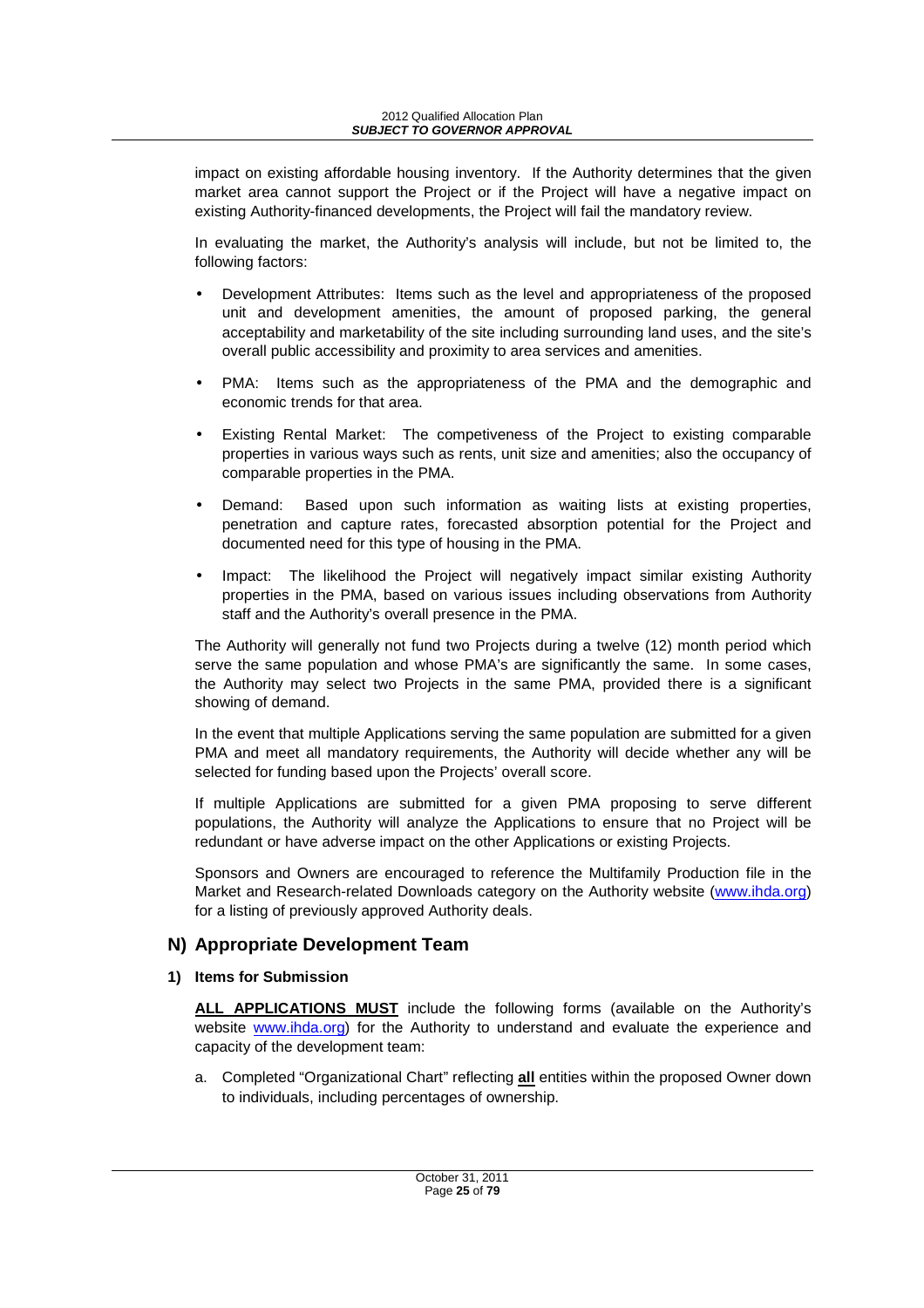impact on existing affordable housing inventory. If the Authority determines that the given market area cannot support the Project or if the Project will have a negative impact on existing Authority-financed developments, the Project will fail the mandatory review.

In evaluating the market, the Authority's analysis will include, but not be limited to, the following factors:

- Development Attributes: Items such as the level and appropriateness of the proposed unit and development amenities, the amount of proposed parking, the general acceptability and marketability of the site including surrounding land uses, and the site's overall public accessibility and proximity to area services and amenities.
- PMA: Items such as the appropriateness of the PMA and the demographic and economic trends for that area.
- Existing Rental Market: The competiveness of the Project to existing comparable properties in various ways such as rents, unit size and amenities; also the occupancy of comparable properties in the PMA.
- Demand: Based upon such information as waiting lists at existing properties, penetration and capture rates, forecasted absorption potential for the Project and documented need for this type of housing in the PMA.
- Impact: The likelihood the Project will negatively impact similar existing Authority properties in the PMA, based on various issues including observations from Authority staff and the Authority's overall presence in the PMA.

The Authority will generally not fund two Projects during a twelve (12) month period which serve the same population and whose PMA's are significantly the same. In some cases, the Authority may select two Projects in the same PMA, provided there is a significant showing of demand.

In the event that multiple Applications serving the same population are submitted for a given PMA and meet all mandatory requirements, the Authority will decide whether any will be selected for funding based upon the Projects' overall score.

If multiple Applications are submitted for a given PMA proposing to serve different populations, the Authority will analyze the Applications to ensure that no Project will be redundant or have adverse impact on the other Applications or existing Projects.

Sponsors and Owners are encouraged to reference the Multifamily Production file in the Market and Research-related Downloads category on the Authority website (www.ihda.org) for a listing of previously approved Authority deals.

## N) Appropriate Development Team

### 1) Items for Submission

**ALL APPLICATIONS MUST** include the following forms (available on the Authority's website www.ihda.org) for the Authority to understand and evaluate the experience and capacity of the development team:

a. Completed "Organizational Chart" reflecting **all** entities within the proposed Owner down to individuals, including percentages of ownership.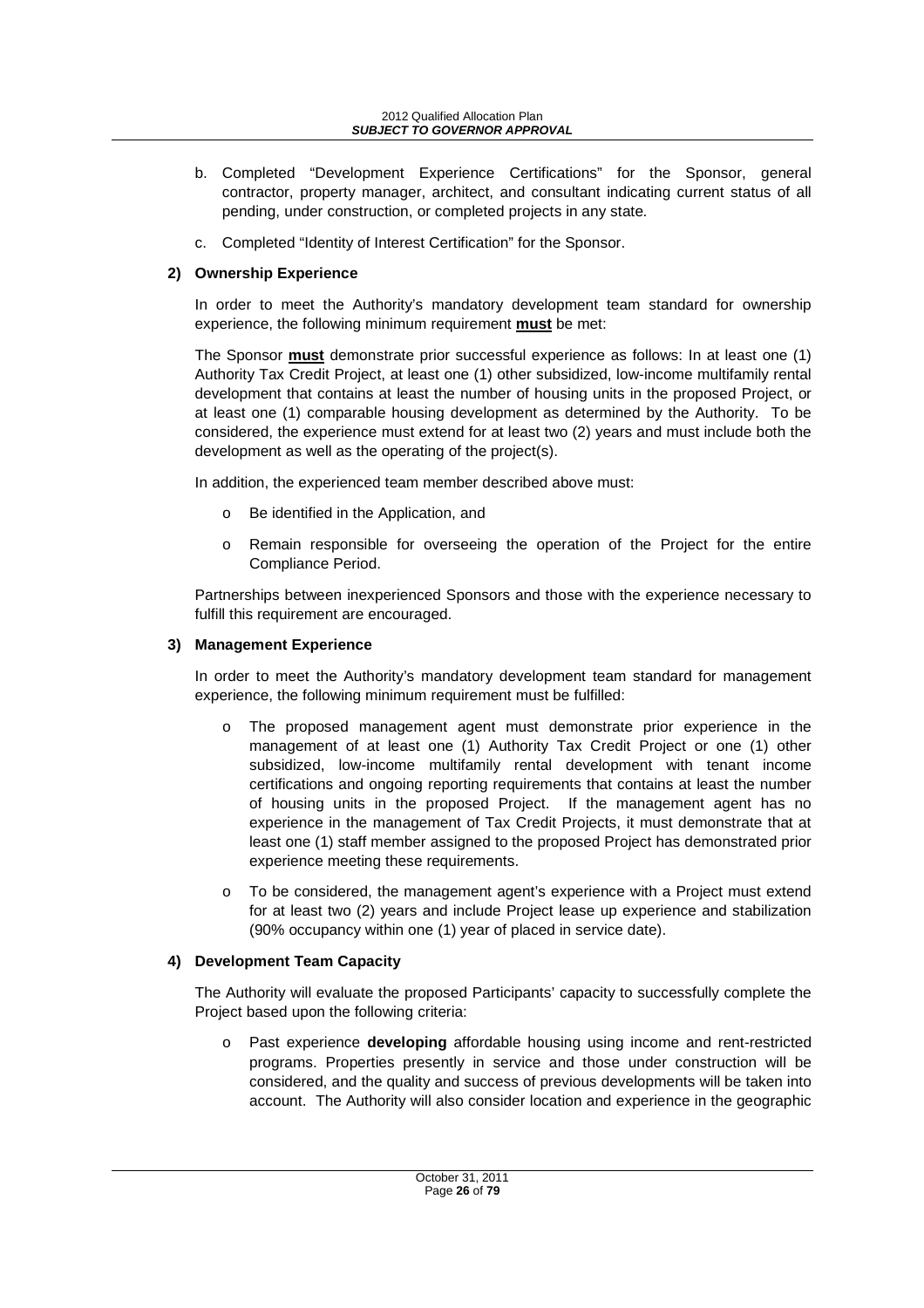b. Completed "Development Experience Certifications" for the Sponsor, general contractor, property manager, architect, and consultant indicating current status of all pending, under construction, or completed projects in any state.

c. Completed "Identity of Interest Certification" for the Sponsor.

**2) Ownership Experience**

In order to meet the Authority's mandatory development team standard for ownership experience, the following minimum requirement **must** be met:

The Sponsor **must** demonstrate prior successful experience as follows: In at least one (1) Authority Tax Credit Project, at least one (1) other subsidized, low-income multifamily rental development that contains at least the number of housing units in the proposed Project, or at least one (1) comparable housing development as determined by the Authority. To be considered, the experience must extend for at least two (2) years and must include both the development as well as the operating of the project(s).

In addition, the experienced team member described above must:

- Be identified in the Application, and
- Remain responsible for overseeing the operation of the Project for the entire Compliance Period.

Partnerships between inexperienced Sponsors and those with the experience necessary to fulfill this requirement are encouraged.

**3) Management Experience**

In order to meet the Authority's mandatory development team standard for management experience, the following minimum requirement must be fulfilled:

- The proposed management agent must demonstrate prior experience in the management of at least one (1) Authority Tax Credit Project or one (1) other subsidized, low-income multifamily rental development with tenant income certifications and ongoing reporting requirements that contains at least the number of housing units in the proposed Project. If the management agent has no experience in the management of Tax Credit Projects, it must demonstrate that at least one (1) staff member assigned to the proposed Project has demonstrated prior experience meeting these requirements.
- To be considered, the management agent's experience with a Project must extend for at least two (2) years and include Project lease up experience and stabilization (90% occupancy within one (1) year of placed in service date).

**4) Development Team Capacity**

The Authority will evaluate the proposed Participants' capacity to successfully complete the Project based upon the following criteria:

- Past experience **developing** affordable housing using income and rent-restricted programs. Properties presently in service and those under construction will be considered, and the quality and success of previous developments will be taken into account. The Authority will also consider location and experience in the geographic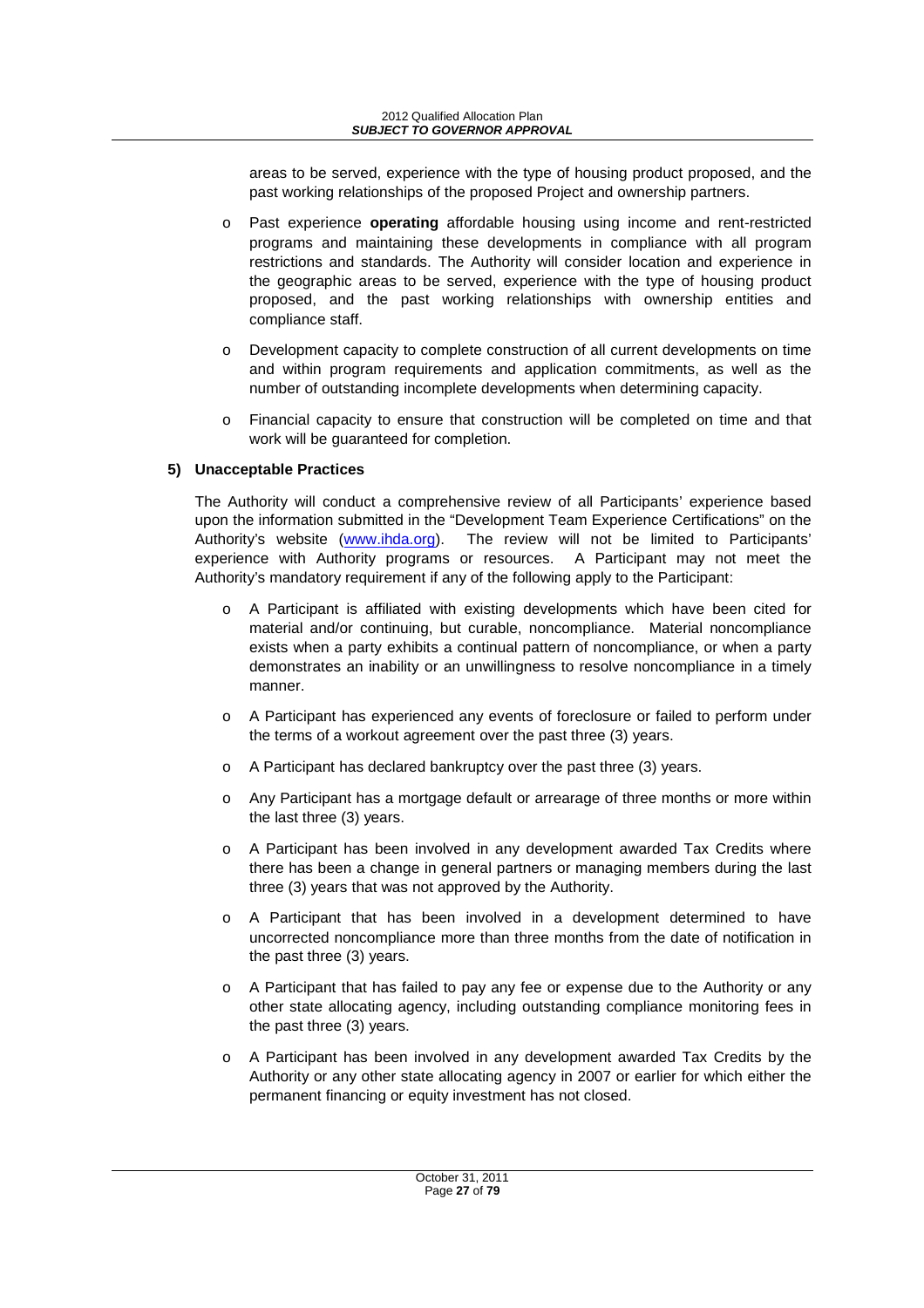areas to be served, experience with the type of housing product proposed, and the past working relationships of the proposed Project and ownership partners.

- Past experience **operating** affordable housing using income and rent-restricted programs and maintaining these developments in compliance with all program restrictions and standards. The Authority will consider location and experience in the geographic areas to be served, experience with the type of housing product proposed, and the past working relationships with ownership entities and compliance staff.
- Development capacity to complete construction of all current developments on time and within program requirements and application commitments, as well as the number of outstanding incomplete developments when determining capacity.
- Financial capacity to ensure that construction will be completed on time and that work will be guaranteed for completion.

**5) Unacceptable Practices**

The Authority will conduct a comprehensive review of all Participants' experience based upon the information submitted in the "Development Team Experience Certifications" on the Authority's website (www.ihda.org). The review will not be limited to Participants' experience with Authority programs or resources. A Participant may not meet the Authority's mandatory requirement if any of the following apply to the Participant:

- A Participant is affiliated with existing developments which have been cited for material and/or continuing, but curable, noncompliance. Material noncompliance exists when a party exhibits a continual pattern of noncompliance, or when a party demonstrates an inability or an unwillingness to resolve noncompliance in a timely manner.
- A Participant has experienced any events of foreclosure or failed to perform under the terms of a workout agreement over the past three (3) years.
- A Participant has declared bankruptcy over the past three (3) years.
- Any Participant has a mortgage default or arrearage of three months or more within the last three (3) years.
- A Participant has been involved in any development awarded Tax Credits where there has been a change in general partners or managing members during the last three (3) years that was not approved by the Authority.
- A Participant that has been involved in a development determined to have uncorrected noncompliance more than three months from the date of notification in the past three (3) years.
- A Participant that has failed to pay any fee or expense due to the Authority or any other state allocating agency, including outstanding compliance monitoring fees in the past three (3) years.
- A Participant has been involved in any development awarded Tax Credits by the Authority or any other state allocating agency in 2007 or earlier for which either the permanent financing or equity investment has not closed.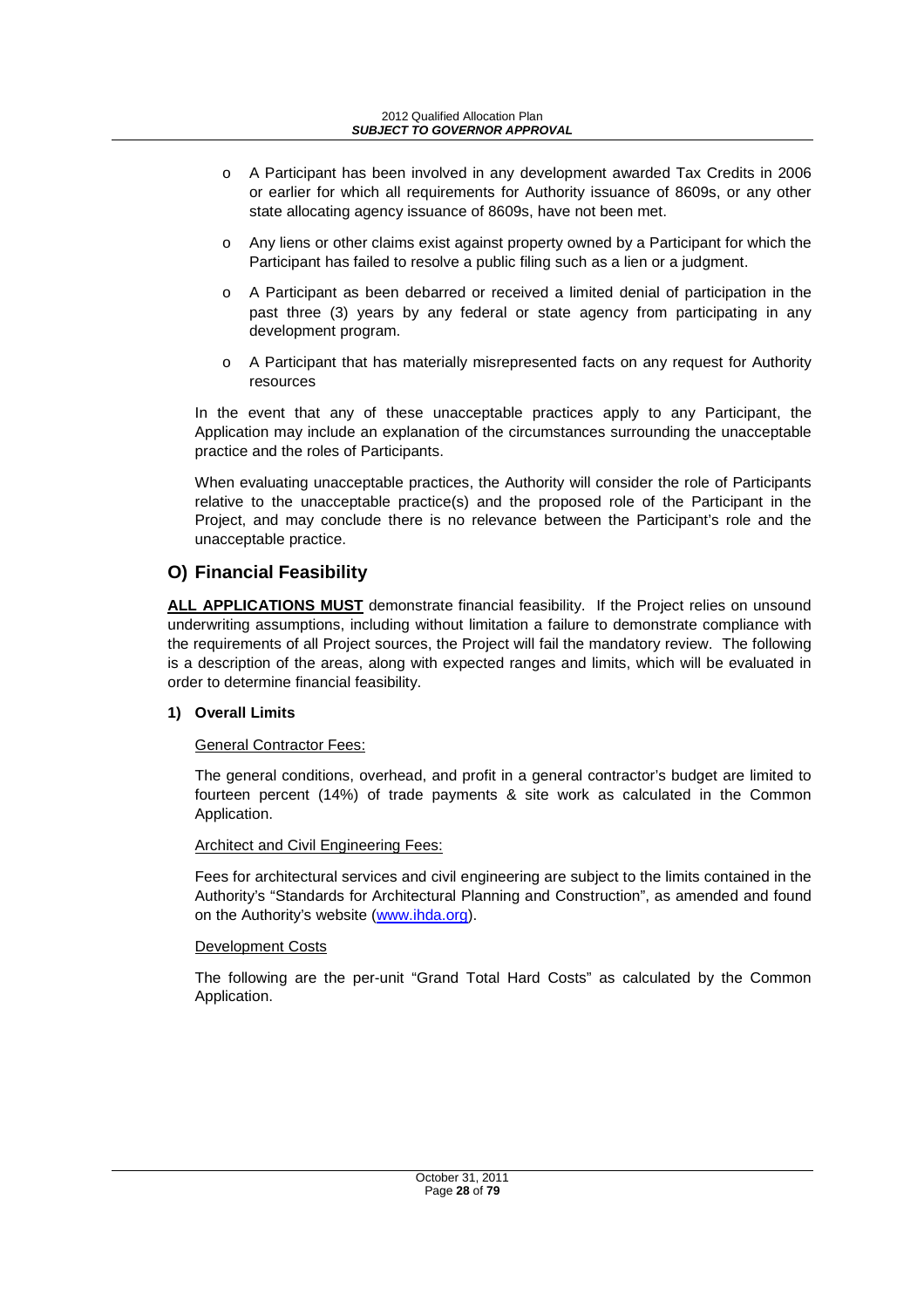- A Participant has been involved in any development awarded Tax Credits in 2006 or earlier for which all requirements for Authority issuance of 8609s, or any other state allocating agency issuance of 8609s, have not been met.
- Any liens or other claims exist against property owned by a Participant for which the Participant has failed to resolve a public filing such as a lien or a judgment.
- A Participant as been debarred or received a limited denial of participation in the past three (3) years by any federal or state agency from participating in any development program.
- A Participant that has materially misrepresented facts on any request for Authority resources

In the event that any of these unacceptable practices apply to any Participant, the Application may include an explanation of the circumstances surrounding the unacceptable practice and the roles of Participants.

When evaluating unacceptable practices, the Authority will consider the role of Participants relative to the unacceptable practice(s) and the proposed role of the Participant in the Project, and may conclude there is no relevance between the Participant's role and the unacceptable practice.

## O) Financial Feasibility

**ALL APPLICATIONS MUST** demonstrate financial feasibility. If the Project relies on unsound underwriting assumptions, including without limitation a failure to demonstrate compliance with the requirements of all Project sources, the Project will fail the mandatory review. The following is a description of the areas, along with expected ranges and limits, which will be evaluated in order to determine financial feasibility.

### 1) Overall Limits

General Contractor Fees:

The general conditions, overhead, and profit in a general contractor's budget are limited to fourteen percent (14%) of trade payments & site work as calculated in the Common Application.

Architect and Civil Engineering Fees:

Fees for architectural services and civil engineering are subject to the limits contained in the Authority's "Standards for Architectural Planning and Construction", as amended and found on the Authority's website (www.ihda.org).

Development Costs

The following are the per-unit "Grand Total Hard Costs" as calculated by the Common Application.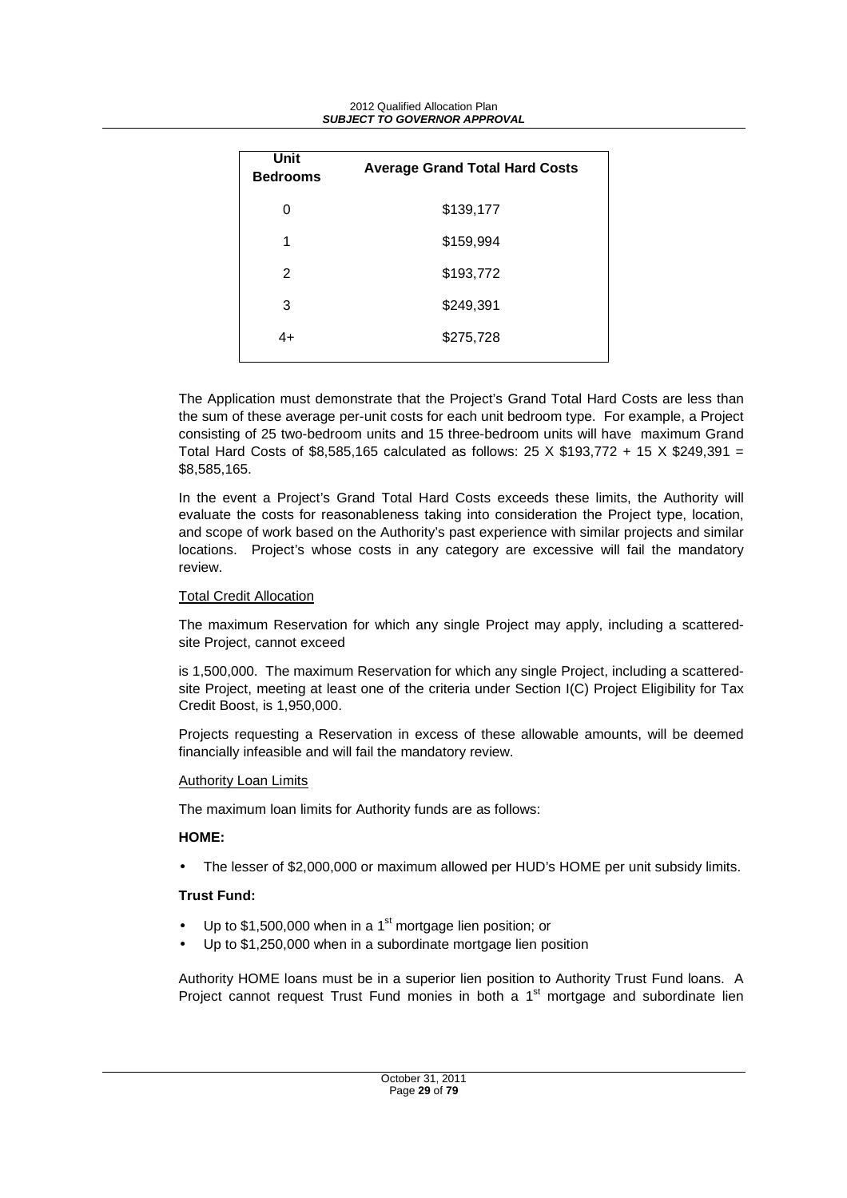| Unit Bedrooms | Average Grand Total Hard Costs |
| --- | --- |
| 0 | $139,177 |
| 1 | $159,994 |
| 2 | $193,772 |
| 3 | $249,391 |
| 4+ | $275,728 |

The Application must demonstrate that the Project's Grand Total Hard Costs are less than the sum of these average per-unit costs for each unit bedroom type. For example, a Project consisting of 25 two-bedroom units and 15 three-bedroom units will have maximum Grand Total Hard Costs of $8,585,165 calculated as follows: 25 X $193,772 + 15 X $249,391 = $8,585,165.

In the event a Project's Grand Total Hard Costs exceeds these limits, the Authority will evaluate the costs for reasonableness taking into consideration the Project type, location, and scope of work based on the Authority's past experience with similar projects and similar locations. Project's whose costs in any category are excessive will fail the mandatory review.

Total Credit Allocation

The maximum Reservation for which any single Project may apply, including a scattered-site Project, cannot exceed

is 1,500,000. The maximum Reservation for which any single Project, including a scattered-site Project, meeting at least one of the criteria under Section I(C) Project Eligibility for Tax Credit Boost, is 1,950,000.

Projects requesting a Reservation in excess of these allowable amounts, will be deemed financially infeasible and will fail the mandatory review.

Authority Loan Limits

The maximum loan limits for Authority funds are as follows:

**HOME:**

- The lesser of $2,000,000 or maximum allowed per HUD's HOME per unit subsidy limits.

**Trust Fund:**

- Up to $1,500,000 when in a 1st mortgage lien position; or
- Up to $1,250,000 when in a subordinate mortgage lien position

Authority HOME loans must be in a superior lien position to Authority Trust Fund loans. A Project cannot request Trust Fund monies in both a 1st mortgage and subordinate lien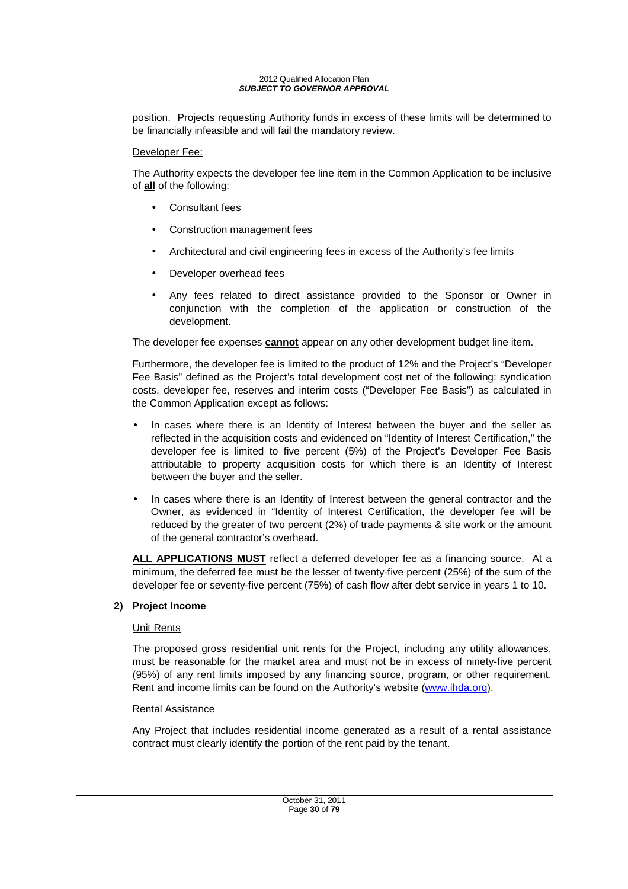position. Projects requesting Authority funds in excess of these limits will be determined to be financially infeasible and will fail the mandatory review.

Developer Fee:

The Authority expects the developer fee line item in the Common Application to be inclusive of **all** of the following:

- Consultant fees
- Construction management fees
- Architectural and civil engineering fees in excess of the Authority's fee limits
- Developer overhead fees
- Any fees related to direct assistance provided to the Sponsor or Owner in conjunction with the completion of the application or construction of the development.

The developer fee expenses **cannot** appear on any other development budget line item.

Furthermore, the developer fee is limited to the product of 12% and the Project's "Developer Fee Basis" defined as the Project's total development cost net of the following: syndication costs, developer fee, reserves and interim costs ("Developer Fee Basis") as calculated in the Common Application except as follows:

- In cases where there is an Identity of Interest between the buyer and the seller as reflected in the acquisition costs and evidenced on "Identity of Interest Certification," the developer fee is limited to five percent (5%) of the Project's Developer Fee Basis attributable to property acquisition costs for which there is an Identity of Interest between the buyer and the seller.
- In cases where there is an Identity of Interest between the general contractor and the Owner, as evidenced in "Identity of Interest Certification, the developer fee will be reduced by the greater of two percent (2%) of trade payments & site work or the amount of the general contractor's overhead.

**ALL APPLICATIONS MUST** reflect a deferred developer fee as a financing source. At a minimum, the deferred fee must be the lesser of twenty-five percent (25%) of the sum of the developer fee or seventy-five percent (75%) of cash flow after debt service in years 1 to 10.

**2) Project Income**

Unit Rents

The proposed gross residential unit rents for the Project, including any utility allowances, must be reasonable for the market area and must not be in excess of ninety-five percent (95%) of any rent limits imposed by any financing source, program, or other requirement. Rent and income limits can be found on the Authority's website (www.ihda.org).

Rental Assistance

Any Project that includes residential income generated as a result of a rental assistance contract must clearly identify the portion of the rent paid by the tenant.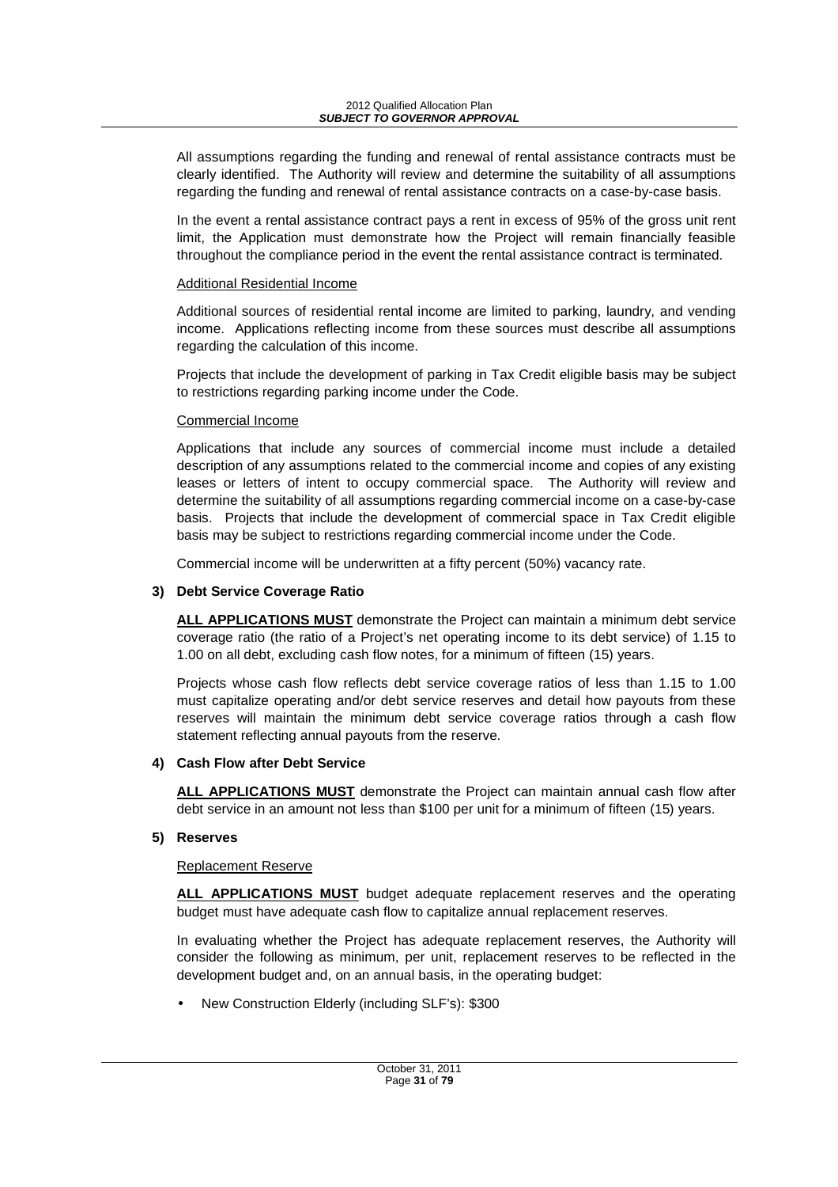All assumptions regarding the funding and renewal of rental assistance contracts must be clearly identified. The Authority will review and determine the suitability of all assumptions regarding the funding and renewal of rental assistance contracts on a case-by-case basis.

In the event a rental assistance contract pays a rent in excess of 95% of the gross unit rent limit, the Application must demonstrate how the Project will remain financially feasible throughout the compliance period in the event the rental assistance contract is terminated.

Additional Residential Income

Additional sources of residential rental income are limited to parking, laundry, and vending income. Applications reflecting income from these sources must describe all assumptions regarding the calculation of this income.

Projects that include the development of parking in Tax Credit eligible basis may be subject to restrictions regarding parking income under the Code.

Commercial Income

Applications that include any sources of commercial income must include a detailed description of any assumptions related to the commercial income and copies of any existing leases or letters of intent to occupy commercial space. The Authority will review and determine the suitability of all assumptions regarding commercial income on a case-by-case basis. Projects that include the development of commercial space in Tax Credit eligible basis may be subject to restrictions regarding commercial income under the Code.

Commercial income will be underwritten at a fifty percent (50%) vacancy rate.

**3) Debt Service Coverage Ratio**

**ALL APPLICATIONS MUST** demonstrate the Project can maintain a minimum debt service coverage ratio (the ratio of a Project's net operating income to its debt service) of 1.15 to 1.00 on all debt, excluding cash flow notes, for a minimum of fifteen (15) years.

Projects whose cash flow reflects debt service coverage ratios of less than 1.15 to 1.00 must capitalize operating and/or debt service reserves and detail how payouts from these reserves will maintain the minimum debt service coverage ratios through a cash flow statement reflecting annual payouts from the reserve.

**4) Cash Flow after Debt Service**

**ALL APPLICATIONS MUST** demonstrate the Project can maintain annual cash flow after debt service in an amount not less than $100 per unit for a minimum of fifteen (15) years.

**5) Reserves**

Replacement Reserve

**ALL APPLICATIONS MUST** budget adequate replacement reserves and the operating budget must have adequate cash flow to capitalize annual replacement reserves.

In evaluating whether the Project has adequate replacement reserves, the Authority will consider the following as minimum, per unit, replacement reserves to be reflected in the development budget and, on an annual basis, in the operating budget:

- New Construction Elderly (including SLF's): $300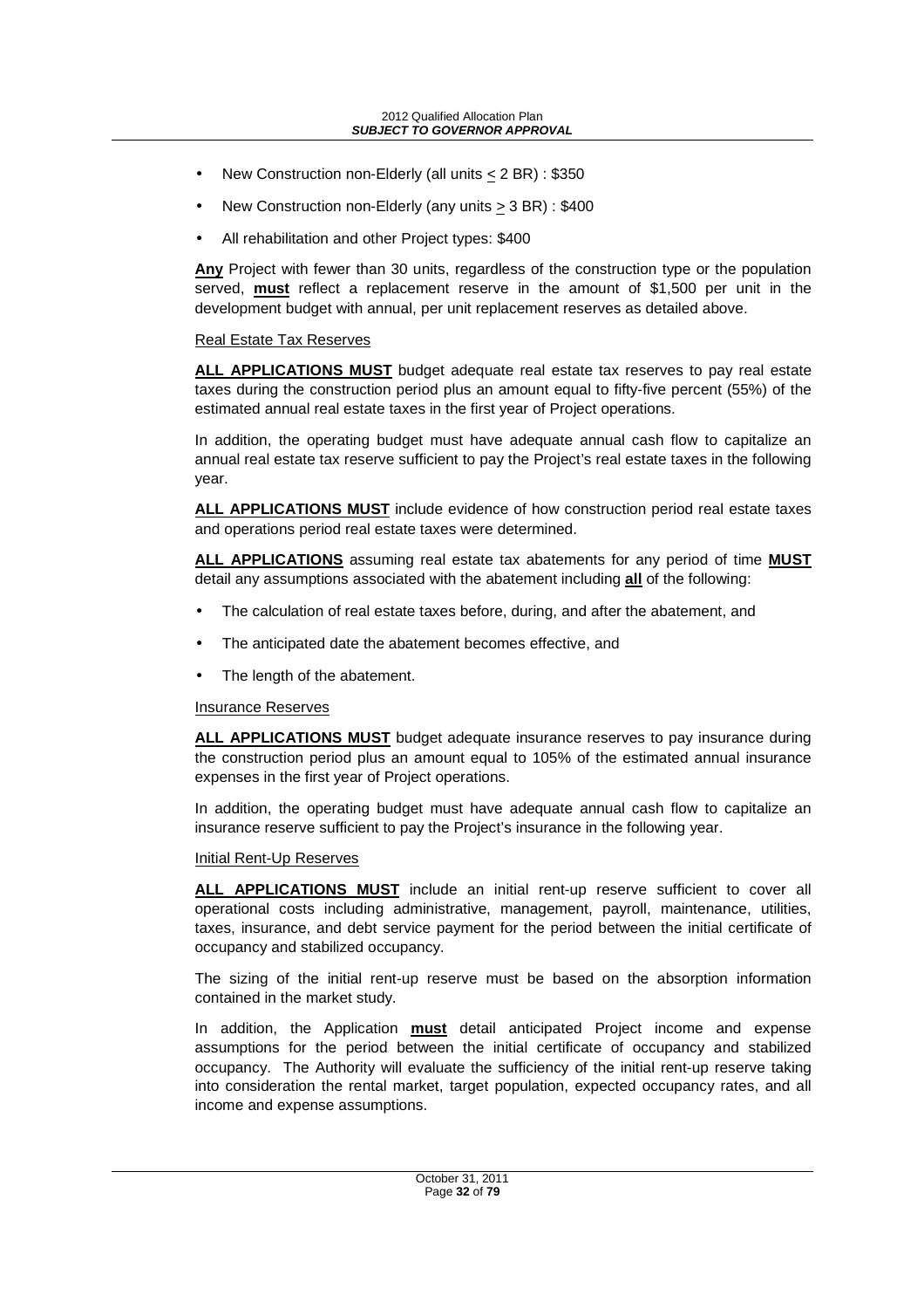- New Construction non-Elderly (all units ≤ 2 BR) : $350
- New Construction non-Elderly (any units ≥ 3 BR) : $400
- All rehabilitation and other Project types: $400

**Any** Project with fewer than 30 units, regardless of the construction type or the population served, **must** reflect a replacement reserve in the amount of $1,500 per unit in the development budget with annual, per unit replacement reserves as detailed above.

Real Estate Tax Reserves

**ALL APPLICATIONS MUST** budget adequate real estate tax reserves to pay real estate taxes during the construction period plus an amount equal to fifty-five percent (55%) of the estimated annual real estate taxes in the first year of Project operations.

In addition, the operating budget must have adequate annual cash flow to capitalize an annual real estate tax reserve sufficient to pay the Project's real estate taxes in the following year.

**ALL APPLICATIONS MUST** include evidence of how construction period real estate taxes and operations period real estate taxes were determined.

**ALL APPLICATIONS** assuming real estate tax abatements for any period of time **MUST** detail any assumptions associated with the abatement including **all** of the following:

- The calculation of real estate taxes before, during, and after the abatement, and
- The anticipated date the abatement becomes effective, and
- The length of the abatement.

Insurance Reserves

**ALL APPLICATIONS MUST** budget adequate insurance reserves to pay insurance during the construction period plus an amount equal to 105% of the estimated annual insurance expenses in the first year of Project operations.

In addition, the operating budget must have adequate annual cash flow to capitalize an insurance reserve sufficient to pay the Project's insurance in the following year.

Initial Rent-Up Reserves

**ALL APPLICATIONS MUST** include an initial rent-up reserve sufficient to cover all operational costs including administrative, management, payroll, maintenance, utilities, taxes, insurance, and debt service payment for the period between the initial certificate of occupancy and stabilized occupancy.

The sizing of the initial rent-up reserve must be based on the absorption information contained in the market study.

In addition, the Application **must** detail anticipated Project income and expense assumptions for the period between the initial certificate of occupancy and stabilized occupancy. The Authority will evaluate the sufficiency of the initial rent-up reserve taking into consideration the rental market, target population, expected occupancy rates, and all income and expense assumptions.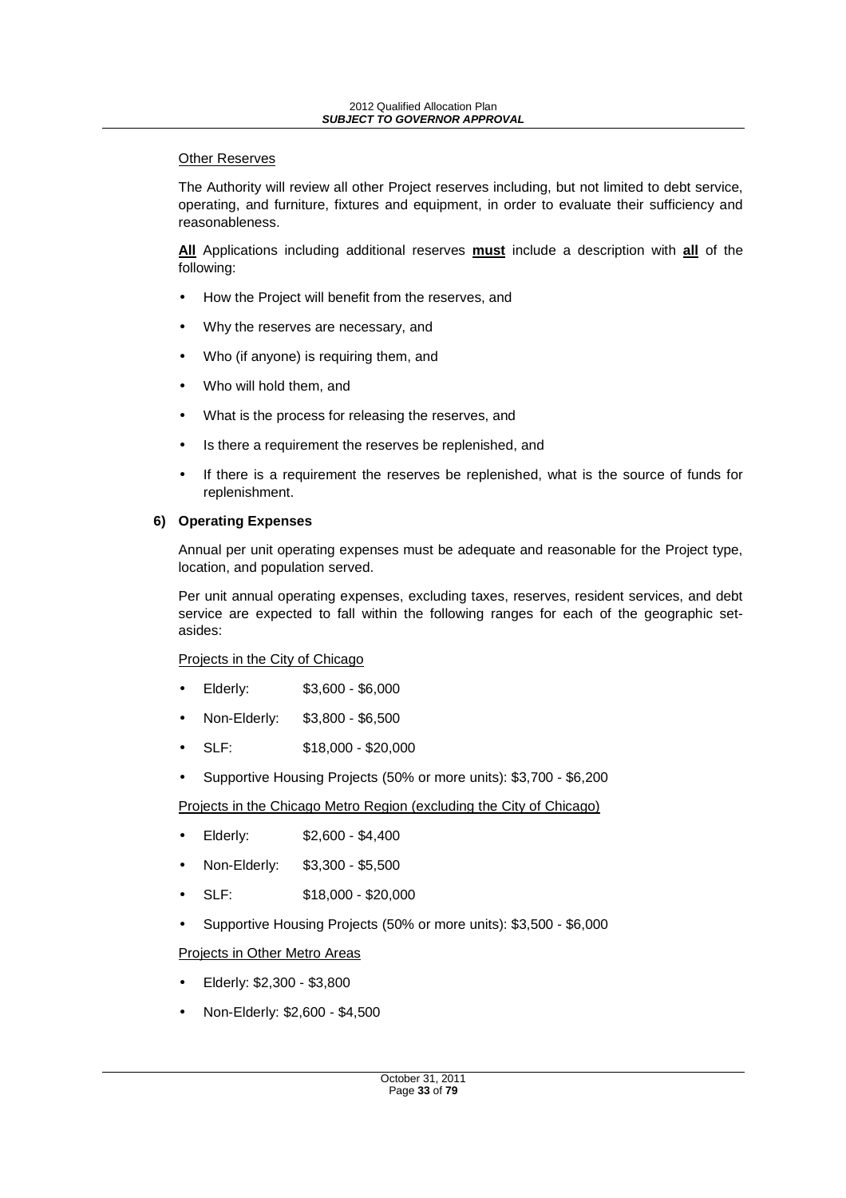Other Reserves

The Authority will review all other Project reserves including, but not limited to debt service, operating, and furniture, fixtures and equipment, in order to evaluate their sufficiency and reasonableness.

**All** Applications including additional reserves **must** include a description with **all** of the following:

- How the Project will benefit from the reserves, and
- Why the reserves are necessary, and
- Who (if anyone) is requiring them, and
- Who will hold them, and
- What is the process for releasing the reserves, and
- Is there a requirement the reserves be replenished, and
- If there is a requirement the reserves be replenished, what is the source of funds for replenishment.

**6) Operating Expenses**

Annual per unit operating expenses must be adequate and reasonable for the Project type, location, and population served.

Per unit annual operating expenses, excluding taxes, reserves, resident services, and debt service are expected to fall within the following ranges for each of the geographic set-asides:

Projects in the City of Chicago

- Elderly: $3,600 - $6,000
- Non-Elderly: $3,800 - $6,500
- SLF: $18,000 - $20,000
- Supportive Housing Projects (50% or more units): $3,700 - $6,200

Projects in the Chicago Metro Region (excluding the City of Chicago)

- Elderly: $2,600 - $4,400
- Non-Elderly: $3,300 - $5,500
- SLF: $18,000 - $20,000
- Supportive Housing Projects (50% or more units): $3,500 - $6,000

Projects in Other Metro Areas

- Elderly: $2,300 - $3,800
- Non-Elderly: $2,600 - $4,500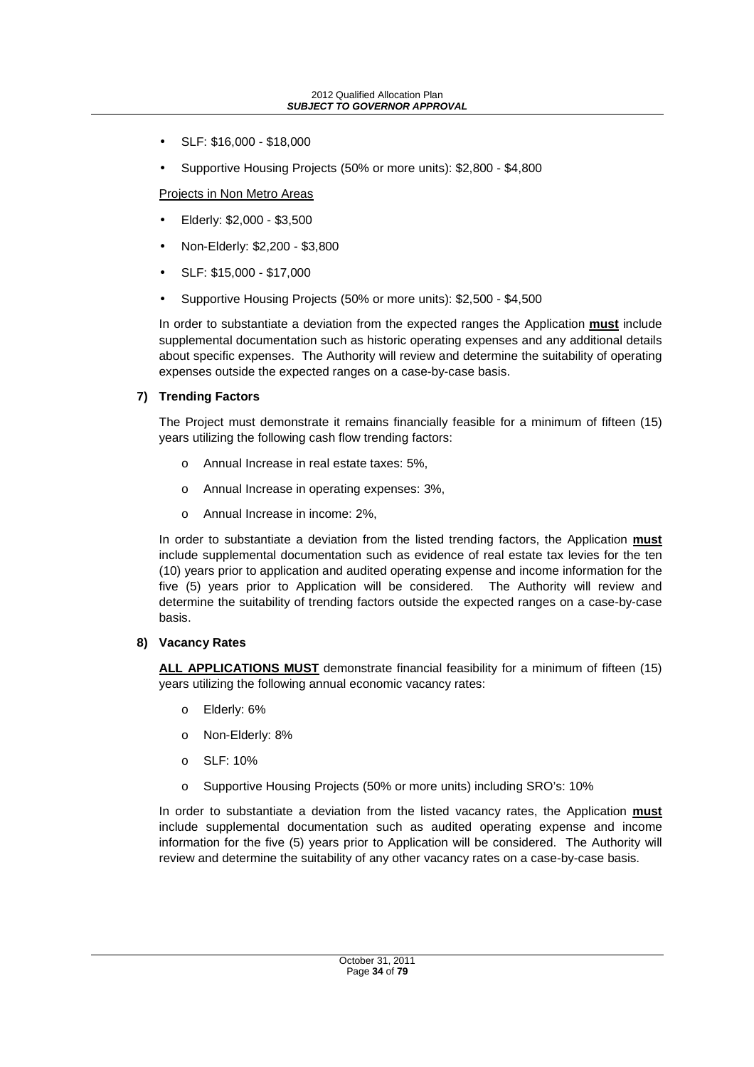- SLF: $16,000 - $18,000
- Supportive Housing Projects (50% or more units): $2,800 - $4,800

<u>Projects in Non Metro Areas</u>

- Elderly: $2,000 - $3,500
- Non-Elderly: $2,200 - $3,800
- SLF: $15,000 - $17,000
- Supportive Housing Projects (50% or more units): $2,500 - $4,500

In order to substantiate a deviation from the expected ranges the Application **<u>must</u>** include supplemental documentation such as historic operating expenses and any additional details about specific expenses. The Authority will review and determine the suitability of operating expenses outside the expected ranges on a case-by-case basis.

**7) Trending Factors**

The Project must demonstrate it remains financially feasible for a minimum of fifteen (15) years utilizing the following cash flow trending factors:

- Annual Increase in real estate taxes: 5%,
- Annual Increase in operating expenses: 3%,
- Annual Increase in income: 2%,

In order to substantiate a deviation from the listed trending factors, the Application **<u>must</u>** include supplemental documentation such as evidence of real estate tax levies for the ten (10) years prior to application and audited operating expense and income information for the five (5) years prior to Application will be considered. The Authority will review and determine the suitability of trending factors outside the expected ranges on a case-by-case basis.

**8) Vacancy Rates**

**<u>ALL APPLICATIONS MUST</u>** demonstrate financial feasibility for a minimum of fifteen (15) years utilizing the following annual economic vacancy rates:

- Elderly: 6%
- Non-Elderly: 8%
- SLF: 10%
- Supportive Housing Projects (50% or more units) including SRO's: 10%

In order to substantiate a deviation from the listed vacancy rates, the Application **<u>must</u>** include supplemental documentation such as audited operating expense and income information for the five (5) years prior to Application will be considered. The Authority will review and determine the suitability of any other vacancy rates on a case-by-case basis.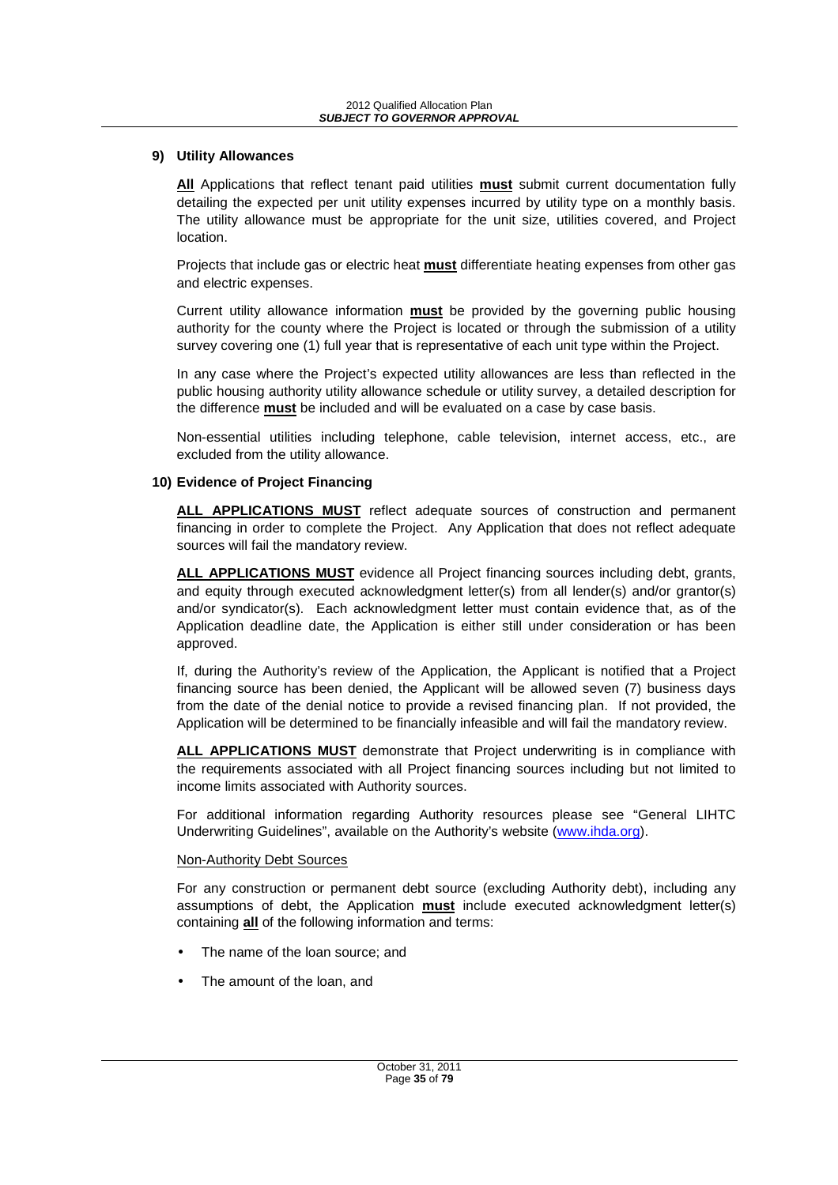### 9) Utility Allowances

**All** Applications that reflect tenant paid utilities **must** submit current documentation fully detailing the expected per unit utility expenses incurred by utility type on a monthly basis. The utility allowance must be appropriate for the unit size, utilities covered, and Project location.

Projects that include gas or electric heat **must** differentiate heating expenses from other gas and electric expenses.

Current utility allowance information **must** be provided by the governing public housing authority for the county where the Project is located or through the submission of a utility survey covering one (1) full year that is representative of each unit type within the Project.

In any case where the Project's expected utility allowances are less than reflected in the public housing authority utility allowance schedule or utility survey, a detailed description for the difference **must** be included and will be evaluated on a case by case basis.

Non-essential utilities including telephone, cable television, internet access, etc., are excluded from the utility allowance.

### 10) Evidence of Project Financing

**ALL APPLICATIONS MUST** reflect adequate sources of construction and permanent financing in order to complete the Project. Any Application that does not reflect adequate sources will fail the mandatory review.

**ALL APPLICATIONS MUST** evidence all Project financing sources including debt, grants, and equity through executed acknowledgment letter(s) from all lender(s) and/or grantor(s) and/or syndicator(s). Each acknowledgment letter must contain evidence that, as of the Application deadline date, the Application is either still under consideration or has been approved.

If, during the Authority's review of the Application, the Applicant is notified that a Project financing source has been denied, the Applicant will be allowed seven (7) business days from the date of the denial notice to provide a revised financing plan. If not provided, the Application will be determined to be financially infeasible and will fail the mandatory review.

**ALL APPLICATIONS MUST** demonstrate that Project underwriting is in compliance with the requirements associated with all Project financing sources including but not limited to income limits associated with Authority sources.

For additional information regarding Authority resources please see "General LIHTC Underwriting Guidelines", available on the Authority's website (www.ihda.org).

Non-Authority Debt Sources

For any construction or permanent debt source (excluding Authority debt), including any assumptions of debt, the Application **must** include executed acknowledgment letter(s) containing **all** of the following information and terms:

- The name of the loan source; and
- The amount of the loan, and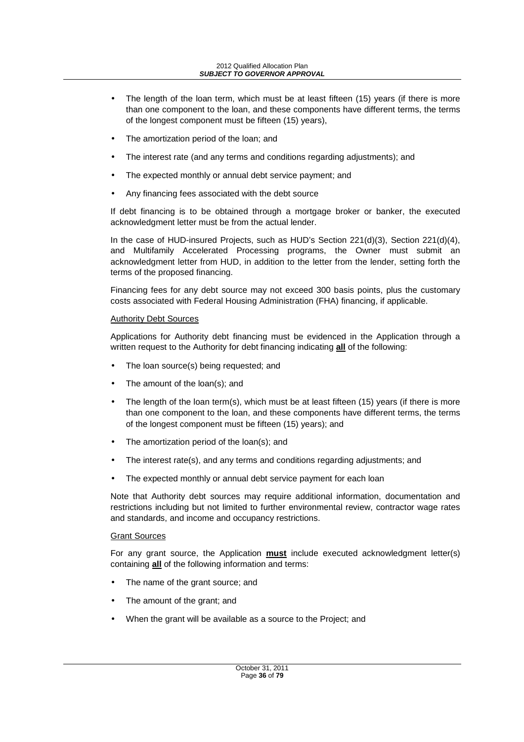- The length of the loan term, which must be at least fifteen (15) years (if there is more than one component to the loan, and these components have different terms, the terms of the longest component must be fifteen (15) years),
- The amortization period of the loan; and
- The interest rate (and any terms and conditions regarding adjustments); and
- The expected monthly or annual debt service payment; and
- Any financing fees associated with the debt source

If debt financing is to be obtained through a mortgage broker or banker, the executed acknowledgment letter must be from the actual lender.

In the case of HUD-insured Projects, such as HUD's Section 221(d)(3), Section 221(d)(4), and Multifamily Accelerated Processing programs, the Owner must submit an acknowledgment letter from HUD, in addition to the letter from the lender, setting forth the terms of the proposed financing.

Financing fees for any debt source may not exceed 300 basis points, plus the customary costs associated with Federal Housing Administration (FHA) financing, if applicable.

<u>Authority Debt Sources</u>

Applications for Authority debt financing must be evidenced in the Application through a written request to the Authority for debt financing indicating <u>**all**</u> of the following:

- The loan source(s) being requested; and
- The amount of the loan(s); and
- The length of the loan term(s), which must be at least fifteen (15) years (if there is more than one component to the loan, and these components have different terms, the terms of the longest component must be fifteen (15) years); and
- The amortization period of the loan(s); and
- The interest rate(s), and any terms and conditions regarding adjustments; and
- The expected monthly or annual debt service payment for each loan

Note that Authority debt sources may require additional information, documentation and restrictions including but not limited to further environmental review, contractor wage rates and standards, and income and occupancy restrictions.

<u>Grant Sources</u>

For any grant source, the Application <u>**must**</u> include executed acknowledgment letter(s) containing <u>**all**</u> of the following information and terms:

- The name of the grant source; and
- The amount of the grant; and
- When the grant will be available as a source to the Project; and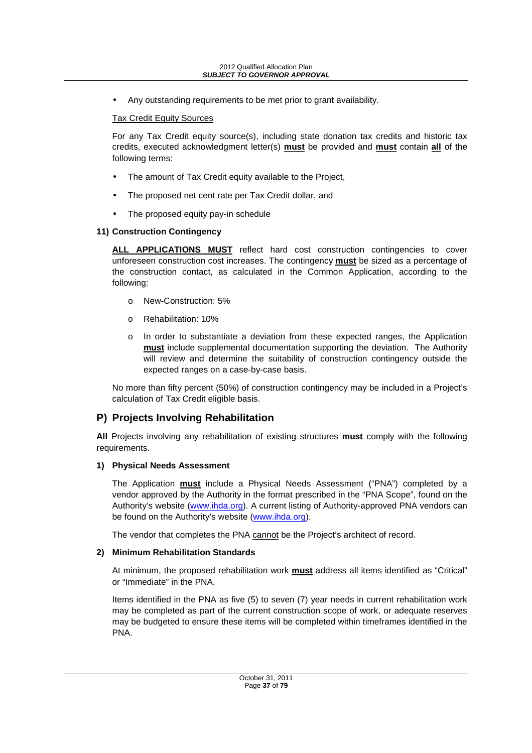- Any outstanding requirements to be met prior to grant availability.

Tax Credit Equity Sources

For any Tax Credit equity source(s), including state donation tax credits and historic tax credits, executed acknowledgment letter(s) **must** be provided and **must** contain **all** of the following terms:

- The amount of Tax Credit equity available to the Project,
- The proposed net cent rate per Tax Credit dollar, and
- The proposed equity pay-in schedule

**11) Construction Contingency**

**ALL APPLICATIONS MUST** reflect hard cost construction contingencies to cover unforeseen construction cost increases. The contingency **must** be sized as a percentage of the construction contact, as calculated in the Common Application, according to the following:

- New-Construction: 5%
- Rehabilitation: 10%
- In order to substantiate a deviation from these expected ranges, the Application **must** include supplemental documentation supporting the deviation. The Authority will review and determine the suitability of construction contingency outside the expected ranges on a case-by-case basis.

No more than fifty percent (50%) of construction contingency may be included in a Project's calculation of Tax Credit eligible basis.

## P) Projects Involving Rehabilitation

**All** Projects involving any rehabilitation of existing structures **must** comply with the following requirements.

**1) Physical Needs Assessment**

The Application **must** include a Physical Needs Assessment ("PNA") completed by a vendor approved by the Authority in the format prescribed in the "PNA Scope", found on the Authority's website (www.ihda.org). A current listing of Authority-approved PNA vendors can be found on the Authority's website (www.ihda.org).

The vendor that completes the PNA cannot be the Project's architect of record.

**2) Minimum Rehabilitation Standards**

At minimum, the proposed rehabilitation work **must** address all items identified as "Critical" or "Immediate" in the PNA.

Items identified in the PNA as five (5) to seven (7) year needs in current rehabilitation work may be completed as part of the current construction scope of work, or adequate reserves may be budgeted to ensure these items will be completed within timeframes identified in the PNA.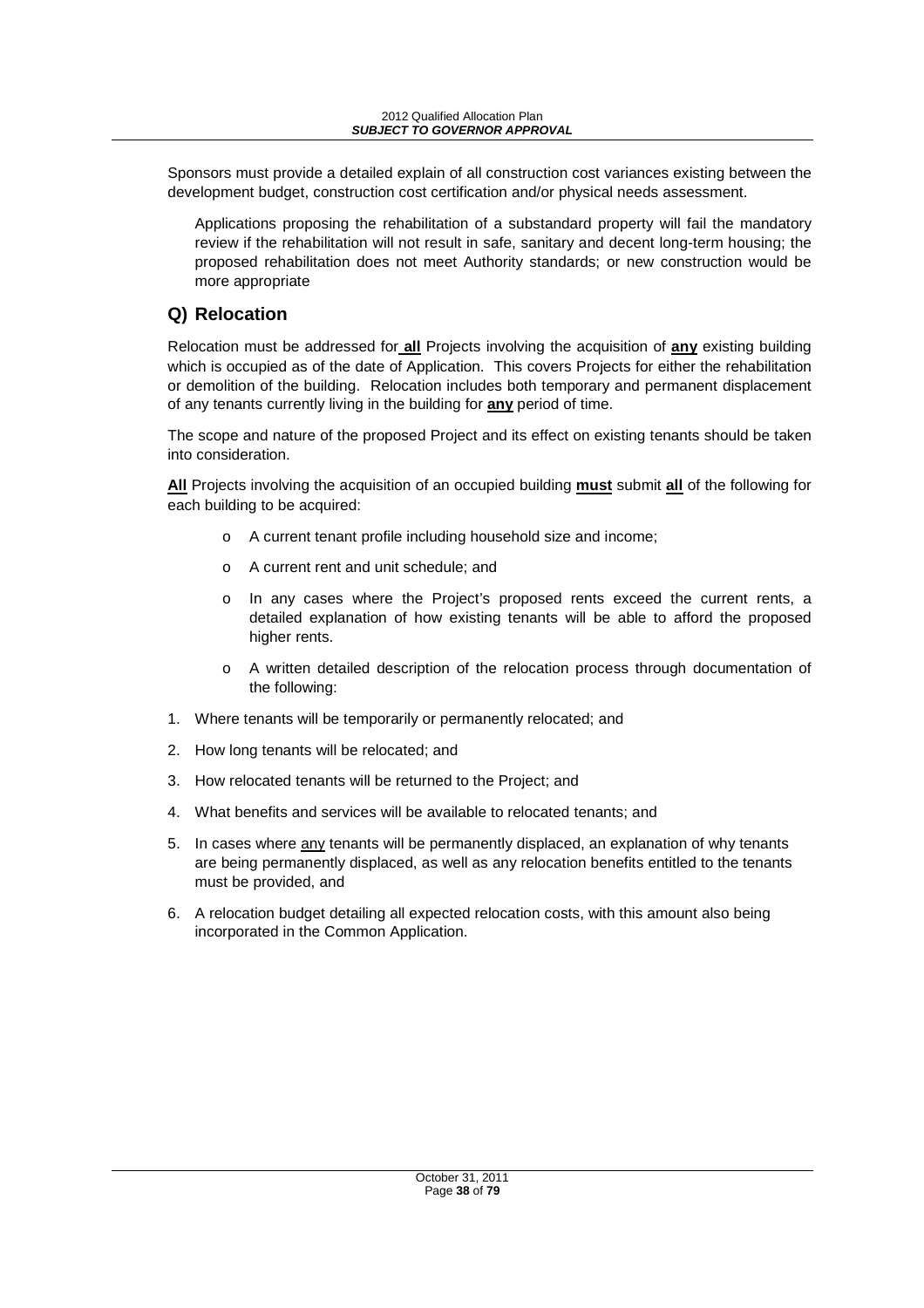Sponsors must provide a detailed explain of all construction cost variances existing between the development budget, construction cost certification and/or physical needs assessment.

Applications proposing the rehabilitation of a substandard property will fail the mandatory review if the rehabilitation will not result in safe, sanitary and decent long-term housing; the proposed rehabilitation does not meet Authority standards; or new construction would be more appropriate

## Q) Relocation

Relocation must be addressed for **all** Projects involving the acquisition of **any** existing building which is occupied as of the date of Application. This covers Projects for either the rehabilitation or demolition of the building. Relocation includes both temporary and permanent displacement of any tenants currently living in the building for **any** period of time.

The scope and nature of the proposed Project and its effect on existing tenants should be taken into consideration.

**All** Projects involving the acquisition of an occupied building **must** submit **all** of the following for each building to be acquired:

- A current tenant profile including household size and income;
- A current rent and unit schedule; and
- In any cases where the Project's proposed rents exceed the current rents, a detailed explanation of how existing tenants will be able to afford the proposed higher rents.
- A written detailed description of the relocation process through documentation of the following:

1. Where tenants will be temporarily or permanently relocated; and
2. How long tenants will be relocated; and
3. How relocated tenants will be returned to the Project; and
4. What benefits and services will be available to relocated tenants; and
5. In cases where any tenants will be permanently displaced, an explanation of why tenants are being permanently displaced, as well as any relocation benefits entitled to the tenants must be provided, and
6. A relocation budget detailing all expected relocation costs, with this amount also being incorporated in the Common Application.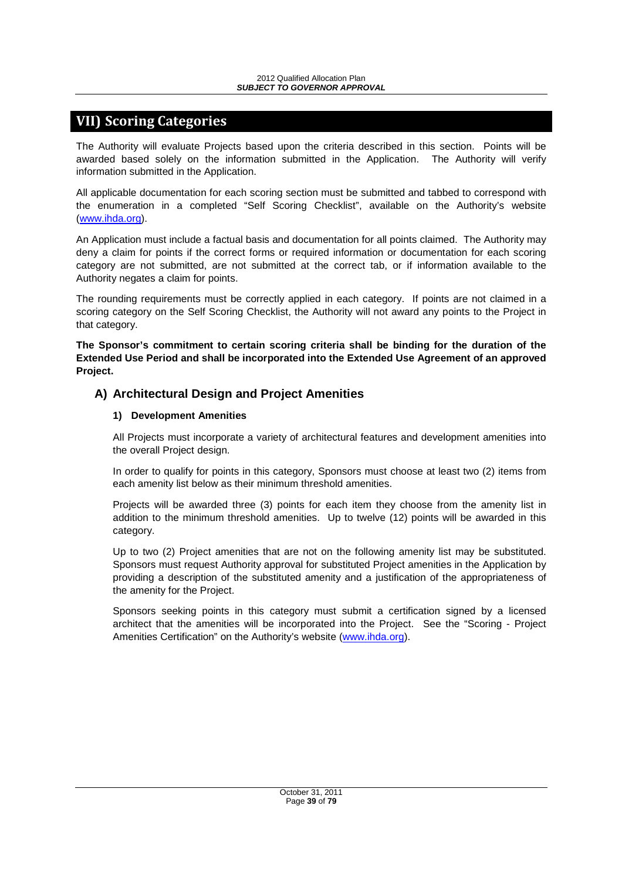# VII) Scoring Categories

The Authority will evaluate Projects based upon the criteria described in this section. Points will be awarded based solely on the information submitted in the Application. The Authority will verify information submitted in the Application.

All applicable documentation for each scoring section must be submitted and tabbed to correspond with the enumeration in a completed "Self Scoring Checklist", available on the Authority's website (www.ihda.org).

An Application must include a factual basis and documentation for all points claimed. The Authority may deny a claim for points if the correct forms or required information or documentation for each scoring category are not submitted, are not submitted at the correct tab, or if information available to the Authority negates a claim for points.

The rounding requirements must be correctly applied in each category. If points are not claimed in a scoring category on the Self Scoring Checklist, the Authority will not award any points to the Project in that category.

**The Sponsor's commitment to certain scoring criteria shall be binding for the duration of the Extended Use Period and shall be incorporated into the Extended Use Agreement of an approved Project.**

## A) Architectural Design and Project Amenities

### 1) Development Amenities

All Projects must incorporate a variety of architectural features and development amenities into the overall Project design.

In order to qualify for points in this category, Sponsors must choose at least two (2) items from each amenity list below as their minimum threshold amenities.

Projects will be awarded three (3) points for each item they choose from the amenity list in addition to the minimum threshold amenities. Up to twelve (12) points will be awarded in this category.

Up to two (2) Project amenities that are not on the following amenity list may be substituted. Sponsors must request Authority approval for substituted Project amenities in the Application by providing a description of the substituted amenity and a justification of the appropriateness of the amenity for the Project.

Sponsors seeking points in this category must submit a certification signed by a licensed architect that the amenities will be incorporated into the Project. See the "Scoring - Project Amenities Certification" on the Authority's website (www.ihda.org).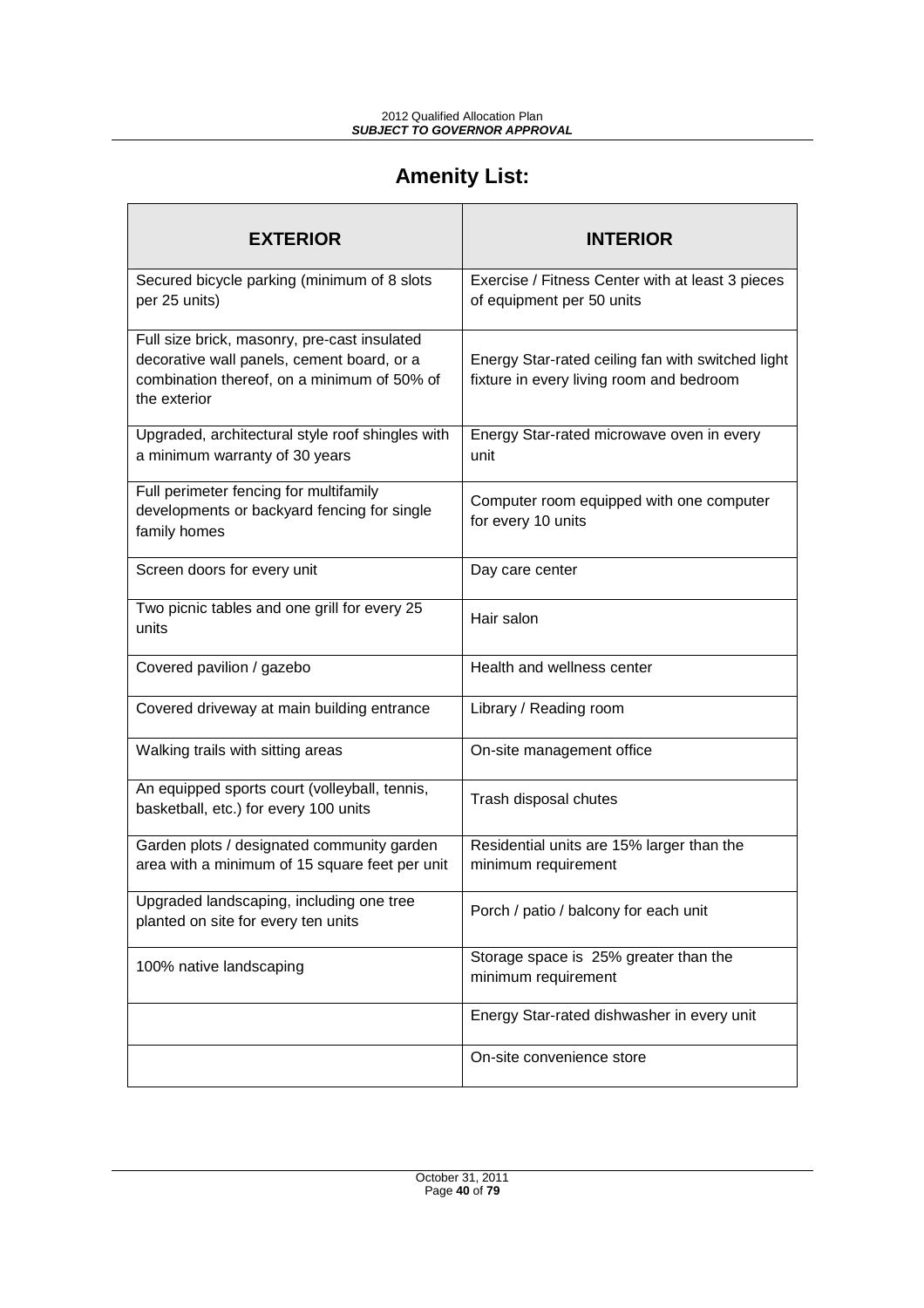# Amenity List:

| EXTERIOR | INTERIOR |
|---|---|
| Secured bicycle parking (minimum of 8 slots per 25 units) | Exercise / Fitness Center with at least 3 pieces of equipment per 50 units |
| Full size brick, masonry, pre-cast insulated decorative wall panels, cement board, or a combination thereof, on a minimum of 50% of the exterior | Energy Star-rated ceiling fan with switched light fixture in every living room and bedroom |
| Upgraded, architectural style roof shingles with a minimum warranty of 30 years | Energy Star-rated microwave oven in every unit |
| Full perimeter fencing for multifamily developments or backyard fencing for single family homes | Computer room equipped with one computer for every 10 units |
| Screen doors for every unit | Day care center |
| Two picnic tables and one grill for every 25 units | Hair salon |
| Covered pavilion / gazebo | Health and wellness center |
| Covered driveway at main building entrance | Library / Reading room |
| Walking trails with sitting areas | On-site management office |
| An equipped sports court (volleyball, tennis, basketball, etc.) for every 100 units | Trash disposal chutes |
| Garden plots / designated community garden area with a minimum of 15 square feet per unit | Residential units are 15% larger than the minimum requirement |
| Upgraded landscaping, including one tree planted on site for every ten units | Porch / patio / balcony for each unit |
| 100% native landscaping | Storage space is 25% greater than the minimum requirement |
| | Energy Star-rated dishwasher in every unit |
| | On-site convenience store |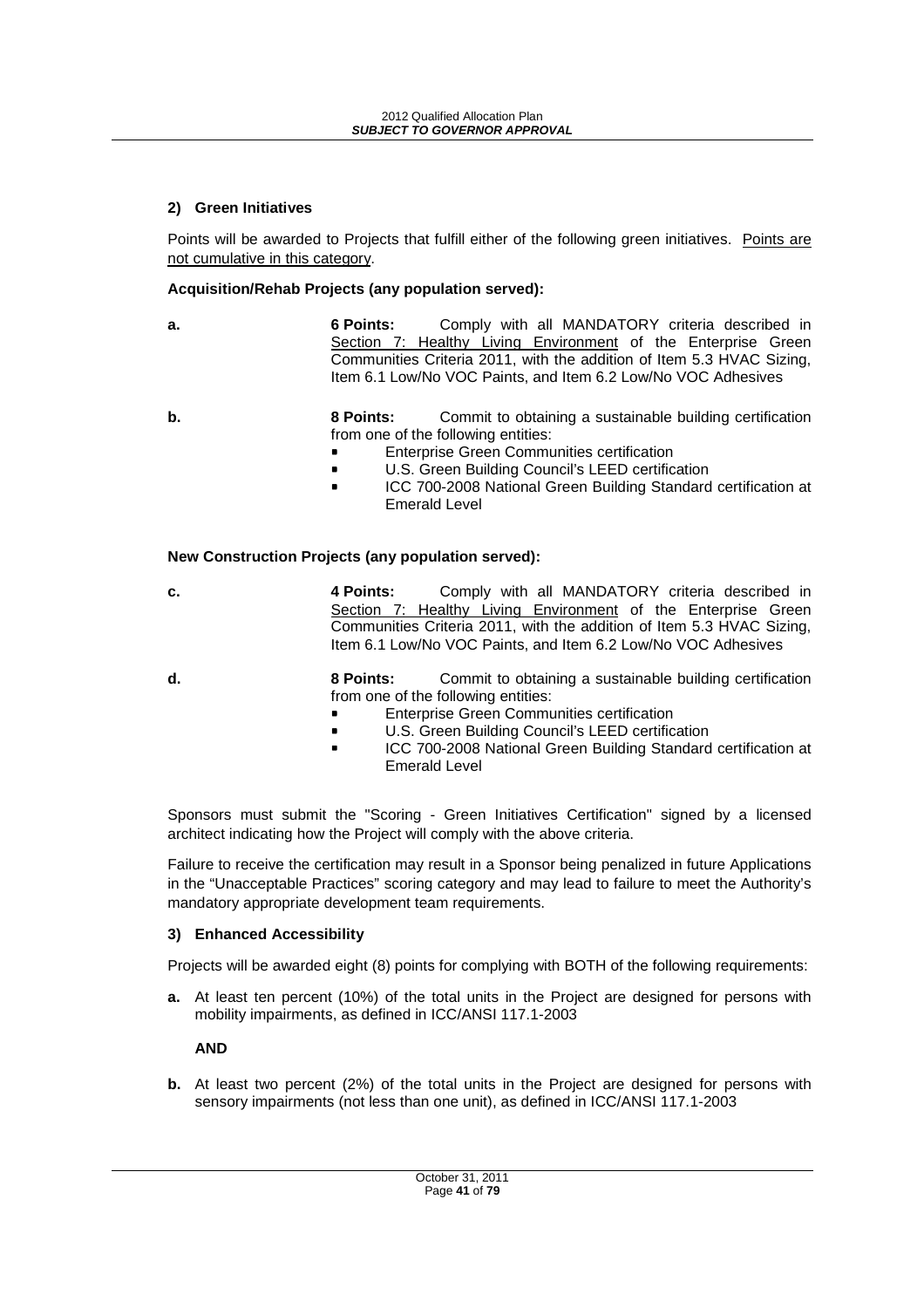**2) Green Initiatives**

Points will be awarded to Projects that fulfill either of the following green initiatives. Points are not cumulative in this category.

**Acquisition/Rehab Projects (any population served):**

**a.** **6 Points:** Comply with all MANDATORY criteria described in Section 7: Healthy Living Environment of the Enterprise Green Communities Criteria 2011, with the addition of Item 5.3 HVAC Sizing, Item 6.1 Low/No VOC Paints, and Item 6.2 Low/No VOC Adhesives

**b.** **8 Points:** Commit to obtaining a sustainable building certification from one of the following entities:

- Enterprise Green Communities certification
- U.S. Green Building Council's LEED certification
- ICC 700-2008 National Green Building Standard certification at Emerald Level

**New Construction Projects (any population served):**

**c.** **4 Points:** Comply with all MANDATORY criteria described in Section 7: Healthy Living Environment of the Enterprise Green Communities Criteria 2011, with the addition of Item 5.3 HVAC Sizing, Item 6.1 Low/No VOC Paints, and Item 6.2 Low/No VOC Adhesives

**d.** **8 Points:** Commit to obtaining a sustainable building certification from one of the following entities:

- Enterprise Green Communities certification
- U.S. Green Building Council's LEED certification
- ICC 700-2008 National Green Building Standard certification at Emerald Level

Sponsors must submit the "Scoring - Green Initiatives Certification" signed by a licensed architect indicating how the Project will comply with the above criteria.

Failure to receive the certification may result in a Sponsor being penalized in future Applications in the "Unacceptable Practices" scoring category and may lead to failure to meet the Authority's mandatory appropriate development team requirements.

**3) Enhanced Accessibility**

Projects will be awarded eight (8) points for complying with BOTH of the following requirements:

**a.** At least ten percent (10%) of the total units in the Project are designed for persons with mobility impairments, as defined in ICC/ANSI 117.1-2003

**AND**

**b.** At least two percent (2%) of the total units in the Project are designed for persons with sensory impairments (not less than one unit), as defined in ICC/ANSI 117.1-2003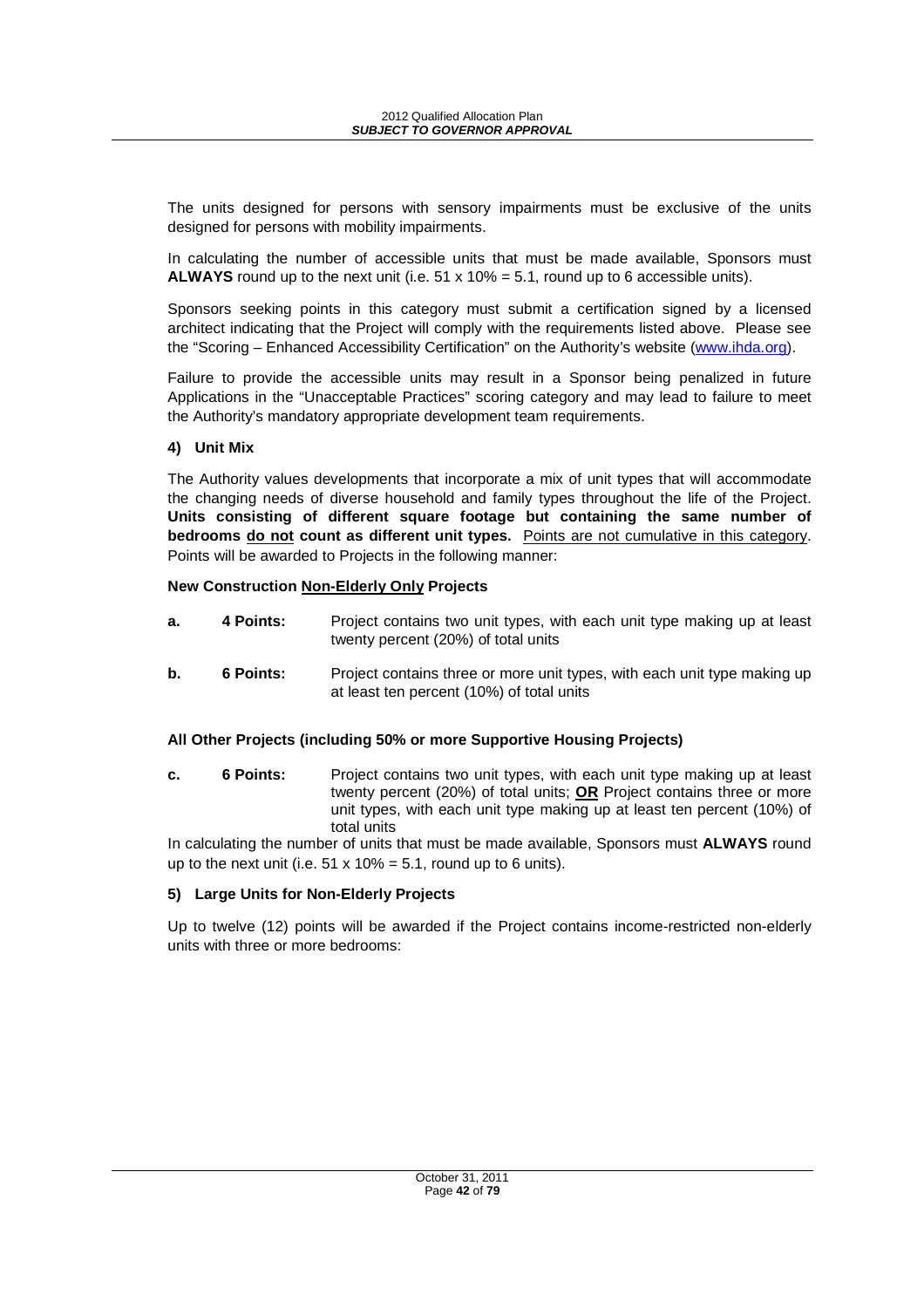The units designed for persons with sensory impairments must be exclusive of the units designed for persons with mobility impairments.

In calculating the number of accessible units that must be made available, Sponsors must **ALWAYS** round up to the next unit (i.e. 51 x 10% = 5.1, round up to 6 accessible units).

Sponsors seeking points in this category must submit a certification signed by a licensed architect indicating that the Project will comply with the requirements listed above. Please see the "Scoring – Enhanced Accessibility Certification" on the Authority's website (www.ihda.org).

Failure to provide the accessible units may result in a Sponsor being penalized in future Applications in the "Unacceptable Practices" scoring category and may lead to failure to meet the Authority's mandatory appropriate development team requirements.

#### 4) Unit Mix

The Authority values developments that incorporate a mix of unit types that will accommodate the changing needs of diverse household and family types throughout the life of the Project. **Units consisting of different square footage but containing the same number of bedrooms <u>do not</u> count as different unit types.** <u>Points are not cumulative in this category</u>. Points will be awarded to Projects in the following manner:

**New Construction <u>Non-Elderly Only</u> Projects**

**a. 4 Points:** Project contains two unit types, with each unit type making up at least twenty percent (20%) of total units

**b. 6 Points:** Project contains three or more unit types, with each unit type making up at least ten percent (10%) of total units

**All Other Projects (including 50% or more Supportive Housing Projects)**

**c. 6 Points:** Project contains two unit types, with each unit type making up at least twenty percent (20%) of total units; **<u>OR</u>** Project contains three or more unit types, with each unit type making up at least ten percent (10%) of total units

In calculating the number of units that must be made available, Sponsors must **ALWAYS** round up to the next unit (i.e. 51 x 10% = 5.1, round up to 6 units).

#### 5) Large Units for Non-Elderly Projects

Up to twelve (12) points will be awarded if the Project contains income-restricted non-elderly units with three or more bedrooms: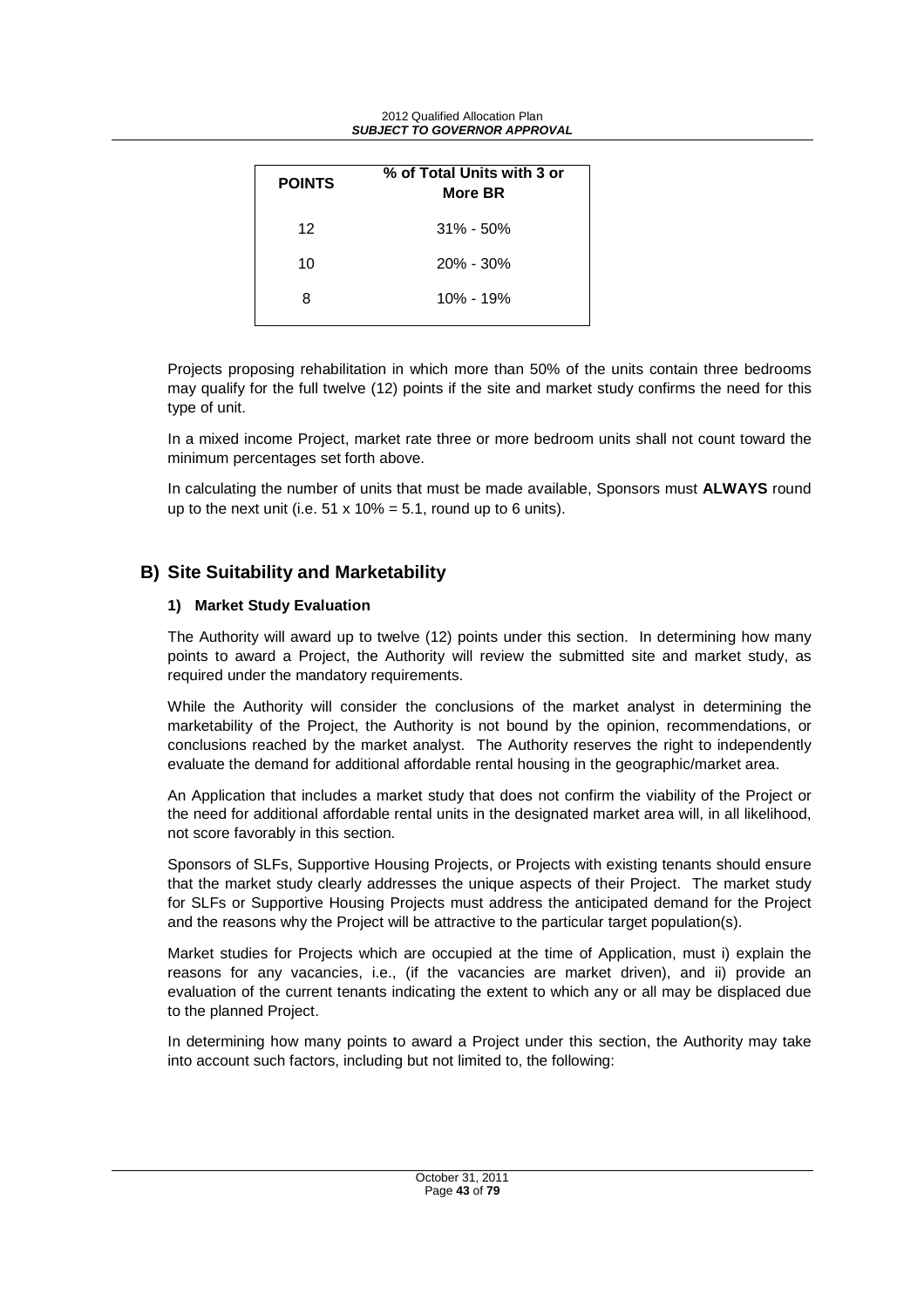| POINTS | % of Total Units with 3 or More BR |
|---|---|
| 12 | 31% - 50% |
| 10 | 20% - 30% |
| 8 | 10% - 19% |

Projects proposing rehabilitation in which more than 50% of the units contain three bedrooms may qualify for the full twelve (12) points if the site and market study confirms the need for this type of unit.

In a mixed income Project, market rate three or more bedroom units shall not count toward the minimum percentages set forth above.

In calculating the number of units that must be made available, Sponsors must **ALWAYS** round up to the next unit (i.e. 51 x 10% = 5.1, round up to 6 units).

## B) Site Suitability and Marketability

### 1) Market Study Evaluation

The Authority will award up to twelve (12) points under this section. In determining how many points to award a Project, the Authority will review the submitted site and market study, as required under the mandatory requirements.

While the Authority will consider the conclusions of the market analyst in determining the marketability of the Project, the Authority is not bound by the opinion, recommendations, or conclusions reached by the market analyst. The Authority reserves the right to independently evaluate the demand for additional affordable rental housing in the geographic/market area.

An Application that includes a market study that does not confirm the viability of the Project or the need for additional affordable rental units in the designated market area will, in all likelihood, not score favorably in this section.

Sponsors of SLFs, Supportive Housing Projects, or Projects with existing tenants should ensure that the market study clearly addresses the unique aspects of their Project. The market study for SLFs or Supportive Housing Projects must address the anticipated demand for the Project and the reasons why the Project will be attractive to the particular target population(s).

Market studies for Projects which are occupied at the time of Application, must i) explain the reasons for any vacancies, i.e., (if the vacancies are market driven), and ii) provide an evaluation of the current tenants indicating the extent to which any or all may be displaced due to the planned Project.

In determining how many points to award a Project under this section, the Authority may take into account such factors, including but not limited to, the following: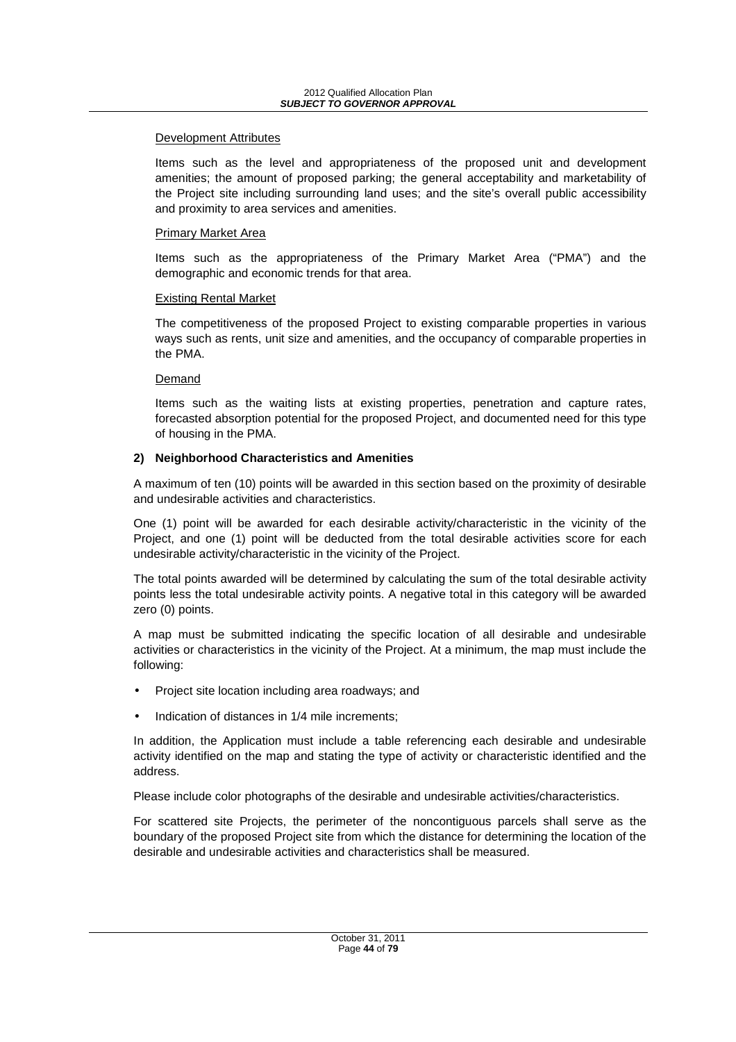Development Attributes

Items such as the level and appropriateness of the proposed unit and development amenities; the amount of proposed parking; the general acceptability and marketability of the Project site including surrounding land uses; and the site's overall public accessibility and proximity to area services and amenities.

Primary Market Area

Items such as the appropriateness of the Primary Market Area ("PMA") and the demographic and economic trends for that area.

Existing Rental Market

The competitiveness of the proposed Project to existing comparable properties in various ways such as rents, unit size and amenities, and the occupancy of comparable properties in the PMA.

Demand

Items such as the waiting lists at existing properties, penetration and capture rates, forecasted absorption potential for the proposed Project, and documented need for this type of housing in the PMA.

**2) Neighborhood Characteristics and Amenities**

A maximum of ten (10) points will be awarded in this section based on the proximity of desirable and undesirable activities and characteristics.

One (1) point will be awarded for each desirable activity/characteristic in the vicinity of the Project, and one (1) point will be deducted from the total desirable activities score for each undesirable activity/characteristic in the vicinity of the Project.

The total points awarded will be determined by calculating the sum of the total desirable activity points less the total undesirable activity points. A negative total in this category will be awarded zero (0) points.

A map must be submitted indicating the specific location of all desirable and undesirable activities or characteristics in the vicinity of the Project. At a minimum, the map must include the following:

- Project site location including area roadways; and
- Indication of distances in 1/4 mile increments;

In addition, the Application must include a table referencing each desirable and undesirable activity identified on the map and stating the type of activity or characteristic identified and the address.

Please include color photographs of the desirable and undesirable activities/characteristics.

For scattered site Projects, the perimeter of the noncontiguous parcels shall serve as the boundary of the proposed Project site from which the distance for determining the location of the desirable and undesirable activities and characteristics shall be measured.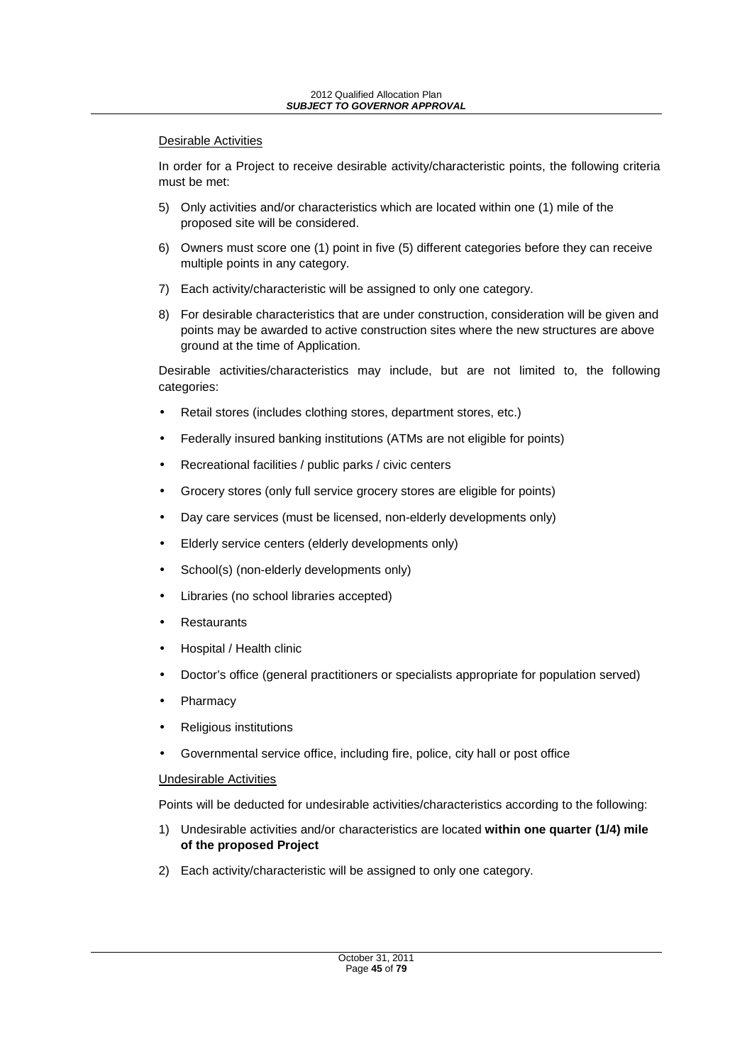Desirable Activities

In order for a Project to receive desirable activity/characteristic points, the following criteria must be met:

5) Only activities and/or characteristics which are located within one (1) mile of the proposed site will be considered.
6) Owners must score one (1) point in five (5) different categories before they can receive multiple points in any category.
7) Each activity/characteristic will be assigned to only one category.
8) For desirable characteristics that are under construction, consideration will be given and points may be awarded to active construction sites where the new structures are above ground at the time of Application.

Desirable activities/characteristics may include, but are not limited to, the following categories:

- Retail stores (includes clothing stores, department stores, etc.)
- Federally insured banking institutions (ATMs are not eligible for points)
- Recreational facilities / public parks / civic centers
- Grocery stores (only full service grocery stores are eligible for points)
- Day care services (must be licensed, non-elderly developments only)
- Elderly service centers (elderly developments only)
- School(s) (non-elderly developments only)
- Libraries (no school libraries accepted)
- Restaurants
- Hospital / Health clinic
- Doctor's office (general practitioners or specialists appropriate for population served)
- Pharmacy
- Religious institutions
- Governmental service office, including fire, police, city hall or post office

Undesirable Activities

Points will be deducted for undesirable activities/characteristics according to the following:

1) Undesirable activities and/or characteristics are located **within one quarter (1/4) mile of the proposed Project**
2) Each activity/characteristic will be assigned to only one category.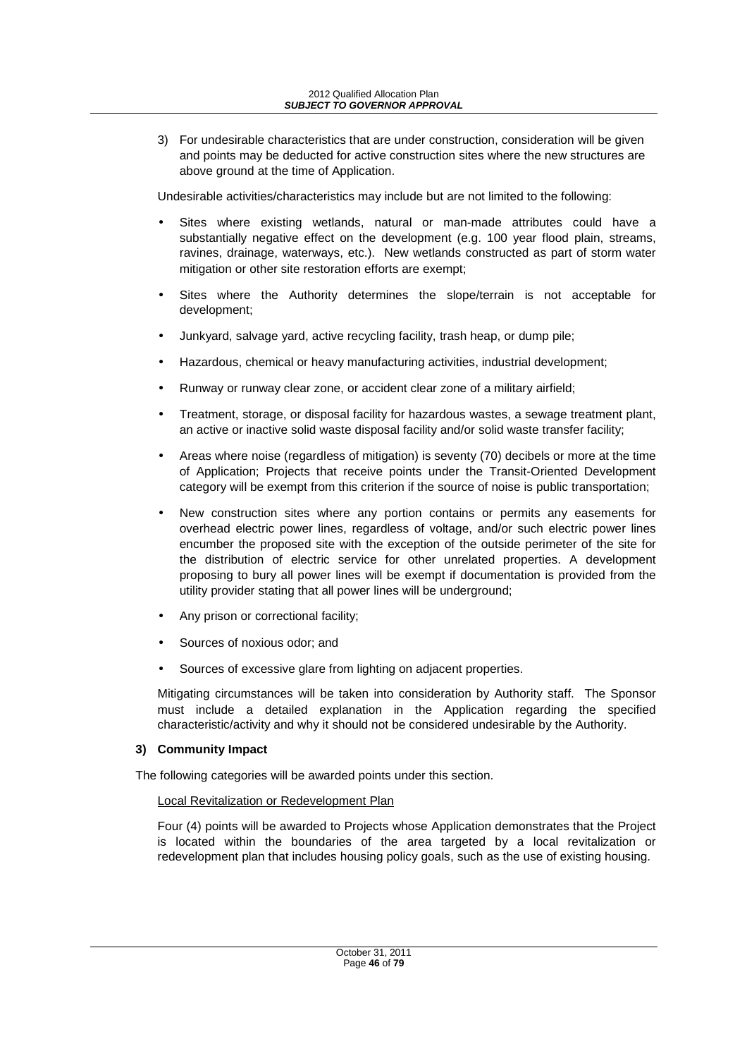3) For undesirable characteristics that are under construction, consideration will be given and points may be deducted for active construction sites where the new structures are above ground at the time of Application.

Undesirable activities/characteristics may include but are not limited to the following:

- Sites where existing wetlands, natural or man-made attributes could have a substantially negative effect on the development (e.g. 100 year flood plain, streams, ravines, drainage, waterways, etc.). New wetlands constructed as part of storm water mitigation or other site restoration efforts are exempt;
- Sites where the Authority determines the slope/terrain is not acceptable for development;
- Junkyard, salvage yard, active recycling facility, trash heap, or dump pile;
- Hazardous, chemical or heavy manufacturing activities, industrial development;
- Runway or runway clear zone, or accident clear zone of a military airfield;
- Treatment, storage, or disposal facility for hazardous wastes, a sewage treatment plant, an active or inactive solid waste disposal facility and/or solid waste transfer facility;
- Areas where noise (regardless of mitigation) is seventy (70) decibels or more at the time of Application; Projects that receive points under the Transit-Oriented Development category will be exempt from this criterion if the source of noise is public transportation;
- New construction sites where any portion contains or permits any easements for overhead electric power lines, regardless of voltage, and/or such electric power lines encumber the proposed site with the exception of the outside perimeter of the site for the distribution of electric service for other unrelated properties. A development proposing to bury all power lines will be exempt if documentation is provided from the utility provider stating that all power lines will be underground;
- Any prison or correctional facility;
- Sources of noxious odor; and
- Sources of excessive glare from lighting on adjacent properties.

Mitigating circumstances will be taken into consideration by Authority staff. The Sponsor must include a detailed explanation in the Application regarding the specified characteristic/activity and why it should not be considered undesirable by the Authority.

### 3) Community Impact

The following categories will be awarded points under this section.

Local Revitalization or Redevelopment Plan

Four (4) points will be awarded to Projects whose Application demonstrates that the Project is located within the boundaries of the area targeted by a local revitalization or redevelopment plan that includes housing policy goals, such as the use of existing housing.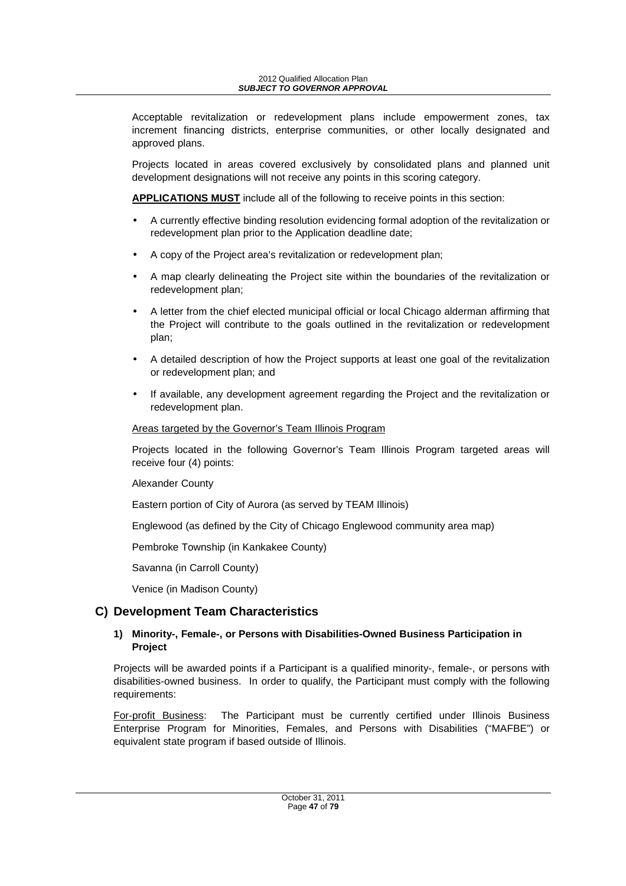Acceptable revitalization or redevelopment plans include empowerment zones, tax increment financing districts, enterprise communities, or other locally designated and approved plans.

Projects located in areas covered exclusively by consolidated plans and planned unit development designations will not receive any points in this scoring category.

**APPLICATIONS MUST** include all of the following to receive points in this section:

- A currently effective binding resolution evidencing formal adoption of the revitalization or redevelopment plan prior to the Application deadline date;
- A copy of the Project area's revitalization or redevelopment plan;
- A map clearly delineating the Project site within the boundaries of the revitalization or redevelopment plan;
- A letter from the chief elected municipal official or local Chicago alderman affirming that the Project will contribute to the goals outlined in the revitalization or redevelopment plan;
- A detailed description of how the Project supports at least one goal of the revitalization or redevelopment plan; and
- If available, any development agreement regarding the Project and the revitalization or redevelopment plan.

Areas targeted by the Governor's Team Illinois Program

Projects located in the following Governor's Team Illinois Program targeted areas will receive four (4) points:

Alexander County

Eastern portion of City of Aurora (as served by TEAM Illinois)

Englewood (as defined by the City of Chicago Englewood community area map)

Pembroke Township (in Kankakee County)

Savanna (in Carroll County)

Venice (in Madison County)

## C) Development Team Characteristics

### 1) Minority-, Female-, or Persons with Disabilities-Owned Business Participation in Project

Projects will be awarded points if a Participant is a qualified minority-, female-, or persons with disabilities-owned business. In order to qualify, the Participant must comply with the following requirements:

For-profit Business: The Participant must be currently certified under Illinois Business Enterprise Program for Minorities, Females, and Persons with Disabilities ("MAFBE") or equivalent state program if based outside of Illinois.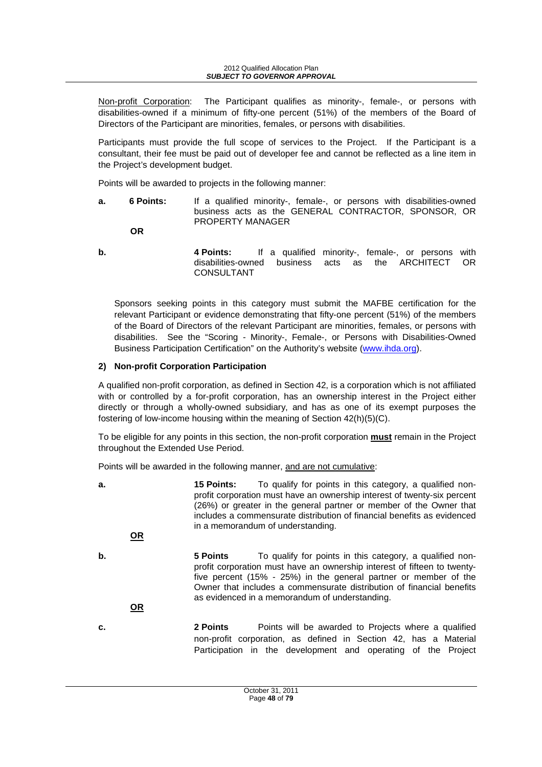Non-profit Corporation: The Participant qualifies as minority-, female-, or persons with disabilities-owned if a minimum of fifty-one percent (51%) of the members of the Board of Directors of the Participant are minorities, females, or persons with disabilities.

Participants must provide the full scope of services to the Project. If the Participant is a consultant, their fee must be paid out of developer fee and cannot be reflected as a line item in the Project's development budget.

Points will be awarded to projects in the following manner:

**a.** **6 Points:** If a qualified minority-, female-, or persons with disabilities-owned business acts as the GENERAL CONTRACTOR, SPONSOR, OR PROPERTY MANAGER

**OR**

**b.** **4 Points:** If a qualified minority-, female-, or persons with disabilities-owned business acts as the ARCHITECT OR CONSULTANT

Sponsors seeking points in this category must submit the MAFBE certification for the relevant Participant or evidence demonstrating that fifty-one percent (51%) of the members of the Board of Directors of the relevant Participant are minorities, females, or persons with disabilities. See the "Scoring - Minority-, Female-, or Persons with Disabilities-Owned Business Participation Certification" on the Authority's website (www.ihda.org).

**2) Non-profit Corporation Participation**

A qualified non-profit corporation, as defined in Section 42, is a corporation which is not affiliated with or controlled by a for-profit corporation, has an ownership interest in the Project either directly or through a wholly-owned subsidiary, and has as one of its exempt purposes the fostering of low-income housing within the meaning of Section 42(h)(5)(C).

To be eligible for any points in this section, the non-profit corporation **must** remain in the Project throughout the Extended Use Period.

Points will be awarded in the following manner, and are not cumulative:

**a.** **15 Points:** To qualify for points in this category, a qualified non-profit corporation must have an ownership interest of twenty-six percent (26%) or greater in the general partner or member of the Owner that includes a commensurate distribution of financial benefits as evidenced in a memorandum of understanding.

**OR**

**b.** **5 Points** To qualify for points in this category, a qualified non-profit corporation must have an ownership interest of fifteen to twenty-five percent (15% - 25%) in the general partner or member of the Owner that includes a commensurate distribution of financial benefits as evidenced in a memorandum of understanding.

**OR**

**c.** **2 Points** Points will be awarded to Projects where a qualified non-profit corporation, as defined in Section 42, has a Material Participation in the development and operating of the Project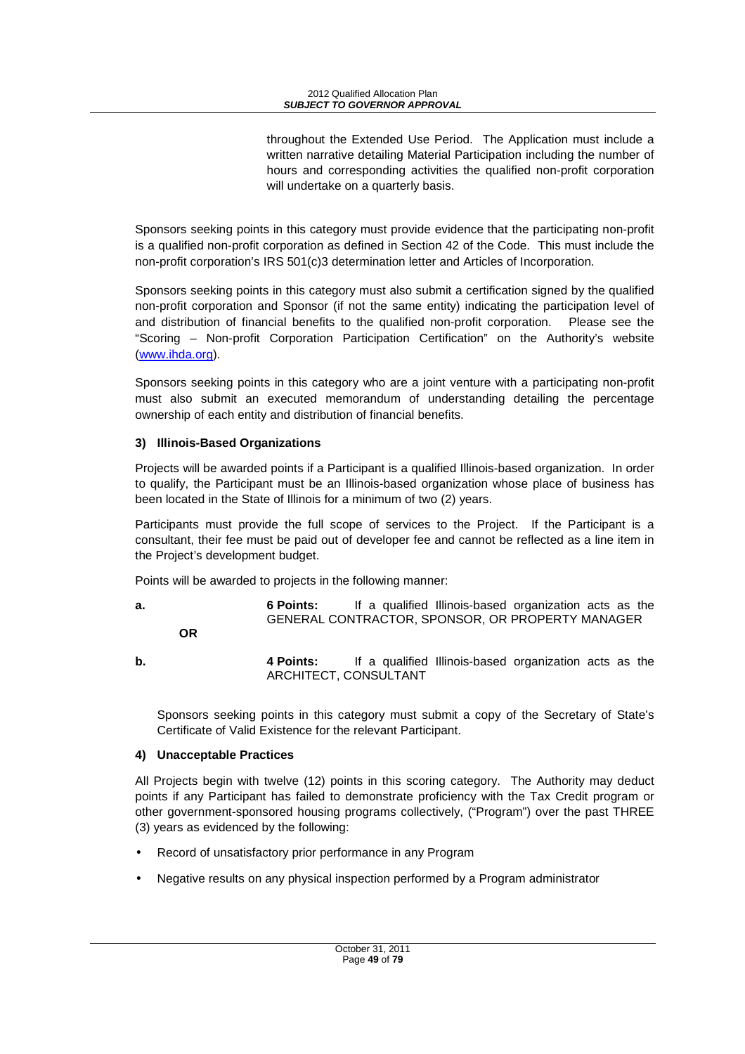throughout the Extended Use Period. The Application must include a written narrative detailing Material Participation including the number of hours and corresponding activities the qualified non-profit corporation will undertake on a quarterly basis.

Sponsors seeking points in this category must provide evidence that the participating non-profit is a qualified non-profit corporation as defined in Section 42 of the Code. This must include the non-profit corporation's IRS 501(c)3 determination letter and Articles of Incorporation.

Sponsors seeking points in this category must also submit a certification signed by the qualified non-profit corporation and Sponsor (if not the same entity) indicating the participation level of and distribution of financial benefits to the qualified non-profit corporation. Please see the "Scoring – Non-profit Corporation Participation Certification" on the Authority's website (www.ihda.org).

Sponsors seeking points in this category who are a joint venture with a participating non-profit must also submit an executed memorandum of understanding detailing the percentage ownership of each entity and distribution of financial benefits.

**3) Illinois-Based Organizations**

Projects will be awarded points if a Participant is a qualified Illinois-based organization. In order to qualify, the Participant must be an Illinois-based organization whose place of business has been located in the State of Illinois for a minimum of two (2) years.

Participants must provide the full scope of services to the Project. If the Participant is a consultant, their fee must be paid out of developer fee and cannot be reflected as a line item in the Project's development budget.

Points will be awarded to projects in the following manner:

**a.** **6 Points:** If a qualified Illinois-based organization acts as the GENERAL CONTRACTOR, SPONSOR, OR PROPERTY MANAGER

**OR**

**b.** **4 Points:** If a qualified Illinois-based organization acts as the ARCHITECT, CONSULTANT

Sponsors seeking points in this category must submit a copy of the Secretary of State's Certificate of Valid Existence for the relevant Participant.

**4) Unacceptable Practices**

All Projects begin with twelve (12) points in this scoring category. The Authority may deduct points if any Participant has failed to demonstrate proficiency with the Tax Credit program or other government-sponsored housing programs collectively, ("Program") over the past THREE (3) years as evidenced by the following:

- Record of unsatisfactory prior performance in any Program
- Negative results on any physical inspection performed by a Program administrator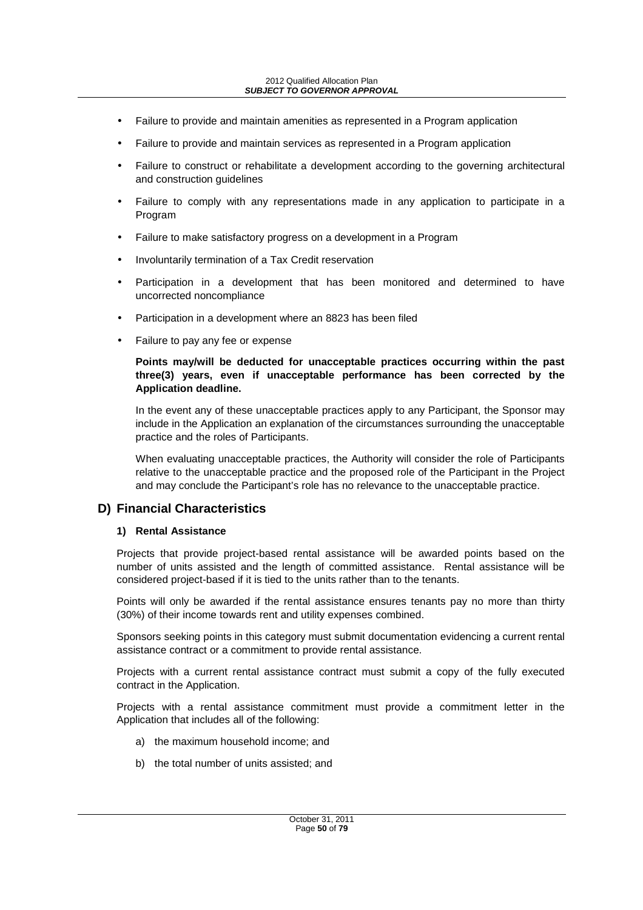- Failure to provide and maintain amenities as represented in a Program application
- Failure to provide and maintain services as represented in a Program application
- Failure to construct or rehabilitate a development according to the governing architectural and construction guidelines
- Failure to comply with any representations made in any application to participate in a Program
- Failure to make satisfactory progress on a development in a Program
- Involuntarily termination of a Tax Credit reservation
- Participation in a development that has been monitored and determined to have uncorrected noncompliance
- Participation in a development where an 8823 has been filed
- Failure to pay any fee or expense

**Points may/will be deducted for unacceptable practices occurring within the past three(3) years, even if unacceptable performance has been corrected by the Application deadline.**

In the event any of these unacceptable practices apply to any Participant, the Sponsor may include in the Application an explanation of the circumstances surrounding the unacceptable practice and the roles of Participants.

When evaluating unacceptable practices, the Authority will consider the role of Participants relative to the unacceptable practice and the proposed role of the Participant in the Project and may conclude the Participant's role has no relevance to the unacceptable practice.

## D) Financial Characteristics

### 1) Rental Assistance

Projects that provide project-based rental assistance will be awarded points based on the number of units assisted and the length of committed assistance. Rental assistance will be considered project-based if it is tied to the units rather than to the tenants.

Points will only be awarded if the rental assistance ensures tenants pay no more than thirty (30%) of their income towards rent and utility expenses combined.

Sponsors seeking points in this category must submit documentation evidencing a current rental assistance contract or a commitment to provide rental assistance.

Projects with a current rental assistance contract must submit a copy of the fully executed contract in the Application.

Projects with a rental assistance commitment must provide a commitment letter in the Application that includes all of the following:

a) the maximum household income; and

b) the total number of units assisted; and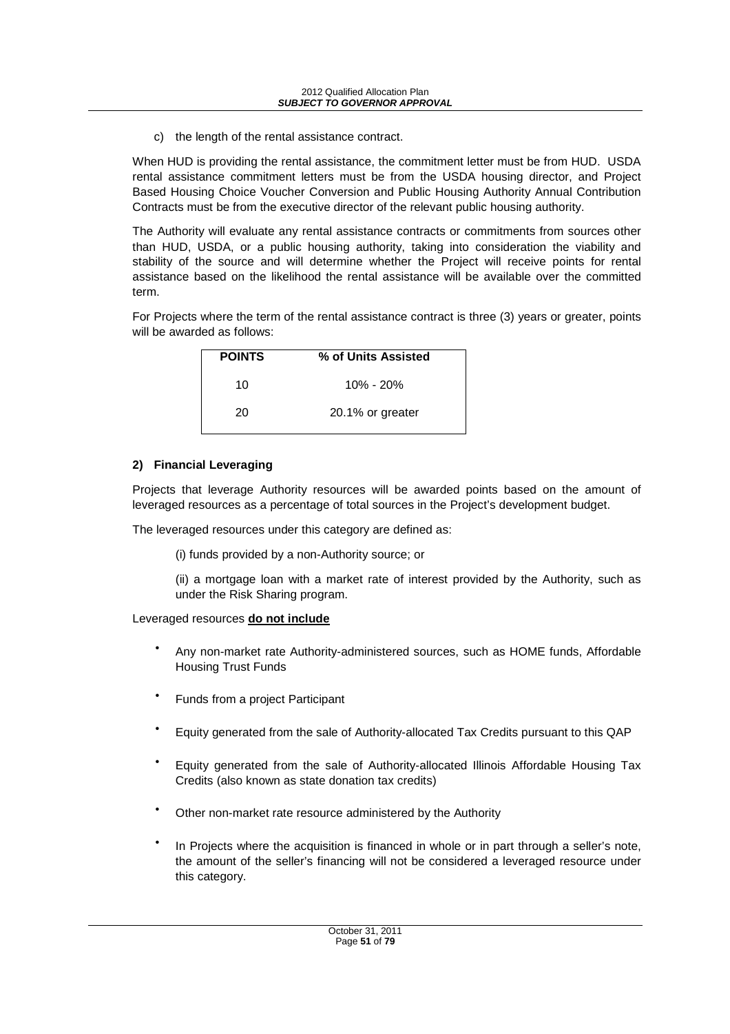c) the length of the rental assistance contract.

When HUD is providing the rental assistance, the commitment letter must be from HUD. USDA rental assistance commitment letters must be from the USDA housing director, and Project Based Housing Choice Voucher Conversion and Public Housing Authority Annual Contribution Contracts must be from the executive director of the relevant public housing authority.

The Authority will evaluate any rental assistance contracts or commitments from sources other than HUD, USDA, or a public housing authority, taking into consideration the viability and stability of the source and will determine whether the Project will receive points for rental assistance based on the likelihood the rental assistance will be available over the committed term.

For Projects where the term of the rental assistance contract is three (3) years or greater, points will be awarded as follows:

| POINTS | % of Units Assisted |
|---|---|
| 10 | 10% - 20% |
| 20 | 20.1% or greater |

**2) Financial Leveraging**

Projects that leverage Authority resources will be awarded points based on the amount of leveraged resources as a percentage of total sources in the Project's development budget.

The leveraged resources under this category are defined as:

(i) funds provided by a non-Authority source; or

(ii) a mortgage loan with a market rate of interest provided by the Authority, such as under the Risk Sharing program.

Leveraged resources **do not include**

- Any non-market rate Authority-administered sources, such as HOME funds, Affordable Housing Trust Funds
- Funds from a project Participant
- Equity generated from the sale of Authority-allocated Tax Credits pursuant to this QAP
- Equity generated from the sale of Authority-allocated Illinois Affordable Housing Tax Credits (also known as state donation tax credits)
- Other non-market rate resource administered by the Authority
- In Projects where the acquisition is financed in whole or in part through a seller's note, the amount of the seller's financing will not be considered a leveraged resource under this category.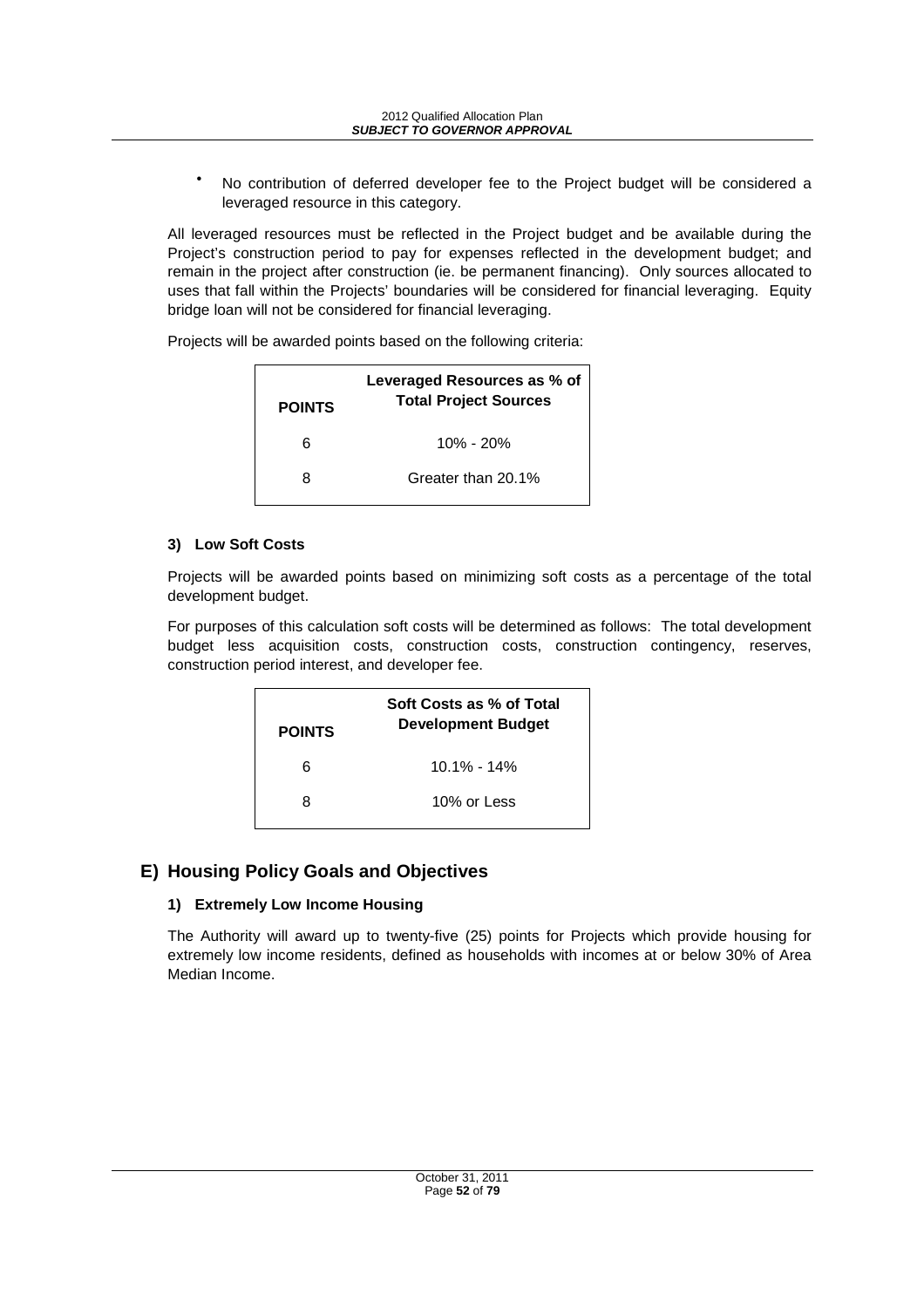- No contribution of deferred developer fee to the Project budget will be considered a leveraged resource in this category.

All leveraged resources must be reflected in the Project budget and be available during the Project's construction period to pay for expenses reflected in the development budget; and remain in the project after construction (ie. be permanent financing). Only sources allocated to uses that fall within the Projects' boundaries will be considered for financial leveraging. Equity bridge loan will not be considered for financial leveraging.

Projects will be awarded points based on the following criteria:

| POINTS | Leveraged Resources as % of Total Project Sources |
|---|---|
| 6 | 10% - 20% |
| 8 | Greater than 20.1% |

#### 3) Low Soft Costs

Projects will be awarded points based on minimizing soft costs as a percentage of the total development budget.

For purposes of this calculation soft costs will be determined as follows: The total development budget less acquisition costs, construction costs, construction contingency, reserves, construction period interest, and developer fee.

| POINTS | Soft Costs as % of Total Development Budget |
|---|---|
| 6 | 10.1% - 14% |
| 8 | 10% or Less |

## E) Housing Policy Goals and Objectives

#### 1) Extremely Low Income Housing

The Authority will award up to twenty-five (25) points for Projects which provide housing for extremely low income residents, defined as households with incomes at or below 30% of Area Median Income.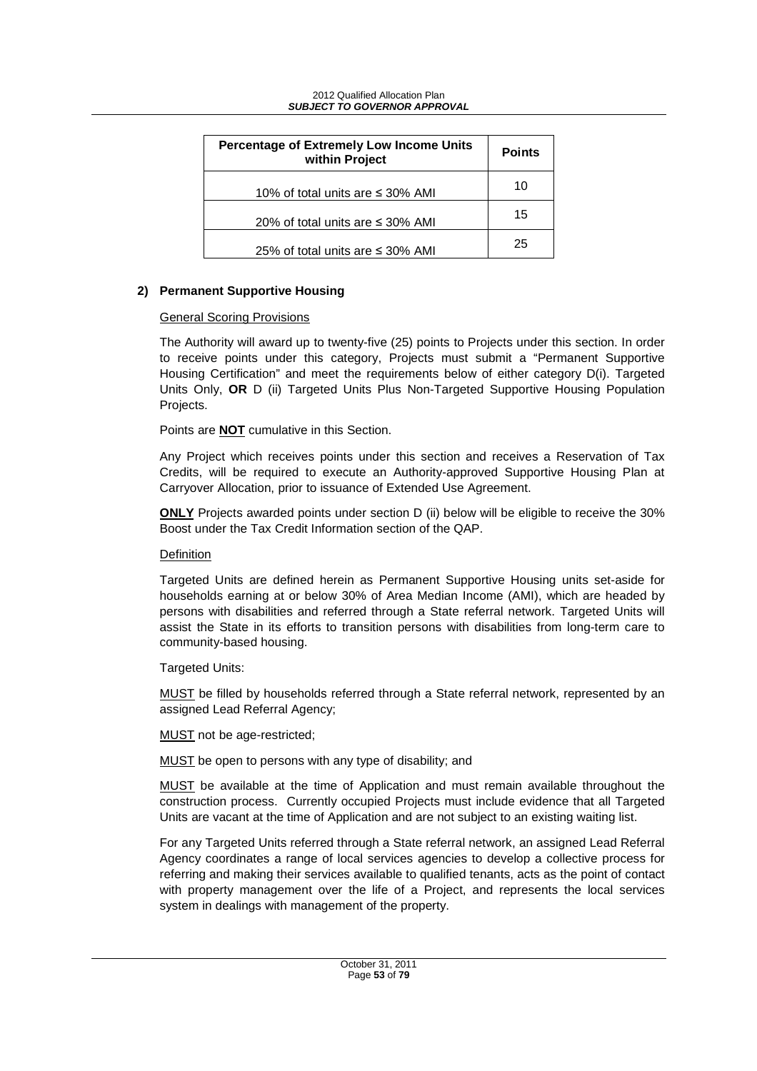| Percentage of Extremely Low Income Units within Project | Points |
|---|---|
| 10% of total units are ≤ 30% AMI | 10 |
| 20% of total units are ≤ 30% AMI | 15 |
| 25% of total units are ≤ 30% AMI | 25 |

**2) Permanent Supportive Housing**

General Scoring Provisions

The Authority will award up to twenty-five (25) points to Projects under this section. In order to receive points under this category, Projects must submit a "Permanent Supportive Housing Certification" and meet the requirements below of either category D(i). Targeted Units Only, **OR** D (ii) Targeted Units Plus Non-Targeted Supportive Housing Population Projects.

Points are **NOT** cumulative in this Section.

Any Project which receives points under this section and receives a Reservation of Tax Credits, will be required to execute an Authority-approved Supportive Housing Plan at Carryover Allocation, prior to issuance of Extended Use Agreement.

**ONLY** Projects awarded points under section D (ii) below will be eligible to receive the 30% Boost under the Tax Credit Information section of the QAP.

Definition

Targeted Units are defined herein as Permanent Supportive Housing units set-aside for households earning at or below 30% of Area Median Income (AMI), which are headed by persons with disabilities and referred through a State referral network. Targeted Units will assist the State in its efforts to transition persons with disabilities from long-term care to community-based housing.

Targeted Units:

MUST be filled by households referred through a State referral network, represented by an assigned Lead Referral Agency;

MUST not be age-restricted;

MUST be open to persons with any type of disability; and

MUST be available at the time of Application and must remain available throughout the construction process. Currently occupied Projects must include evidence that all Targeted Units are vacant at the time of Application and are not subject to an existing waiting list.

For any Targeted Units referred through a State referral network, an assigned Lead Referral Agency coordinates a range of local services agencies to develop a collective process for referring and making their services available to qualified tenants, acts as the point of contact with property management over the life of a Project, and represents the local services system in dealings with management of the property.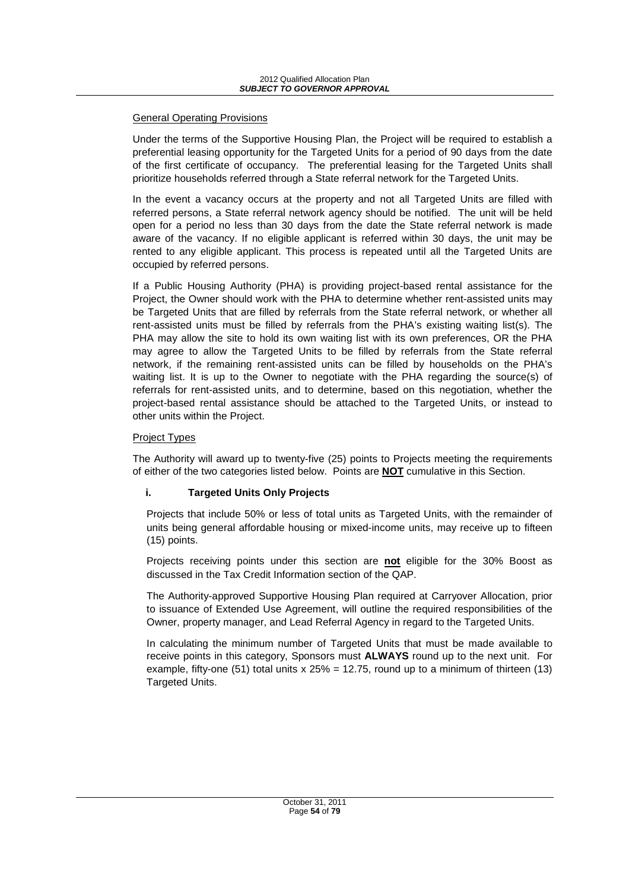General Operating Provisions

Under the terms of the Supportive Housing Plan, the Project will be required to establish a preferential leasing opportunity for the Targeted Units for a period of 90 days from the date of the first certificate of occupancy. The preferential leasing for the Targeted Units shall prioritize households referred through a State referral network for the Targeted Units.

In the event a vacancy occurs at the property and not all Targeted Units are filled with referred persons, a State referral network agency should be notified. The unit will be held open for a period no less than 30 days from the date the State referral network is made aware of the vacancy. If no eligible applicant is referred within 30 days, the unit may be rented to any eligible applicant. This process is repeated until all the Targeted Units are occupied by referred persons.

If a Public Housing Authority (PHA) is providing project-based rental assistance for the Project, the Owner should work with the PHA to determine whether rent-assisted units may be Targeted Units that are filled by referrals from the State referral network, or whether all rent-assisted units must be filled by referrals from the PHA's existing waiting list(s). The PHA may allow the site to hold its own waiting list with its own preferences, OR the PHA may agree to allow the Targeted Units to be filled by referrals from the State referral network, if the remaining rent-assisted units can be filled by households on the PHA's waiting list. It is up to the Owner to negotiate with the PHA regarding the source(s) of referrals for rent-assisted units, and to determine, based on this negotiation, whether the project-based rental assistance should be attached to the Targeted Units, or instead to other units within the Project.

Project Types

The Authority will award up to twenty-five (25) points to Projects meeting the requirements of either of the two categories listed below. Points are **NOT** cumulative in this Section.

**i. Targeted Units Only Projects**

Projects that include 50% or less of total units as Targeted Units, with the remainder of units being general affordable housing or mixed-income units, may receive up to fifteen (15) points.

Projects receiving points under this section are **not** eligible for the 30% Boost as discussed in the Tax Credit Information section of the QAP.

The Authority-approved Supportive Housing Plan required at Carryover Allocation, prior to issuance of Extended Use Agreement, will outline the required responsibilities of the Owner, property manager, and Lead Referral Agency in regard to the Targeted Units.

In calculating the minimum number of Targeted Units that must be made available to receive points in this category, Sponsors must **ALWAYS** round up to the next unit. For example, fifty-one (51) total units x 25% = 12.75, round up to a minimum of thirteen (13) Targeted Units.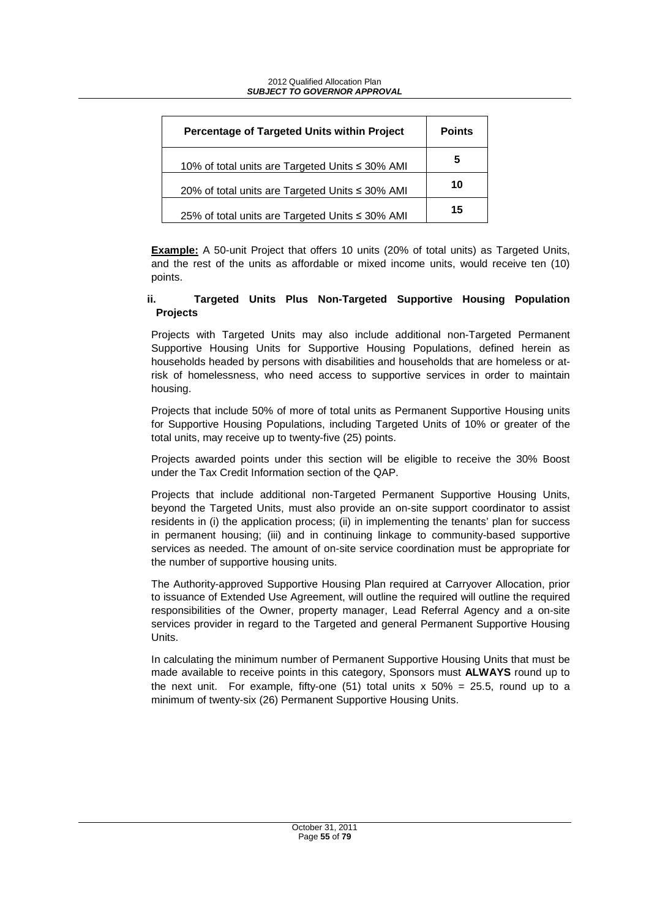| Percentage of Targeted Units within Project | Points |
|---|---|
| 10% of total units are Targeted Units ≤ 30% AMI | **5** |
| 20% of total units are Targeted Units ≤ 30% AMI | **10** |
| 25% of total units are Targeted Units ≤ 30% AMI | **15** |

**Example:** A 50-unit Project that offers 10 units (20% of total units) as Targeted Units, and the rest of the units as affordable or mixed income units, would receive ten (10) points.

#### ii. Targeted Units Plus Non-Targeted Supportive Housing Population Projects

Projects with Targeted Units may also include additional non-Targeted Permanent Supportive Housing Units for Supportive Housing Populations, defined herein as households headed by persons with disabilities and households that are homeless or at-risk of homelessness, who need access to supportive services in order to maintain housing.

Projects that include 50% of more of total units as Permanent Supportive Housing units for Supportive Housing Populations, including Targeted Units of 10% or greater of the total units, may receive up to twenty-five (25) points.

Projects awarded points under this section will be eligible to receive the 30% Boost under the Tax Credit Information section of the QAP.

Projects that include additional non-Targeted Permanent Supportive Housing Units, beyond the Targeted Units, must also provide an on-site support coordinator to assist residents in (i) the application process; (ii) in implementing the tenants' plan for success in permanent housing; (iii) and in continuing linkage to community-based supportive services as needed. The amount of on-site service coordination must be appropriate for the number of supportive housing units.

The Authority-approved Supportive Housing Plan required at Carryover Allocation, prior to issuance of Extended Use Agreement, will outline the required will outline the required responsibilities of the Owner, property manager, Lead Referral Agency and a on-site services provider in regard to the Targeted and general Permanent Supportive Housing Units.

In calculating the minimum number of Permanent Supportive Housing Units that must be made available to receive points in this category, Sponsors must **ALWAYS** round up to the next unit. For example, fifty-one (51) total units x 50% = 25.5, round up to a minimum of twenty-six (26) Permanent Supportive Housing Units.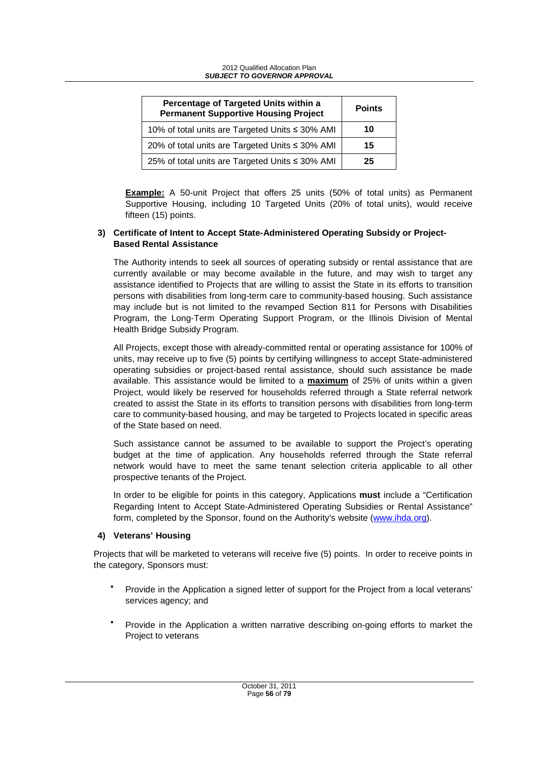| Percentage of Targeted Units within a Permanent Supportive Housing Project | Points |
|---|---|
| 10% of total units are Targeted Units ≤ 30% AMI | 10 |
| 20% of total units are Targeted Units ≤ 30% AMI | 15 |
| 25% of total units are Targeted Units ≤ 30% AMI | 25 |

**Example:** A 50-unit Project that offers 25 units (50% of total units) as Permanent Supportive Housing, including 10 Targeted Units (20% of total units), would receive fifteen (15) points.

**3) Certificate of Intent to Accept State-Administered Operating Subsidy or Project-Based Rental Assistance**

The Authority intends to seek all sources of operating subsidy or rental assistance that are currently available or may become available in the future, and may wish to target any assistance identified to Projects that are willing to assist the State in its efforts to transition persons with disabilities from long-term care to community-based housing. Such assistance may include but is not limited to the revamped Section 811 for Persons with Disabilities Program, the Long-Term Operating Support Program, or the Illinois Division of Mental Health Bridge Subsidy Program.

All Projects, except those with already-committed rental or operating assistance for 100% of units, may receive up to five (5) points by certifying willingness to accept State-administered operating subsidies or project-based rental assistance, should such assistance be made available. This assistance would be limited to a **maximum** of 25% of units within a given Project, would likely be reserved for households referred through a State referral network created to assist the State in its efforts to transition persons with disabilities from long-term care to community-based housing, and may be targeted to Projects located in specific areas of the State based on need.

Such assistance cannot be assumed to be available to support the Project's operating budget at the time of application. Any households referred through the State referral network would have to meet the same tenant selection criteria applicable to all other prospective tenants of the Project.

In order to be eligible for points in this category, Applications **must** include a "Certification Regarding Intent to Accept State-Administered Operating Subsidies or Rental Assistance" form, completed by the Sponsor, found on the Authority's website (www.ihda.org).

**4) Veterans' Housing**

Projects that will be marketed to veterans will receive five (5) points. In order to receive points in the category, Sponsors must:

- Provide in the Application a signed letter of support for the Project from a local veterans' services agency; and
- Provide in the Application a written narrative describing on-going efforts to market the Project to veterans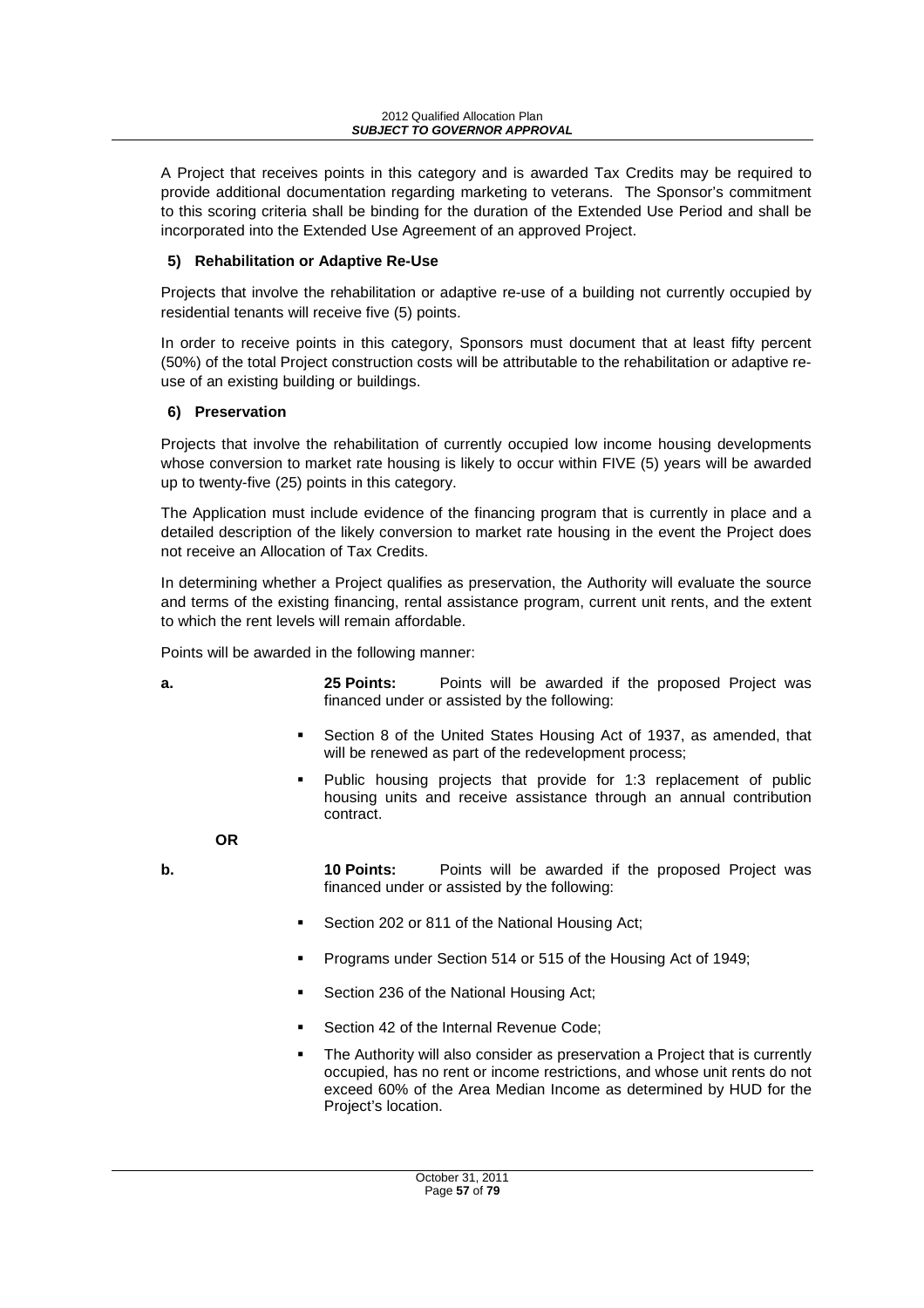A Project that receives points in this category and is awarded Tax Credits may be required to provide additional documentation regarding marketing to veterans. The Sponsor's commitment to this scoring criteria shall be binding for the duration of the Extended Use Period and shall be incorporated into the Extended Use Agreement of an approved Project.

**5) Rehabilitation or Adaptive Re-Use**

Projects that involve the rehabilitation or adaptive re-use of a building not currently occupied by residential tenants will receive five (5) points.

In order to receive points in this category, Sponsors must document that at least fifty percent (50%) of the total Project construction costs will be attributable to the rehabilitation or adaptive re-use of an existing building or buildings.

**6) Preservation**

Projects that involve the rehabilitation of currently occupied low income housing developments whose conversion to market rate housing is likely to occur within FIVE (5) years will be awarded up to twenty-five (25) points in this category.

The Application must include evidence of the financing program that is currently in place and a detailed description of the likely conversion to market rate housing in the event the Project does not receive an Allocation of Tax Credits.

In determining whether a Project qualifies as preservation, the Authority will evaluate the source and terms of the existing financing, rental assistance program, current unit rents, and the extent to which the rent levels will remain affordable.

Points will be awarded in the following manner:

**a.** **25 Points:** Points will be awarded if the proposed Project was financed under or assisted by the following:

- Section 8 of the United States Housing Act of 1937, as amended, that will be renewed as part of the redevelopment process;
- Public housing projects that provide for 1:3 replacement of public housing units and receive assistance through an annual contribution contract.

**OR**

**b.** **10 Points:** Points will be awarded if the proposed Project was financed under or assisted by the following:

- Section 202 or 811 of the National Housing Act;
- Programs under Section 514 or 515 of the Housing Act of 1949;
- Section 236 of the National Housing Act;
- Section 42 of the Internal Revenue Code;
- The Authority will also consider as preservation a Project that is currently occupied, has no rent or income restrictions, and whose unit rents do not exceed 60% of the Area Median Income as determined by HUD for the Project's location.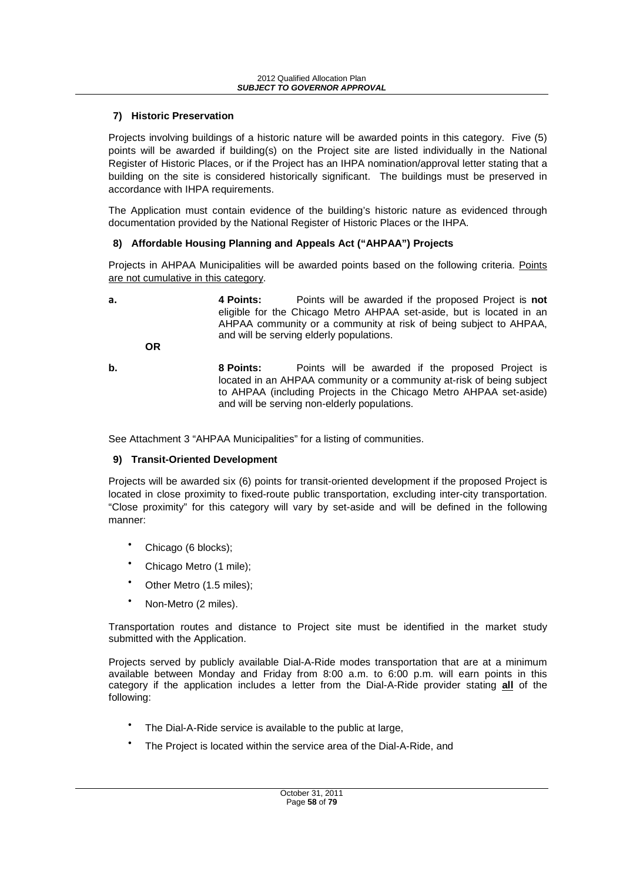### 7) Historic Preservation

Projects involving buildings of a historic nature will be awarded points in this category. Five (5) points will be awarded if building(s) on the Project site are listed individually in the National Register of Historic Places, or if the Project has an IHPA nomination/approval letter stating that a building on the site is considered historically significant. The buildings must be preserved in accordance with IHPA requirements.

The Application must contain evidence of the building's historic nature as evidenced through documentation provided by the National Register of Historic Places or the IHPA.

### 8) Affordable Housing Planning and Appeals Act ("AHPAA") Projects

Projects in AHPAA Municipalities will be awarded points based on the following criteria. <u>Points are not cumulative in this category</u>.

**a.** **4 Points:** Points will be awarded if the proposed Project is **not** eligible for the Chicago Metro AHPAA set-aside, but is located in an AHPAA community or a community at risk of being subject to AHPAA, and will be serving elderly populations.

**OR**

**b.** **8 Points:** Points will be awarded if the proposed Project is located in an AHPAA community or a community at-risk of being subject to AHPAA (including Projects in the Chicago Metro AHPAA set-aside) and will be serving non-elderly populations.

See Attachment 3 "AHPAA Municipalities" for a listing of communities.

### 9) Transit-Oriented Development

Projects will be awarded six (6) points for transit-oriented development if the proposed Project is located in close proximity to fixed-route public transportation, excluding inter-city transportation. "Close proximity" for this category will vary by set-aside and will be defined in the following manner:

- Chicago (6 blocks);
- Chicago Metro (1 mile);
- Other Metro (1.5 miles);
- Non-Metro (2 miles).

Transportation routes and distance to Project site must be identified in the market study submitted with the Application.

Projects served by publicly available Dial-A-Ride modes transportation that are at a minimum available between Monday and Friday from 8:00 a.m. to 6:00 p.m. will earn points in this category if the application includes a letter from the Dial-A-Ride provider stating **<u>all</u>** of the following:

- The Dial-A-Ride service is available to the public at large,
- The Project is located within the service area of the Dial-A-Ride, and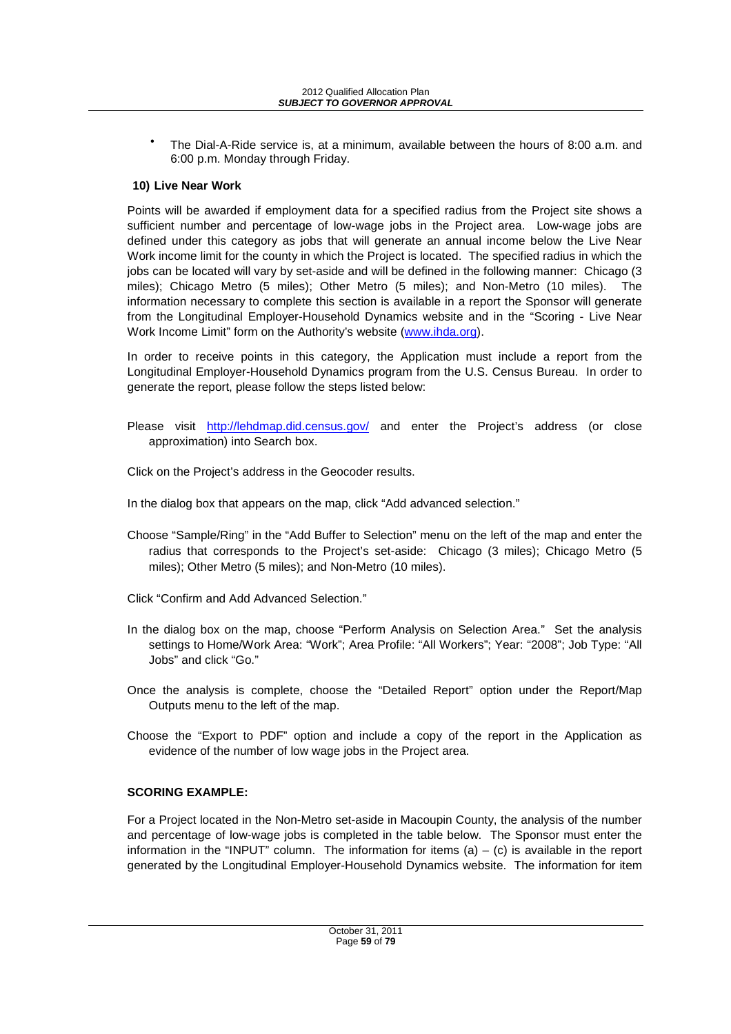- The Dial-A-Ride service is, at a minimum, available between the hours of 8:00 a.m. and 6:00 p.m. Monday through Friday.

**10) Live Near Work**

Points will be awarded if employment data for a specified radius from the Project site shows a sufficient number and percentage of low-wage jobs in the Project area. Low-wage jobs are defined under this category as jobs that will generate an annual income below the Live Near Work income limit for the county in which the Project is located. The specified radius in which the jobs can be located will vary by set-aside and will be defined in the following manner: Chicago (3 miles); Chicago Metro (5 miles); Other Metro (5 miles); and Non-Metro (10 miles). The information necessary to complete this section is available in a report the Sponsor will generate from the Longitudinal Employer-Household Dynamics website and in the "Scoring - Live Near Work Income Limit" form on the Authority's website (www.ihda.org).

In order to receive points in this category, the Application must include a report from the Longitudinal Employer-Household Dynamics program from the U.S. Census Bureau. In order to generate the report, please follow the steps listed below:

Please visit http://lehdmap.did.census.gov/ and enter the Project's address (or close approximation) into Search box.

Click on the Project's address in the Geocoder results.

In the dialog box that appears on the map, click "Add advanced selection."

Choose "Sample/Ring" in the "Add Buffer to Selection" menu on the left of the map and enter the radius that corresponds to the Project's set-aside: Chicago (3 miles); Chicago Metro (5 miles); Other Metro (5 miles); and Non-Metro (10 miles).

Click "Confirm and Add Advanced Selection."

In the dialog box on the map, choose "Perform Analysis on Selection Area." Set the analysis settings to Home/Work Area: "Work"; Area Profile: "All Workers"; Year: "2008"; Job Type: "All Jobs" and click "Go."

Once the analysis is complete, choose the "Detailed Report" option under the Report/Map Outputs menu to the left of the map.

Choose the "Export to PDF" option and include a copy of the report in the Application as evidence of the number of low wage jobs in the Project area.

**SCORING EXAMPLE:**

For a Project located in the Non-Metro set-aside in Macoupin County, the analysis of the number and percentage of low-wage jobs is completed in the table below. The Sponsor must enter the information in the "INPUT" column. The information for items (a) – (c) is available in the report generated by the Longitudinal Employer-Household Dynamics website. The information for item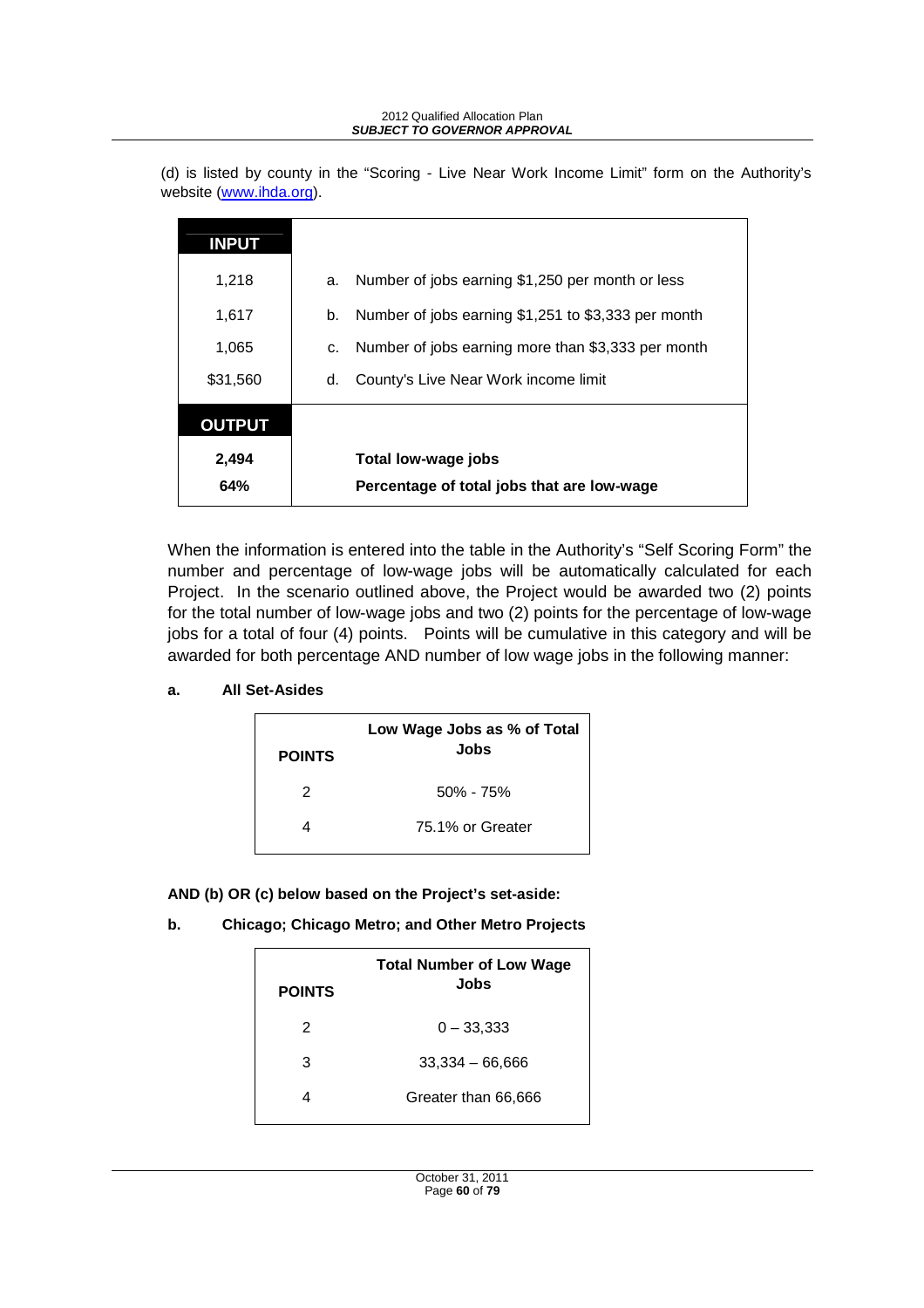(d) is listed by county in the "Scoring - Live Near Work Income Limit" form on the Authority's website (www.ihda.org).

| INPUT | |
|---|---|
| 1,218 | a. Number of jobs earning $1,250 per month or less |
| 1,617 | b. Number of jobs earning $1,251 to $3,333 per month |
| 1,065 | c. Number of jobs earning more than $3,333 per month |
| $31,560 | d. County's Live Near Work income limit |
| **OUTPUT** | |
| **2,494** | **Total low-wage jobs** |
| **64%** | **Percentage of total jobs that are low-wage** |

When the information is entered into the table in the Authority's "Self Scoring Form" the number and percentage of low-wage jobs will be automatically calculated for each Project. In the scenario outlined above, the Project would be awarded two (2) points for the total number of low-wage jobs and two (2) points for the percentage of low-wage jobs for a total of four (4) points. Points will be cumulative in this category and will be awarded for both percentage AND number of low wage jobs in the following manner:

**a. All Set-Asides**

| POINTS | Low Wage Jobs as % of Total Jobs |
|---|---|
| 2 | 50% - 75% |
| 4 | 75.1% or Greater |

**AND (b) OR (c) below based on the Project's set-aside:**

**b. Chicago; Chicago Metro; and Other Metro Projects**

| POINTS | Total Number of Low Wage Jobs |
|---|---|
| 2 | 0 – 33,333 |
| 3 | 33,334 – 66,666 |
| 4 | Greater than 66,666 |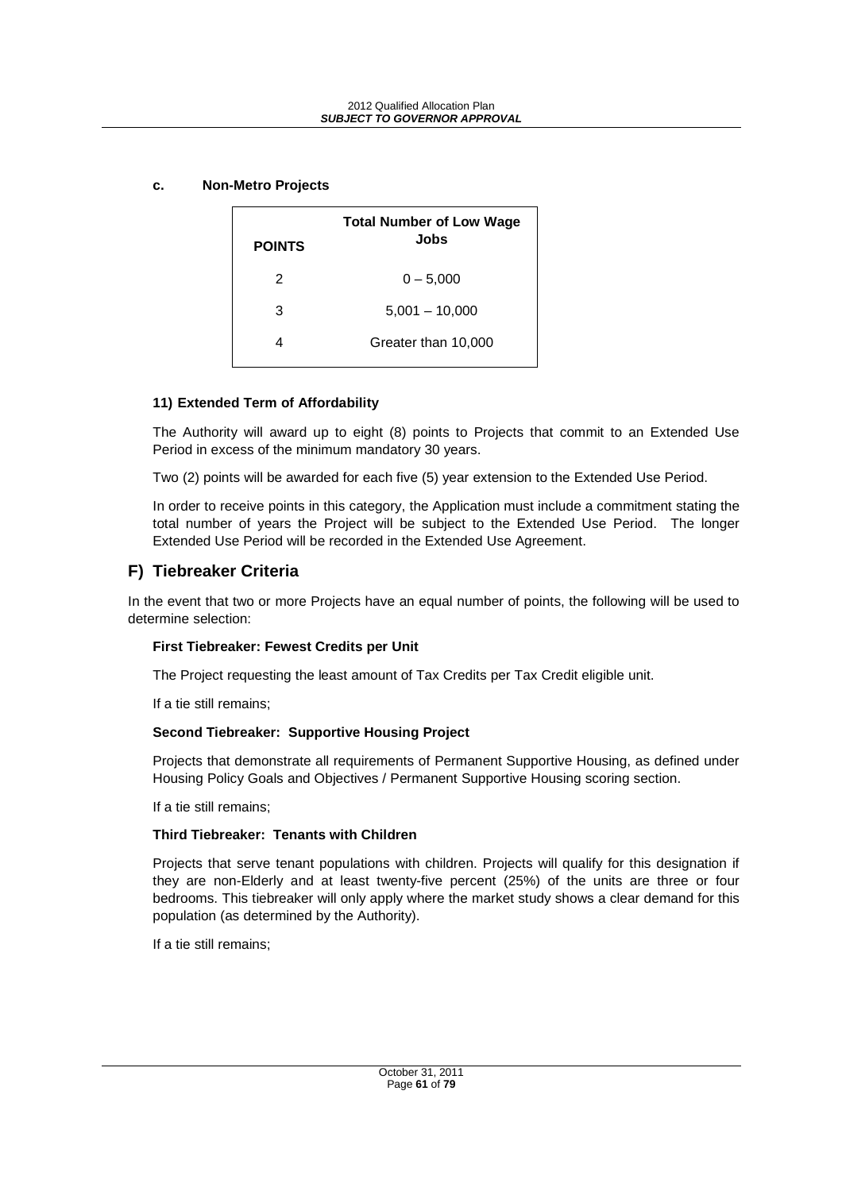**c. Non-Metro Projects**

| POINTS | Total Number of Low Wage Jobs |
|---|---|
| 2 | 0 – 5,000 |
| 3 | 5,001 – 10,000 |
| 4 | Greater than 10,000 |

**11) Extended Term of Affordability**

The Authority will award up to eight (8) points to Projects that commit to an Extended Use Period in excess of the minimum mandatory 30 years.

Two (2) points will be awarded for each five (5) year extension to the Extended Use Period.

In order to receive points in this category, the Application must include a commitment stating the total number of years the Project will be subject to the Extended Use Period. The longer Extended Use Period will be recorded in the Extended Use Agreement.

## F) Tiebreaker Criteria

In the event that two or more Projects have an equal number of points, the following will be used to determine selection:

**First Tiebreaker: Fewest Credits per Unit**

The Project requesting the least amount of Tax Credits per Tax Credit eligible unit.

If a tie still remains;

**Second Tiebreaker: Supportive Housing Project**

Projects that demonstrate all requirements of Permanent Supportive Housing, as defined under Housing Policy Goals and Objectives / Permanent Supportive Housing scoring section.

If a tie still remains;

**Third Tiebreaker: Tenants with Children**

Projects that serve tenant populations with children. Projects will qualify for this designation if they are non-Elderly and at least twenty-five percent (25%) of the units are three or four bedrooms. This tiebreaker will only apply where the market study shows a clear demand for this population (as determined by the Authority).

If a tie still remains;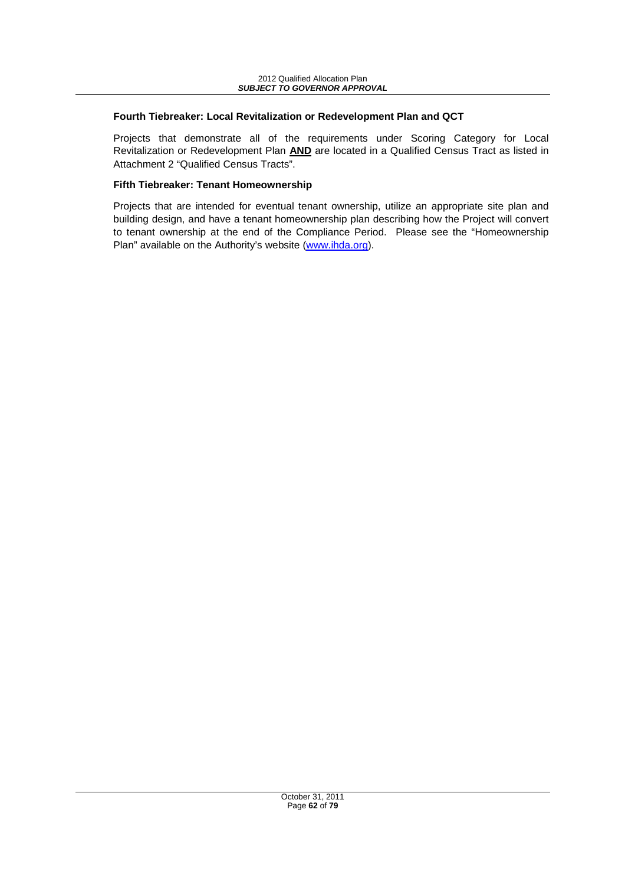### Fourth Tiebreaker: Local Revitalization or Redevelopment Plan and QCT

Projects that demonstrate all of the requirements under Scoring Category for Local Revitalization or Redevelopment Plan **AND** are located in a Qualified Census Tract as listed in Attachment 2 "Qualified Census Tracts".

### Fifth Tiebreaker: Tenant Homeownership

Projects that are intended for eventual tenant ownership, utilize an appropriate site plan and building design, and have a tenant homeownership plan describing how the Project will convert to tenant ownership at the end of the Compliance Period. Please see the "Homeownership Plan" available on the Authority's website (www.ihda.org).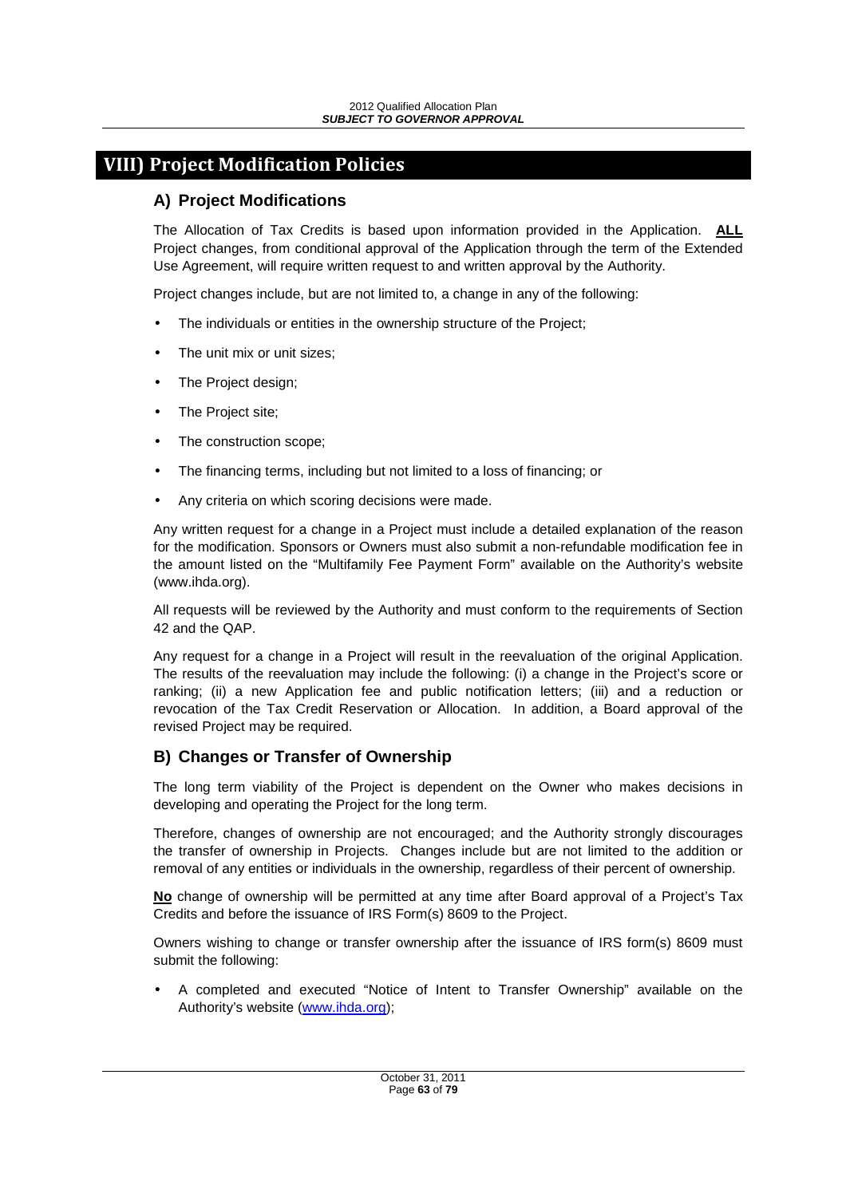# VIII) Project Modification Policies

## A) Project Modifications

The Allocation of Tax Credits is based upon information provided in the Application. **<u>ALL</u>** Project changes, from conditional approval of the Application through the term of the Extended Use Agreement, will require written request to and written approval by the Authority.

Project changes include, but are not limited to, a change in any of the following:

- The individuals or entities in the ownership structure of the Project;
- The unit mix or unit sizes;
- The Project design;
- The Project site;
- The construction scope;
- The financing terms, including but not limited to a loss of financing; or
- Any criteria on which scoring decisions were made.

Any written request for a change in a Project must include a detailed explanation of the reason for the modification. Sponsors or Owners must also submit a non-refundable modification fee in the amount listed on the "Multifamily Fee Payment Form" available on the Authority's website (www.ihda.org).

All requests will be reviewed by the Authority and must conform to the requirements of Section 42 and the QAP.

Any request for a change in a Project will result in the reevaluation of the original Application. The results of the reevaluation may include the following: (i) a change in the Project's score or ranking; (ii) a new Application fee and public notification letters; (iii) and a reduction or revocation of the Tax Credit Reservation or Allocation. In addition, a Board approval of the revised Project may be required.

## B) Changes or Transfer of Ownership

The long term viability of the Project is dependent on the Owner who makes decisions in developing and operating the Project for the long term.

Therefore, changes of ownership are not encouraged; and the Authority strongly discourages the transfer of ownership in Projects. Changes include but are not limited to the addition or removal of any entities or individuals in the ownership, regardless of their percent of ownership.

**<u>No</u>** change of ownership will be permitted at any time after Board approval of a Project's Tax Credits and before the issuance of IRS Form(s) 8609 to the Project.

Owners wishing to change or transfer ownership after the issuance of IRS form(s) 8609 must submit the following:

- A completed and executed "Notice of Intent to Transfer Ownership" available on the Authority's website (www.ihda.org);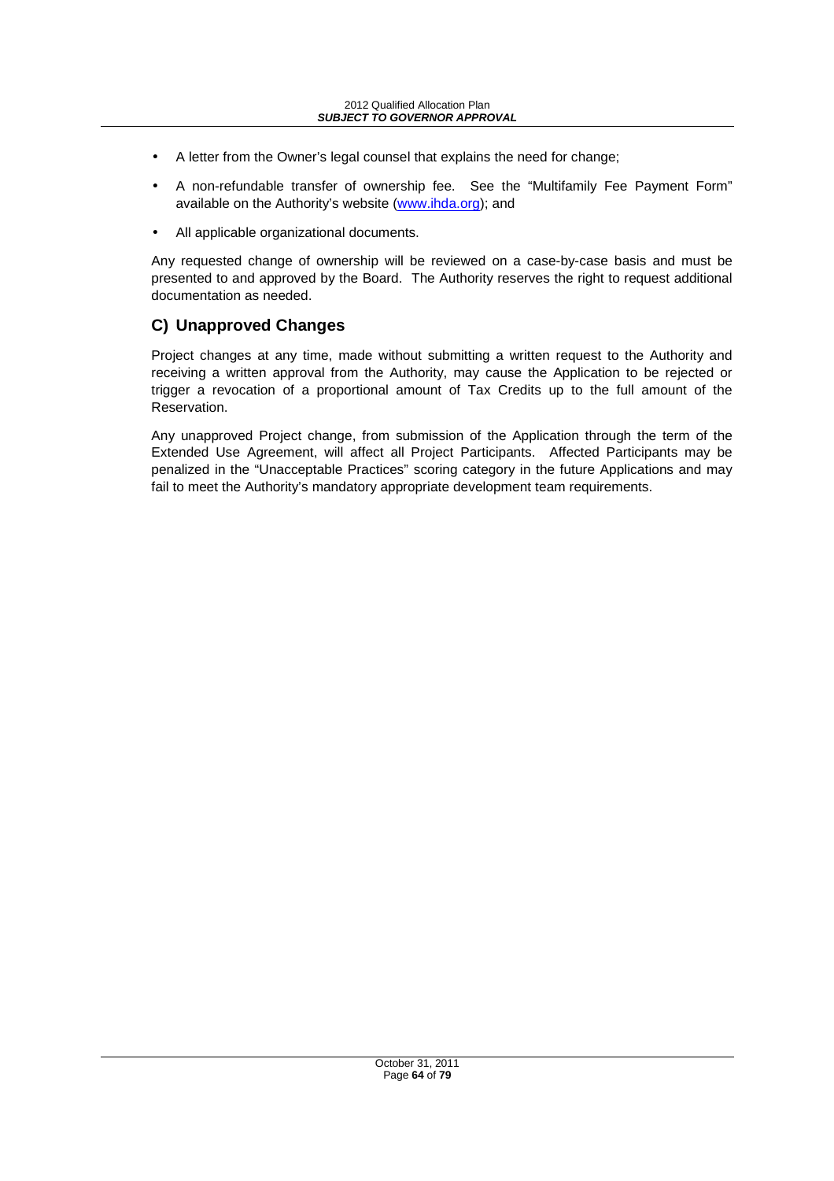- A letter from the Owner's legal counsel that explains the need for change;
- A non-refundable transfer of ownership fee. See the "Multifamily Fee Payment Form" available on the Authority's website (www.ihda.org); and
- All applicable organizational documents.

Any requested change of ownership will be reviewed on a case-by-case basis and must be presented to and approved by the Board. The Authority reserves the right to request additional documentation as needed.

## C) Unapproved Changes

Project changes at any time, made without submitting a written request to the Authority and receiving a written approval from the Authority, may cause the Application to be rejected or trigger a revocation of a proportional amount of Tax Credits up to the full amount of the Reservation.

Any unapproved Project change, from submission of the Application through the term of the Extended Use Agreement, will affect all Project Participants. Affected Participants may be penalized in the "Unacceptable Practices" scoring category in the future Applications and may fail to meet the Authority's mandatory appropriate development team requirements.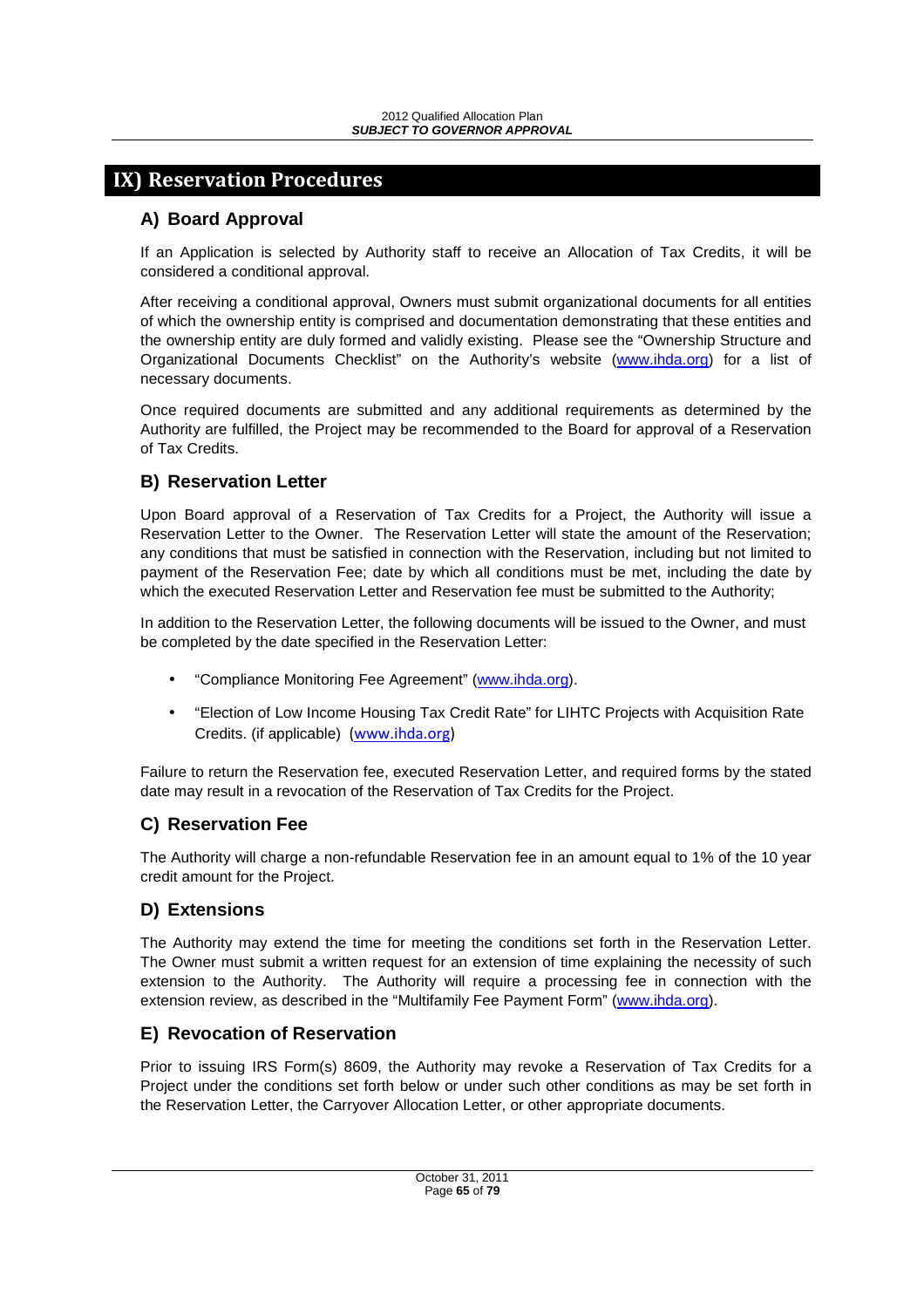# IX) Reservation Procedures

## A) Board Approval

If an Application is selected by Authority staff to receive an Allocation of Tax Credits, it will be considered a conditional approval.

After receiving a conditional approval, Owners must submit organizational documents for all entities of which the ownership entity is comprised and documentation demonstrating that these entities and the ownership entity are duly formed and validly existing. Please see the "Ownership Structure and Organizational Documents Checklist" on the Authority's website (www.ihda.org) for a list of necessary documents.

Once required documents are submitted and any additional requirements as determined by the Authority are fulfilled, the Project may be recommended to the Board for approval of a Reservation of Tax Credits.

## B) Reservation Letter

Upon Board approval of a Reservation of Tax Credits for a Project, the Authority will issue a Reservation Letter to the Owner. The Reservation Letter will state the amount of the Reservation; any conditions that must be satisfied in connection with the Reservation, including but not limited to payment of the Reservation Fee; date by which all conditions must be met, including the date by which the executed Reservation Letter and Reservation fee must be submitted to the Authority;

In addition to the Reservation Letter, the following documents will be issued to the Owner, and must be completed by the date specified in the Reservation Letter:

- "Compliance Monitoring Fee Agreement" (www.ihda.org).
- "Election of Low Income Housing Tax Credit Rate" for LIHTC Projects with Acquisition Rate Credits. (if applicable) (www.ihda.org)

Failure to return the Reservation fee, executed Reservation Letter, and required forms by the stated date may result in a revocation of the Reservation of Tax Credits for the Project.

## C) Reservation Fee

The Authority will charge a non-refundable Reservation fee in an amount equal to 1% of the 10 year credit amount for the Project.

## D) Extensions

The Authority may extend the time for meeting the conditions set forth in the Reservation Letter. The Owner must submit a written request for an extension of time explaining the necessity of such extension to the Authority. The Authority will require a processing fee in connection with the extension review, as described in the "Multifamily Fee Payment Form" (www.ihda.org).

## E) Revocation of Reservation

Prior to issuing IRS Form(s) 8609, the Authority may revoke a Reservation of Tax Credits for a Project under the conditions set forth below or under such other conditions as may be set forth in the Reservation Letter, the Carryover Allocation Letter, or other appropriate documents.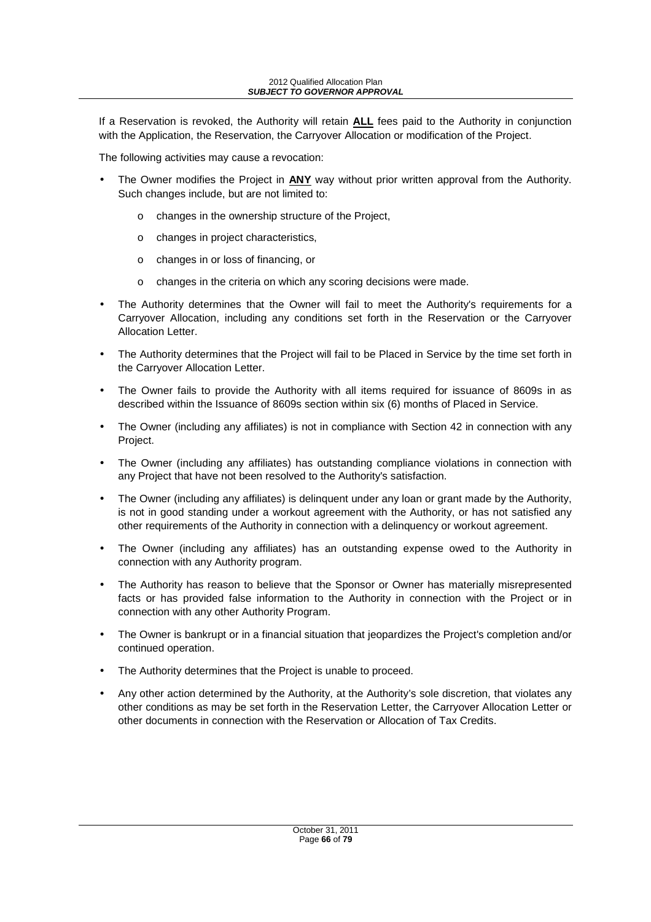If a Reservation is revoked, the Authority will retain **ALL** fees paid to the Authority in conjunction with the Application, the Reservation, the Carryover Allocation or modification of the Project.

The following activities may cause a revocation:

- The Owner modifies the Project in **ANY** way without prior written approval from the Authority. Such changes include, but are not limited to:
  - changes in the ownership structure of the Project,
  - changes in project characteristics,
  - changes in or loss of financing, or
  - changes in the criteria on which any scoring decisions were made.
- The Authority determines that the Owner will fail to meet the Authority's requirements for a Carryover Allocation, including any conditions set forth in the Reservation or the Carryover Allocation Letter.
- The Authority determines that the Project will fail to be Placed in Service by the time set forth in the Carryover Allocation Letter.
- The Owner fails to provide the Authority with all items required for issuance of 8609s in as described within the Issuance of 8609s section within six (6) months of Placed in Service.
- The Owner (including any affiliates) is not in compliance with Section 42 in connection with any Project.
- The Owner (including any affiliates) has outstanding compliance violations in connection with any Project that have not been resolved to the Authority's satisfaction.
- The Owner (including any affiliates) is delinquent under any loan or grant made by the Authority, is not in good standing under a workout agreement with the Authority, or has not satisfied any other requirements of the Authority in connection with a delinquency or workout agreement.
- The Owner (including any affiliates) has an outstanding expense owed to the Authority in connection with any Authority program.
- The Authority has reason to believe that the Sponsor or Owner has materially misrepresented facts or has provided false information to the Authority in connection with the Project or in connection with any other Authority Program.
- The Owner is bankrupt or in a financial situation that jeopardizes the Project's completion and/or continued operation.
- The Authority determines that the Project is unable to proceed.
- Any other action determined by the Authority, at the Authority's sole discretion, that violates any other conditions as may be set forth in the Reservation Letter, the Carryover Allocation Letter or other documents in connection with the Reservation or Allocation of Tax Credits.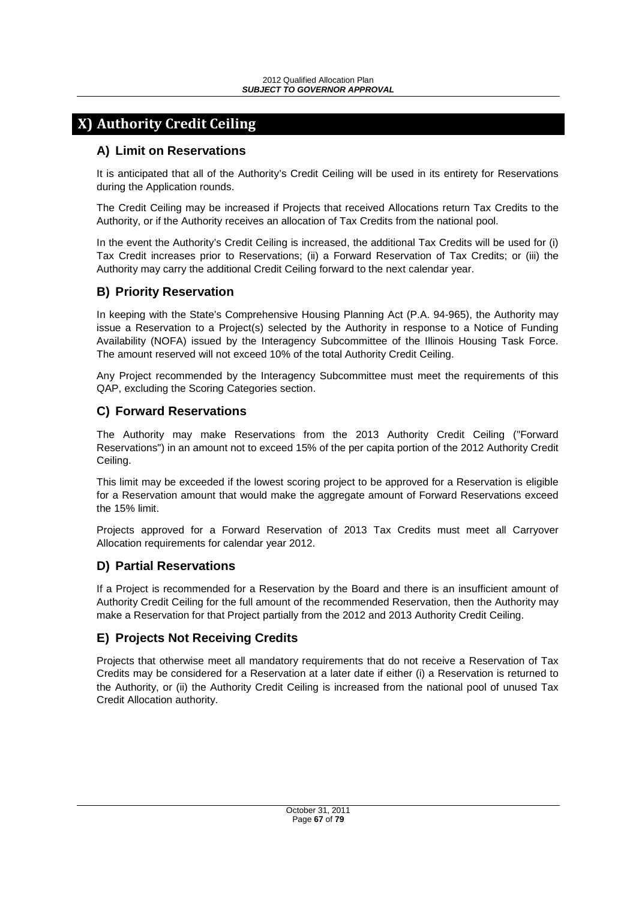# X) Authority Credit Ceiling

## A) Limit on Reservations

It is anticipated that all of the Authority's Credit Ceiling will be used in its entirety for Reservations during the Application rounds.

The Credit Ceiling may be increased if Projects that received Allocations return Tax Credits to the Authority, or if the Authority receives an allocation of Tax Credits from the national pool.

In the event the Authority's Credit Ceiling is increased, the additional Tax Credits will be used for (i) Tax Credit increases prior to Reservations; (ii) a Forward Reservation of Tax Credits; or (iii) the Authority may carry the additional Credit Ceiling forward to the next calendar year.

## B) Priority Reservation

In keeping with the State's Comprehensive Housing Planning Act (P.A. 94-965), the Authority may issue a Reservation to a Project(s) selected by the Authority in response to a Notice of Funding Availability (NOFA) issued by the Interagency Subcommittee of the Illinois Housing Task Force. The amount reserved will not exceed 10% of the total Authority Credit Ceiling.

Any Project recommended by the Interagency Subcommittee must meet the requirements of this QAP, excluding the Scoring Categories section.

## C) Forward Reservations

The Authority may make Reservations from the 2013 Authority Credit Ceiling ("Forward Reservations") in an amount not to exceed 15% of the per capita portion of the 2012 Authority Credit Ceiling.

This limit may be exceeded if the lowest scoring project to be approved for a Reservation is eligible for a Reservation amount that would make the aggregate amount of Forward Reservations exceed the 15% limit.

Projects approved for a Forward Reservation of 2013 Tax Credits must meet all Carryover Allocation requirements for calendar year 2012.

## D) Partial Reservations

If a Project is recommended for a Reservation by the Board and there is an insufficient amount of Authority Credit Ceiling for the full amount of the recommended Reservation, then the Authority may make a Reservation for that Project partially from the 2012 and 2013 Authority Credit Ceiling.

## E) Projects Not Receiving Credits

Projects that otherwise meet all mandatory requirements that do not receive a Reservation of Tax Credits may be considered for a Reservation at a later date if either (i) a Reservation is returned to the Authority, or (ii) the Authority Credit Ceiling is increased from the national pool of unused Tax Credit Allocation authority.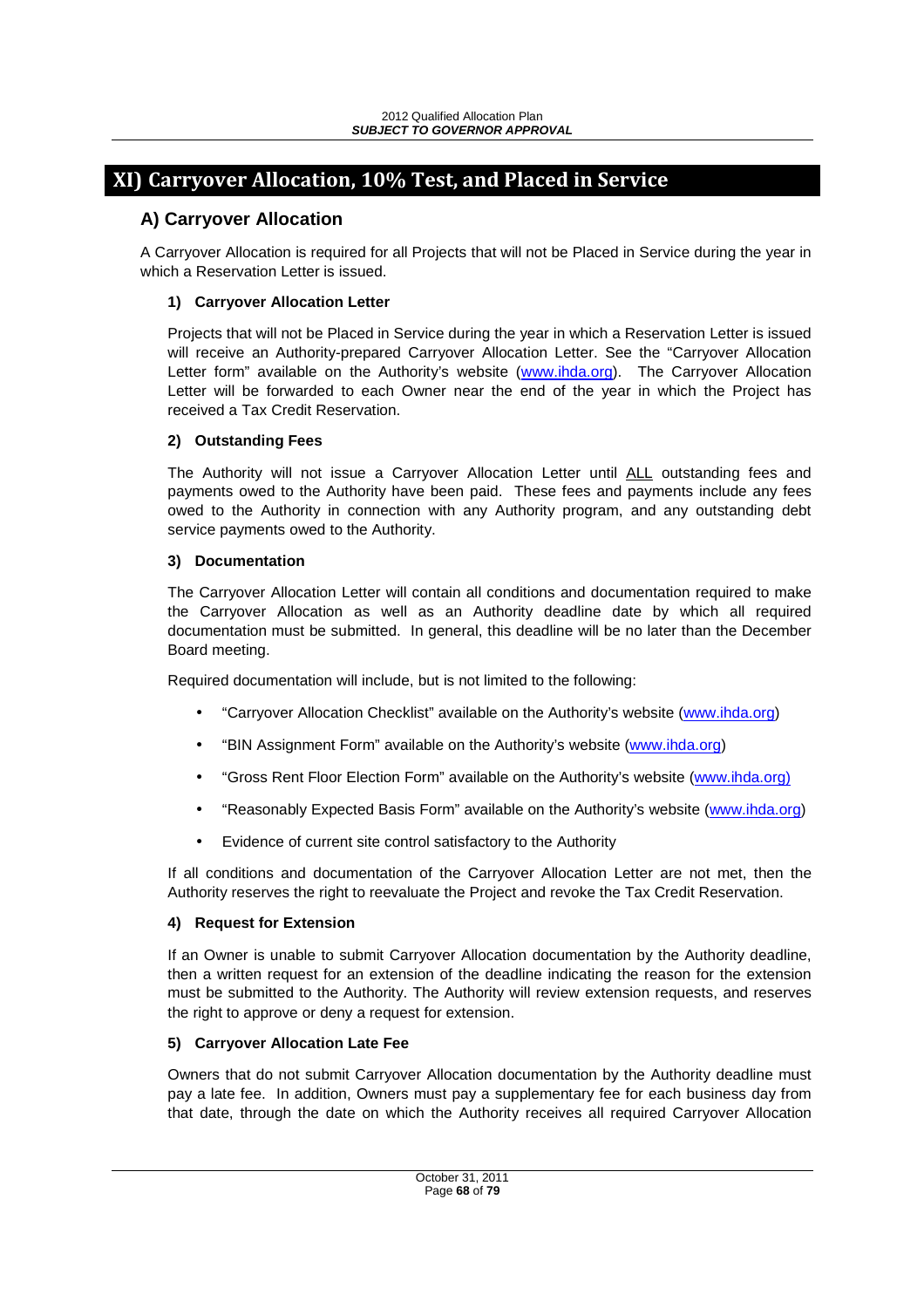# XI) Carryover Allocation, 10% Test, and Placed in Service

## A) Carryover Allocation

A Carryover Allocation is required for all Projects that will not be Placed in Service during the year in which a Reservation Letter is issued.

### 1) Carryover Allocation Letter

Projects that will not be Placed in Service during the year in which a Reservation Letter is issued will receive an Authority-prepared Carryover Allocation Letter. See the "Carryover Allocation Letter form" available on the Authority's website (www.ihda.org). The Carryover Allocation Letter will be forwarded to each Owner near the end of the year in which the Project has received a Tax Credit Reservation.

### 2) Outstanding Fees

The Authority will not issue a Carryover Allocation Letter until ALL outstanding fees and payments owed to the Authority have been paid. These fees and payments include any fees owed to the Authority in connection with any Authority program, and any outstanding debt service payments owed to the Authority.

### 3) Documentation

The Carryover Allocation Letter will contain all conditions and documentation required to make the Carryover Allocation as well as an Authority deadline date by which all required documentation must be submitted. In general, this deadline will be no later than the December Board meeting.

Required documentation will include, but is not limited to the following:

- "Carryover Allocation Checklist" available on the Authority's website (www.ihda.org)
- "BIN Assignment Form" available on the Authority's website (www.ihda.org)
- "Gross Rent Floor Election Form" available on the Authority's website (www.ihda.org)
- "Reasonably Expected Basis Form" available on the Authority's website (www.ihda.org)
- Evidence of current site control satisfactory to the Authority

If all conditions and documentation of the Carryover Allocation Letter are not met, then the Authority reserves the right to reevaluate the Project and revoke the Tax Credit Reservation.

### 4) Request for Extension

If an Owner is unable to submit Carryover Allocation documentation by the Authority deadline, then a written request for an extension of the deadline indicating the reason for the extension must be submitted to the Authority. The Authority will review extension requests, and reserves the right to approve or deny a request for extension.

### 5) Carryover Allocation Late Fee

Owners that do not submit Carryover Allocation documentation by the Authority deadline must pay a late fee. In addition, Owners must pay a supplementary fee for each business day from that date, through the date on which the Authority receives all required Carryover Allocation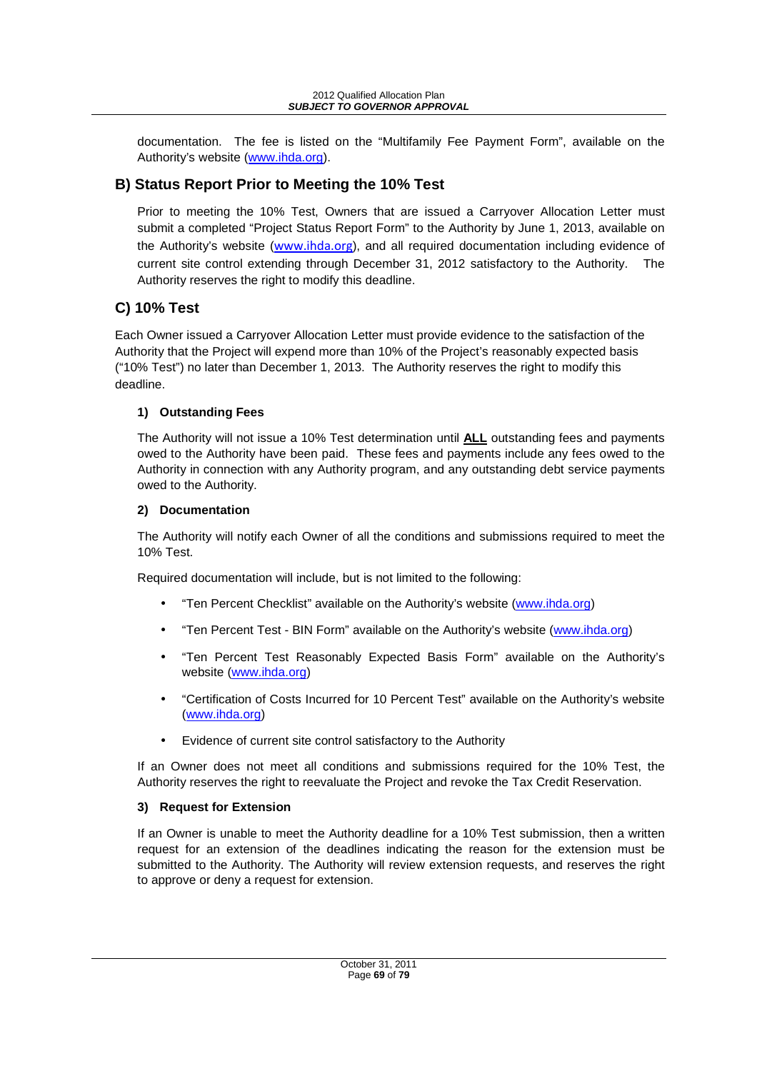documentation. The fee is listed on the "Multifamily Fee Payment Form", available on the Authority's website (www.ihda.org).

## B) Status Report Prior to Meeting the 10% Test

Prior to meeting the 10% Test, Owners that are issued a Carryover Allocation Letter must submit a completed "Project Status Report Form" to the Authority by June 1, 2013, available on the Authority's website (www.ihda.org), and all required documentation including evidence of current site control extending through December 31, 2012 satisfactory to the Authority. The Authority reserves the right to modify this deadline.

## C) 10% Test

Each Owner issued a Carryover Allocation Letter must provide evidence to the satisfaction of the Authority that the Project will expend more than 10% of the Project's reasonably expected basis ("10% Test") no later than December 1, 2013. The Authority reserves the right to modify this deadline.

### 1) Outstanding Fees

The Authority will not issue a 10% Test determination until **ALL** outstanding fees and payments owed to the Authority have been paid. These fees and payments include any fees owed to the Authority in connection with any Authority program, and any outstanding debt service payments owed to the Authority.

### 2) Documentation

The Authority will notify each Owner of all the conditions and submissions required to meet the 10% Test.

Required documentation will include, but is not limited to the following:

- "Ten Percent Checklist" available on the Authority's website (www.ihda.org)
- "Ten Percent Test - BIN Form" available on the Authority's website (www.ihda.org)
- "Ten Percent Test Reasonably Expected Basis Form" available on the Authority's website (www.ihda.org)
- "Certification of Costs Incurred for 10 Percent Test" available on the Authority's website (www.ihda.org)
- Evidence of current site control satisfactory to the Authority

If an Owner does not meet all conditions and submissions required for the 10% Test, the Authority reserves the right to reevaluate the Project and revoke the Tax Credit Reservation.

### 3) Request for Extension

If an Owner is unable to meet the Authority deadline for a 10% Test submission, then a written request for an extension of the deadlines indicating the reason for the extension must be submitted to the Authority. The Authority will review extension requests, and reserves the right to approve or deny a request for extension.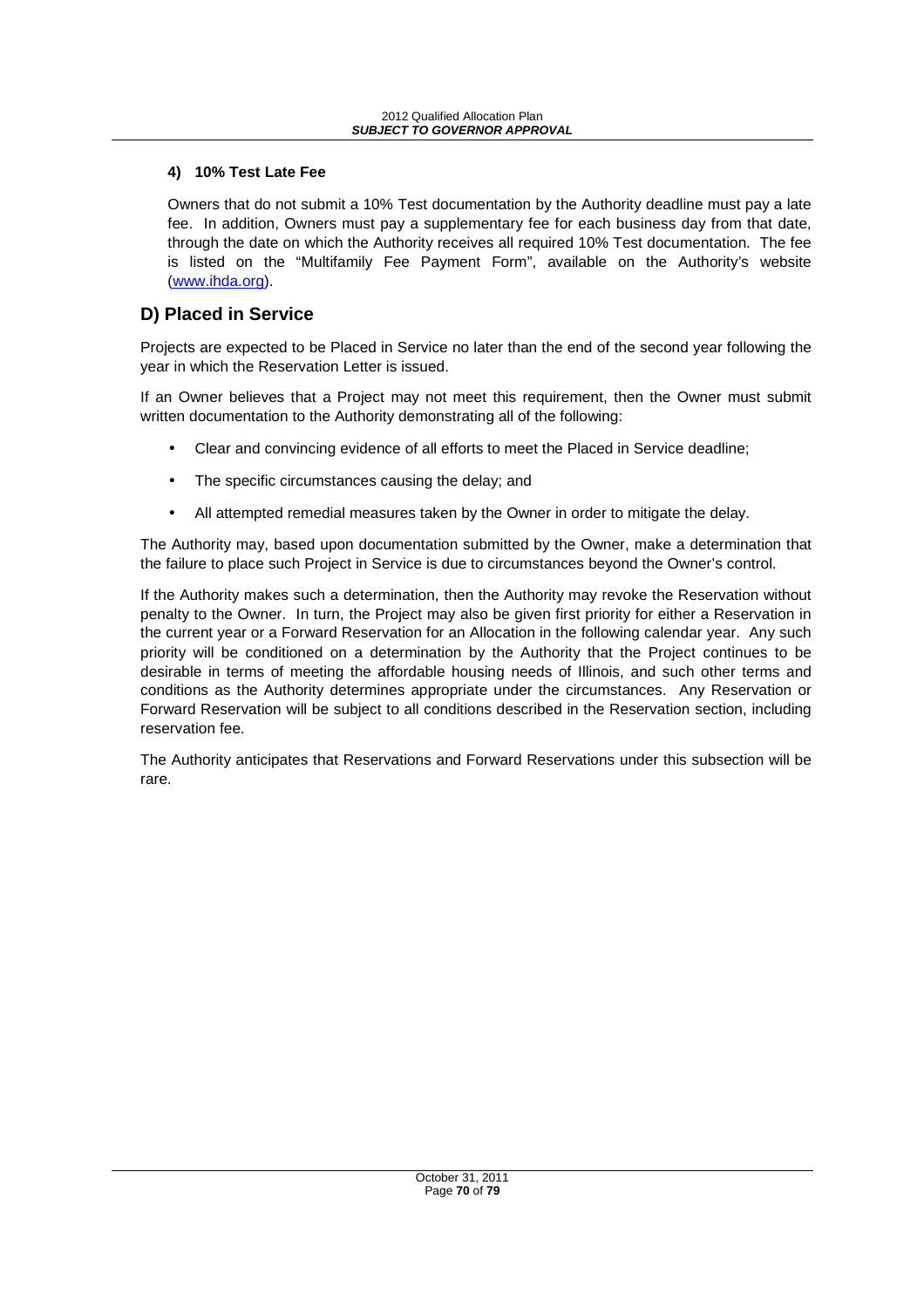#### 4) 10% Test Late Fee

Owners that do not submit a 10% Test documentation by the Authority deadline must pay a late fee. In addition, Owners must pay a supplementary fee for each business day from that date, through the date on which the Authority receives all required 10% Test documentation. The fee is listed on the "Multifamily Fee Payment Form", available on the Authority's website (www.ihda.org).

## D) Placed in Service

Projects are expected to be Placed in Service no later than the end of the second year following the year in which the Reservation Letter is issued.

If an Owner believes that a Project may not meet this requirement, then the Owner must submit written documentation to the Authority demonstrating all of the following:

- Clear and convincing evidence of all efforts to meet the Placed in Service deadline;
- The specific circumstances causing the delay; and
- All attempted remedial measures taken by the Owner in order to mitigate the delay.

The Authority may, based upon documentation submitted by the Owner, make a determination that the failure to place such Project in Service is due to circumstances beyond the Owner's control.

If the Authority makes such a determination, then the Authority may revoke the Reservation without penalty to the Owner. In turn, the Project may also be given first priority for either a Reservation in the current year or a Forward Reservation for an Allocation in the following calendar year. Any such priority will be conditioned on a determination by the Authority that the Project continues to be desirable in terms of meeting the affordable housing needs of Illinois, and such other terms and conditions as the Authority determines appropriate under the circumstances. Any Reservation or Forward Reservation will be subject to all conditions described in the Reservation section, including reservation fee.

The Authority anticipates that Reservations and Forward Reservations under this subsection will be rare.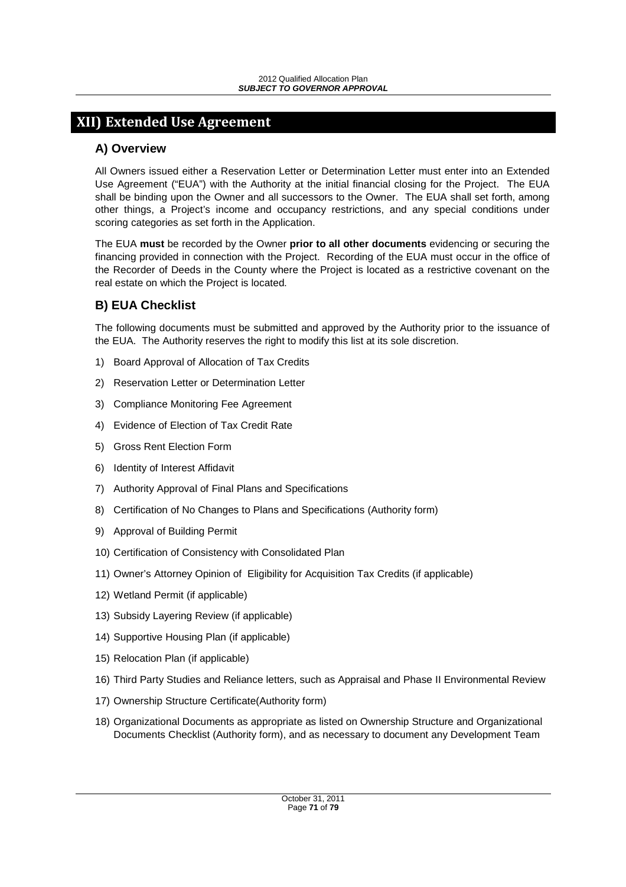# XII) Extended Use Agreement

## A) Overview

All Owners issued either a Reservation Letter or Determination Letter must enter into an Extended Use Agreement ("EUA") with the Authority at the initial financial closing for the Project. The EUA shall be binding upon the Owner and all successors to the Owner. The EUA shall set forth, among other things, a Project's income and occupancy restrictions, and any special conditions under scoring categories as set forth in the Application.

The EUA **must** be recorded by the Owner **prior to all other documents** evidencing or securing the financing provided in connection with the Project. Recording of the EUA must occur in the office of the Recorder of Deeds in the County where the Project is located as a restrictive covenant on the real estate on which the Project is located.

## B) EUA Checklist

The following documents must be submitted and approved by the Authority prior to the issuance of the EUA. The Authority reserves the right to modify this list at its sole discretion.

1) Board Approval of Allocation of Tax Credits
2) Reservation Letter or Determination Letter
3) Compliance Monitoring Fee Agreement
4) Evidence of Election of Tax Credit Rate
5) Gross Rent Election Form
6) Identity of Interest Affidavit
7) Authority Approval of Final Plans and Specifications
8) Certification of No Changes to Plans and Specifications (Authority form)
9) Approval of Building Permit
10) Certification of Consistency with Consolidated Plan
11) Owner's Attorney Opinion of Eligibility for Acquisition Tax Credits (if applicable)
12) Wetland Permit (if applicable)
13) Subsidy Layering Review (if applicable)
14) Supportive Housing Plan (if applicable)
15) Relocation Plan (if applicable)
16) Third Party Studies and Reliance letters, such as Appraisal and Phase II Environmental Review
17) Ownership Structure Certificate(Authority form)
18) Organizational Documents as appropriate as listed on Ownership Structure and Organizational Documents Checklist (Authority form), and as necessary to document any Development Team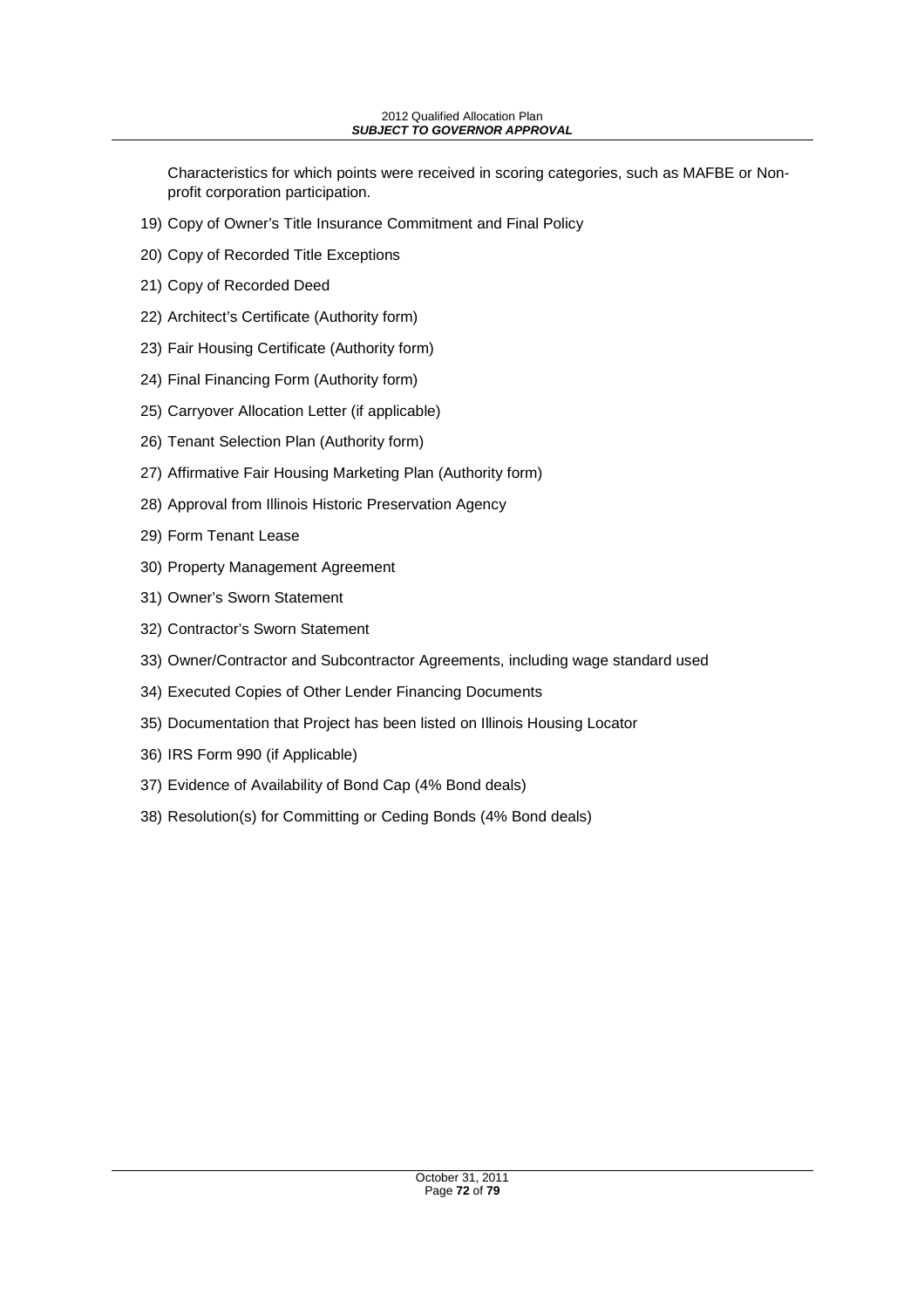Characteristics for which points were received in scoring categories, such as MAFBE or Non-profit corporation participation.

19) Copy of Owner's Title Insurance Commitment and Final Policy
20) Copy of Recorded Title Exceptions
21) Copy of Recorded Deed
22) Architect's Certificate (Authority form)
23) Fair Housing Certificate (Authority form)
24) Final Financing Form (Authority form)
25) Carryover Allocation Letter (if applicable)
26) Tenant Selection Plan (Authority form)
27) Affirmative Fair Housing Marketing Plan (Authority form)
28) Approval from Illinois Historic Preservation Agency
29) Form Tenant Lease
30) Property Management Agreement
31) Owner's Sworn Statement
32) Contractor's Sworn Statement
33) Owner/Contractor and Subcontractor Agreements, including wage standard used
34) Executed Copies of Other Lender Financing Documents
35) Documentation that Project has been listed on Illinois Housing Locator
36) IRS Form 990 (if Applicable)
37) Evidence of Availability of Bond Cap (4% Bond deals)
38) Resolution(s) for Committing or Ceding Bonds (4% Bond deals)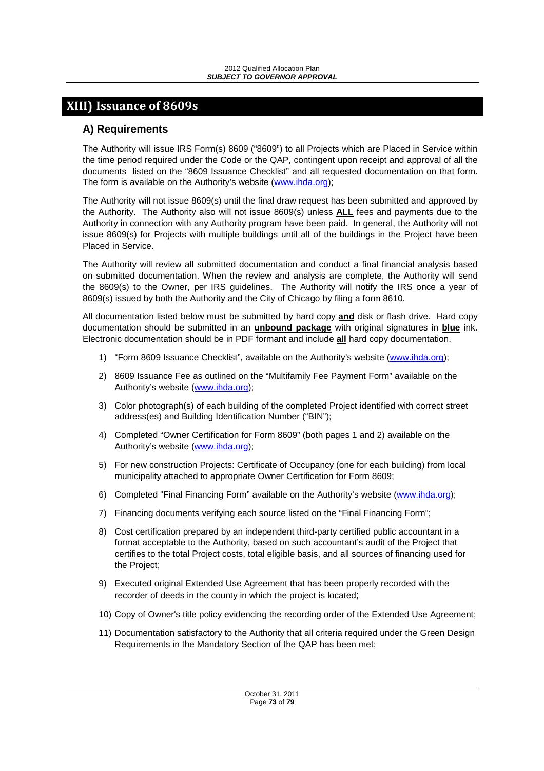# XIII) Issuance of 8609s

## A) Requirements

The Authority will issue IRS Form(s) 8609 ("8609") to all Projects which are Placed in Service within the time period required under the Code or the QAP, contingent upon receipt and approval of all the documents listed on the "8609 Issuance Checklist" and all requested documentation on that form. The form is available on the Authority's website (www.ihda.org);

The Authority will not issue 8609(s) until the final draw request has been submitted and approved by the Authority. The Authority also will not issue 8609(s) unless **ALL** fees and payments due to the Authority in connection with any Authority program have been paid. In general, the Authority will not issue 8609(s) for Projects with multiple buildings until all of the buildings in the Project have been Placed in Service.

The Authority will review all submitted documentation and conduct a final financial analysis based on submitted documentation. When the review and analysis are complete, the Authority will send the 8609(s) to the Owner, per IRS guidelines. The Authority will notify the IRS once a year of 8609(s) issued by both the Authority and the City of Chicago by filing a form 8610.

All documentation listed below must be submitted by hard copy **and** disk or flash drive. Hard copy documentation should be submitted in an **unbound package** with original signatures in **blue** ink. Electronic documentation should be in PDF formant and include **all** hard copy documentation.

1) "Form 8609 Issuance Checklist", available on the Authority's website (www.ihda.org);
2) 8609 Issuance Fee as outlined on the "Multifamily Fee Payment Form" available on the Authority's website (www.ihda.org);
3) Color photograph(s) of each building of the completed Project identified with correct street address(es) and Building Identification Number ("BIN");
4) Completed "Owner Certification for Form 8609" (both pages 1 and 2) available on the Authority's website (www.ihda.org);
5) For new construction Projects: Certificate of Occupancy (one for each building) from local municipality attached to appropriate Owner Certification for Form 8609;
6) Completed "Final Financing Form" available on the Authority's website (www.ihda.org);
7) Financing documents verifying each source listed on the "Final Financing Form";
8) Cost certification prepared by an independent third-party certified public accountant in a format acceptable to the Authority, based on such accountant's audit of the Project that certifies to the total Project costs, total eligible basis, and all sources of financing used for the Project;
9) Executed original Extended Use Agreement that has been properly recorded with the recorder of deeds in the county in which the project is located;
10) Copy of Owner's title policy evidencing the recording order of the Extended Use Agreement;
11) Documentation satisfactory to the Authority that all criteria required under the Green Design Requirements in the Mandatory Section of the QAP has been met;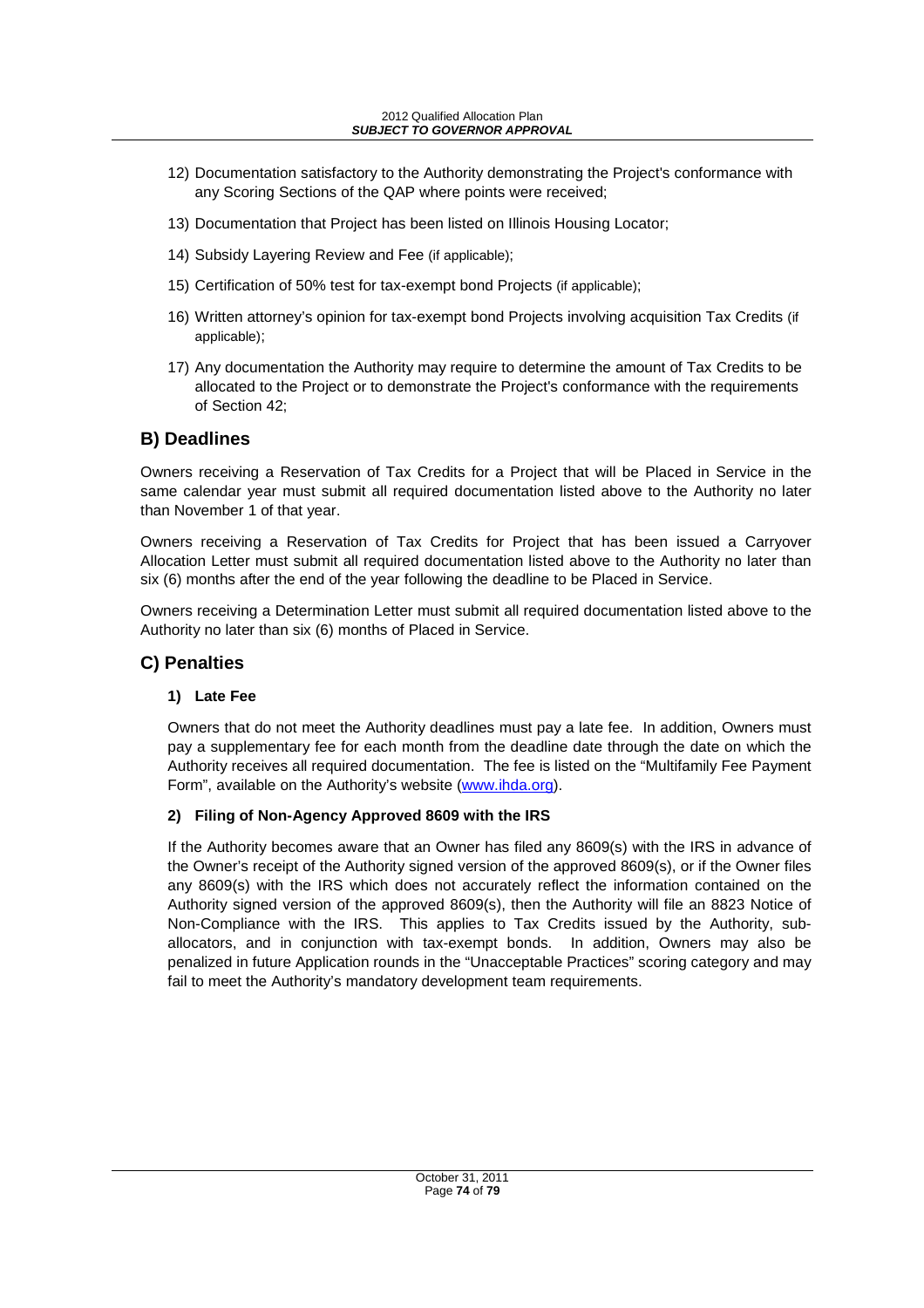12) Documentation satisfactory to the Authority demonstrating the Project's conformance with any Scoring Sections of the QAP where points were received;

13) Documentation that Project has been listed on Illinois Housing Locator;

14) Subsidy Layering Review and Fee (if applicable);

15) Certification of 50% test for tax-exempt bond Projects (if applicable);

16) Written attorney's opinion for tax-exempt bond Projects involving acquisition Tax Credits (if applicable);

17) Any documentation the Authority may require to determine the amount of Tax Credits to be allocated to the Project or to demonstrate the Project's conformance with the requirements of Section 42;

## B) Deadlines

Owners receiving a Reservation of Tax Credits for a Project that will be Placed in Service in the same calendar year must submit all required documentation listed above to the Authority no later than November 1 of that year.

Owners receiving a Reservation of Tax Credits for Project that has been issued a Carryover Allocation Letter must submit all required documentation listed above to the Authority no later than six (6) months after the end of the year following the deadline to be Placed in Service.

Owners receiving a Determination Letter must submit all required documentation listed above to the Authority no later than six (6) months of Placed in Service.

## C) Penalties

### 1) Late Fee

Owners that do not meet the Authority deadlines must pay a late fee. In addition, Owners must pay a supplementary fee for each month from the deadline date through the date on which the Authority receives all required documentation. The fee is listed on the "Multifamily Fee Payment Form", available on the Authority's website (www.ihda.org).

### 2) Filing of Non-Agency Approved 8609 with the IRS

If the Authority becomes aware that an Owner has filed any 8609(s) with the IRS in advance of the Owner's receipt of the Authority signed version of the approved 8609(s), or if the Owner files any 8609(s) with the IRS which does not accurately reflect the information contained on the Authority signed version of the approved 8609(s), then the Authority will file an 8823 Notice of Non-Compliance with the IRS. This applies to Tax Credits issued by the Authority, sub-allocators, and in conjunction with tax-exempt bonds. In addition, Owners may also be penalized in future Application rounds in the "Unacceptable Practices" scoring category and may fail to meet the Authority's mandatory development team requirements.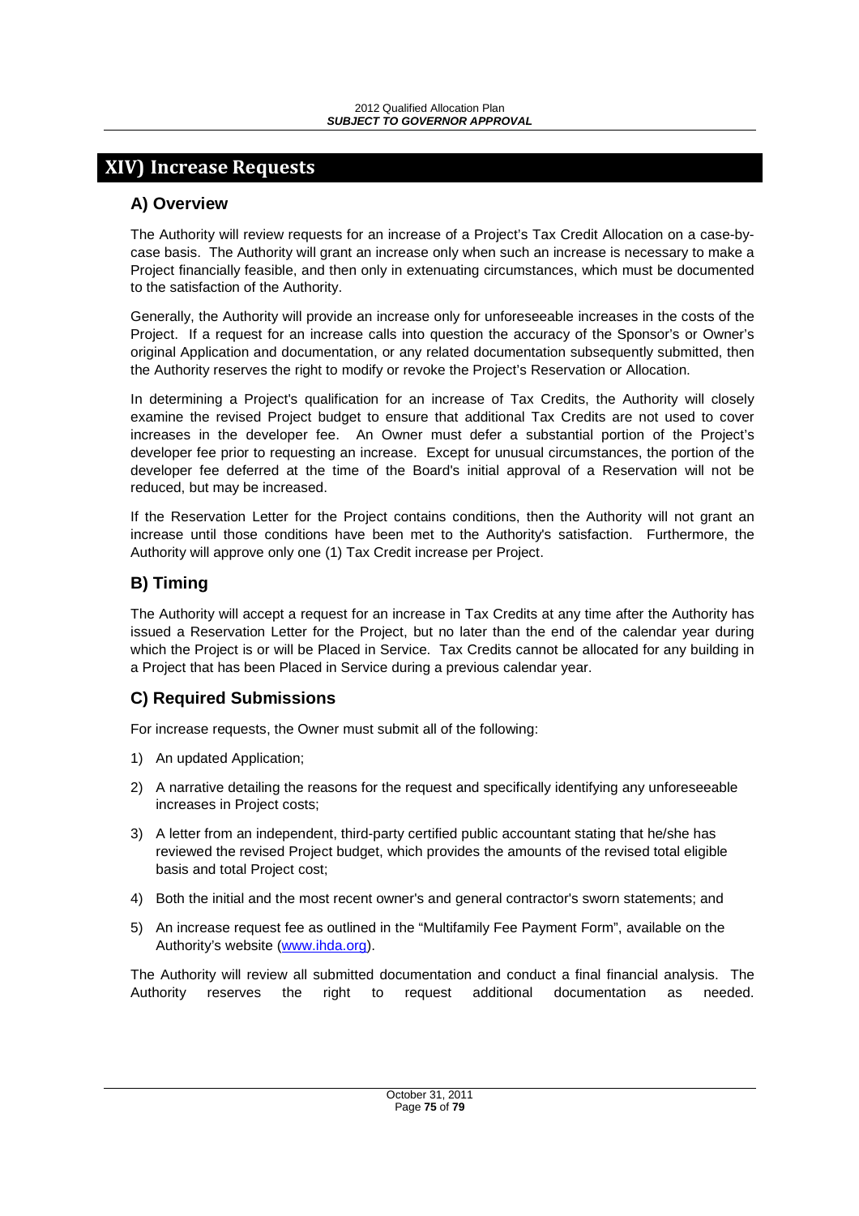# XIV) Increase Requests

## A) Overview

The Authority will review requests for an increase of a Project's Tax Credit Allocation on a case-by-case basis. The Authority will grant an increase only when such an increase is necessary to make a Project financially feasible, and then only in extenuating circumstances, which must be documented to the satisfaction of the Authority.

Generally, the Authority will provide an increase only for unforeseeable increases in the costs of the Project. If a request for an increase calls into question the accuracy of the Sponsor's or Owner's original Application and documentation, or any related documentation subsequently submitted, then the Authority reserves the right to modify or revoke the Project's Reservation or Allocation.

In determining a Project's qualification for an increase of Tax Credits, the Authority will closely examine the revised Project budget to ensure that additional Tax Credits are not used to cover increases in the developer fee. An Owner must defer a substantial portion of the Project's developer fee prior to requesting an increase. Except for unusual circumstances, the portion of the developer fee deferred at the time of the Board's initial approval of a Reservation will not be reduced, but may be increased.

If the Reservation Letter for the Project contains conditions, then the Authority will not grant an increase until those conditions have been met to the Authority's satisfaction. Furthermore, the Authority will approve only one (1) Tax Credit increase per Project.

## B) Timing

The Authority will accept a request for an increase in Tax Credits at any time after the Authority has issued a Reservation Letter for the Project, but no later than the end of the calendar year during which the Project is or will be Placed in Service. Tax Credits cannot be allocated for any building in a Project that has been Placed in Service during a previous calendar year.

## C) Required Submissions

For increase requests, the Owner must submit all of the following:

1) An updated Application;
2) A narrative detailing the reasons for the request and specifically identifying any unforeseeable increases in Project costs;
3) A letter from an independent, third-party certified public accountant stating that he/she has reviewed the revised Project budget, which provides the amounts of the revised total eligible basis and total Project cost;
4) Both the initial and the most recent owner's and general contractor's sworn statements; and
5) An increase request fee as outlined in the "Multifamily Fee Payment Form", available on the Authority's website (www.ihda.org).

The Authority will review all submitted documentation and conduct a final financial analysis. The Authority reserves the right to request additional documentation as needed.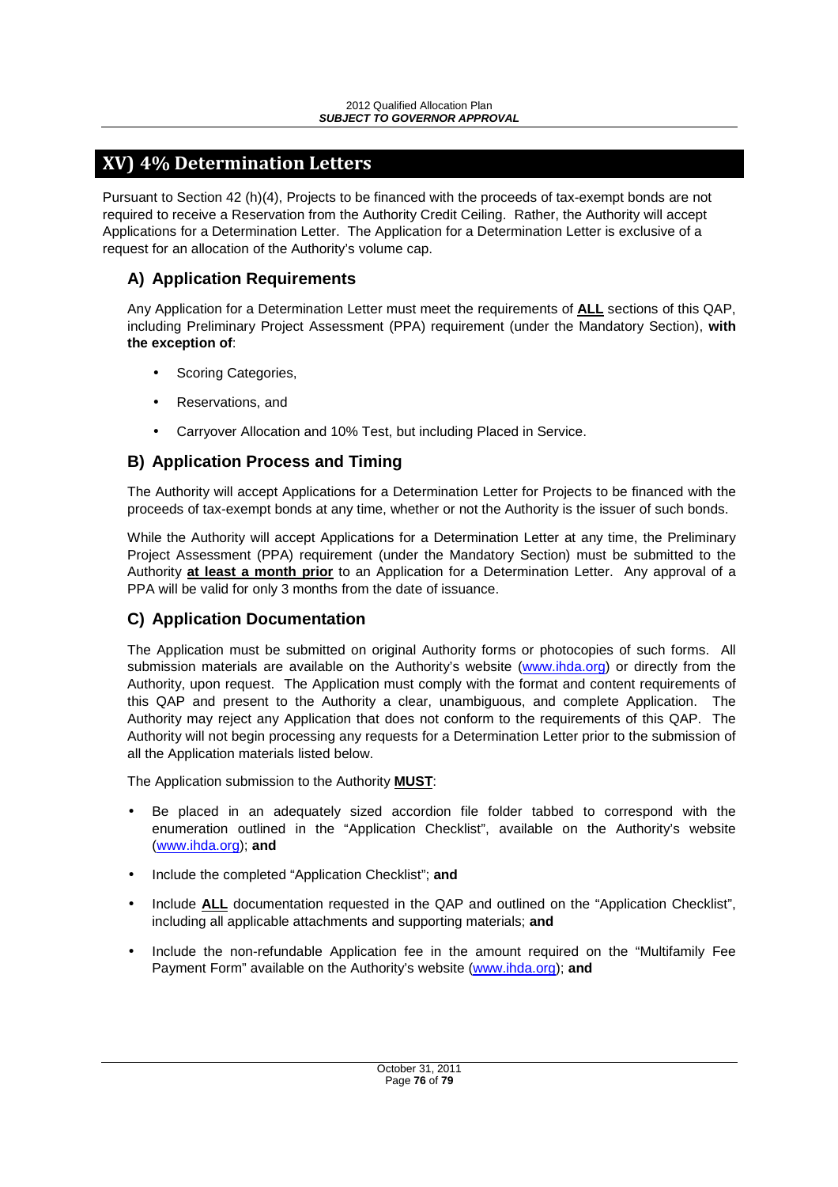# XV) 4% Determination Letters

Pursuant to Section 42 (h)(4), Projects to be financed with the proceeds of tax-exempt bonds are not required to receive a Reservation from the Authority Credit Ceiling. Rather, the Authority will accept Applications for a Determination Letter. The Application for a Determination Letter is exclusive of a request for an allocation of the Authority's volume cap.

## A) Application Requirements

Any Application for a Determination Letter must meet the requirements of **ALL** sections of this QAP, including Preliminary Project Assessment (PPA) requirement (under the Mandatory Section), **with the exception of**:

- Scoring Categories,
- Reservations, and
- Carryover Allocation and 10% Test, but including Placed in Service.

## B) Application Process and Timing

The Authority will accept Applications for a Determination Letter for Projects to be financed with the proceeds of tax-exempt bonds at any time, whether or not the Authority is the issuer of such bonds.

While the Authority will accept Applications for a Determination Letter at any time, the Preliminary Project Assessment (PPA) requirement (under the Mandatory Section) must be submitted to the Authority **at least a month prior** to an Application for a Determination Letter. Any approval of a PPA will be valid for only 3 months from the date of issuance.

## C) Application Documentation

The Application must be submitted on original Authority forms or photocopies of such forms. All submission materials are available on the Authority's website (www.ihda.org) or directly from the Authority, upon request. The Application must comply with the format and content requirements of this QAP and present to the Authority a clear, unambiguous, and complete Application. The Authority may reject any Application that does not conform to the requirements of this QAP. The Authority will not begin processing any requests for a Determination Letter prior to the submission of all the Application materials listed below.

The Application submission to the Authority **MUST**:

- Be placed in an adequately sized accordion file folder tabbed to correspond with the enumeration outlined in the "Application Checklist", available on the Authority's website (www.ihda.org); **and**
- Include the completed "Application Checklist"; **and**
- Include **ALL** documentation requested in the QAP and outlined on the "Application Checklist", including all applicable attachments and supporting materials; **and**
- Include the non-refundable Application fee in the amount required on the "Multifamily Fee Payment Form" available on the Authority's website (www.ihda.org); **and**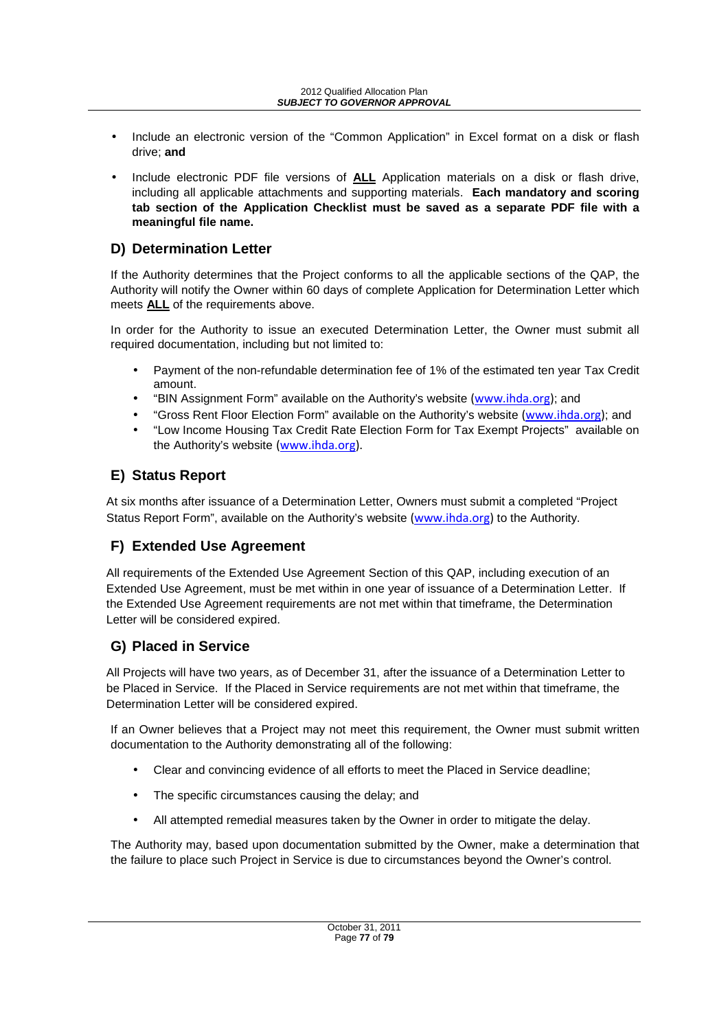- Include an electronic version of the "Common Application" in Excel format on a disk or flash drive; **and**

- Include electronic PDF file versions of **ALL** Application materials on a disk or flash drive, including all applicable attachments and supporting materials. **Each mandatory and scoring tab section of the Application Checklist must be saved as a separate PDF file with a meaningful file name.**

## D) Determination Letter

If the Authority determines that the Project conforms to all the applicable sections of the QAP, the Authority will notify the Owner within 60 days of complete Application for Determination Letter which meets **ALL** of the requirements above.

In order for the Authority to issue an executed Determination Letter, the Owner must submit all required documentation, including but not limited to:

- Payment of the non-refundable determination fee of 1% of the estimated ten year Tax Credit amount.
- "BIN Assignment Form" available on the Authority's website (www.ihda.org); and
- "Gross Rent Floor Election Form" available on the Authority's website (www.ihda.org); and
- "Low Income Housing Tax Credit Rate Election Form for Tax Exempt Projects" available on the Authority's website (www.ihda.org).

## E) Status Report

At six months after issuance of a Determination Letter, Owners must submit a completed "Project Status Report Form", available on the Authority's website (www.ihda.org) to the Authority.

## F) Extended Use Agreement

All requirements of the Extended Use Agreement Section of this QAP, including execution of an Extended Use Agreement, must be met within in one year of issuance of a Determination Letter. If the Extended Use Agreement requirements are not met within that timeframe, the Determination Letter will be considered expired.

## G) Placed in Service

All Projects will have two years, as of December 31, after the issuance of a Determination Letter to be Placed in Service. If the Placed in Service requirements are not met within that timeframe, the Determination Letter will be considered expired.

If an Owner believes that a Project may not meet this requirement, the Owner must submit written documentation to the Authority demonstrating all of the following:

- Clear and convincing evidence of all efforts to meet the Placed in Service deadline;

- The specific circumstances causing the delay; and

- All attempted remedial measures taken by the Owner in order to mitigate the delay.

The Authority may, based upon documentation submitted by the Owner, make a determination that the failure to place such Project in Service is due to circumstances beyond the Owner's control.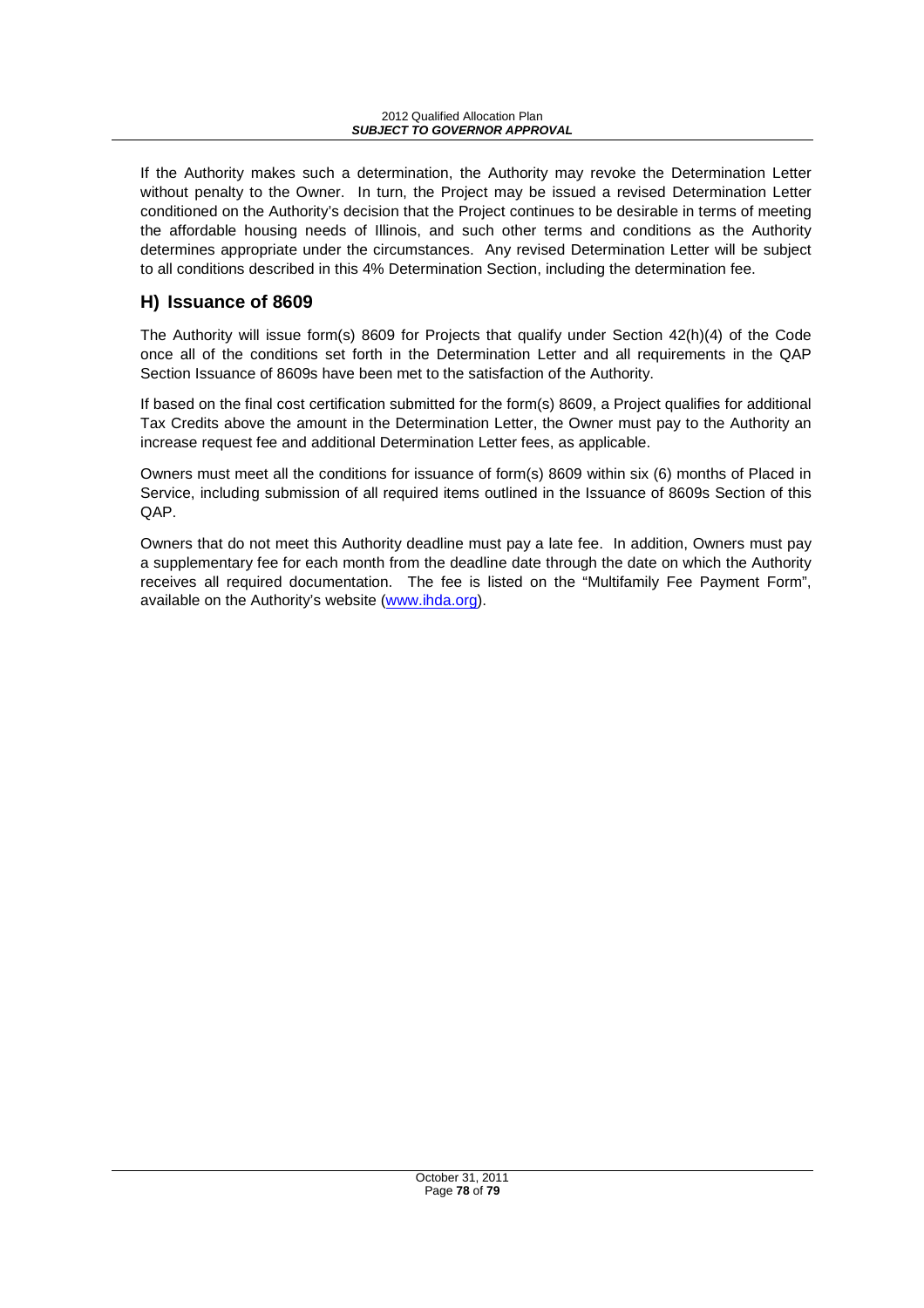If the Authority makes such a determination, the Authority may revoke the Determination Letter without penalty to the Owner. In turn, the Project may be issued a revised Determination Letter conditioned on the Authority's decision that the Project continues to be desirable in terms of meeting the affordable housing needs of Illinois, and such other terms and conditions as the Authority determines appropriate under the circumstances. Any revised Determination Letter will be subject to all conditions described in this 4% Determination Section, including the determination fee.

## H) Issuance of 8609

The Authority will issue form(s) 8609 for Projects that qualify under Section 42(h)(4) of the Code once all of the conditions set forth in the Determination Letter and all requirements in the QAP Section Issuance of 8609s have been met to the satisfaction of the Authority.

If based on the final cost certification submitted for the form(s) 8609, a Project qualifies for additional Tax Credits above the amount in the Determination Letter, the Owner must pay to the Authority an increase request fee and additional Determination Letter fees, as applicable.

Owners must meet all the conditions for issuance of form(s) 8609 within six (6) months of Placed in Service, including submission of all required items outlined in the Issuance of 8609s Section of this QAP.

Owners that do not meet this Authority deadline must pay a late fee. In addition, Owners must pay a supplementary fee for each month from the deadline date through the date on which the Authority receives all required documentation. The fee is listed on the "Multifamily Fee Payment Form", available on the Authority's website (www.ihda.org).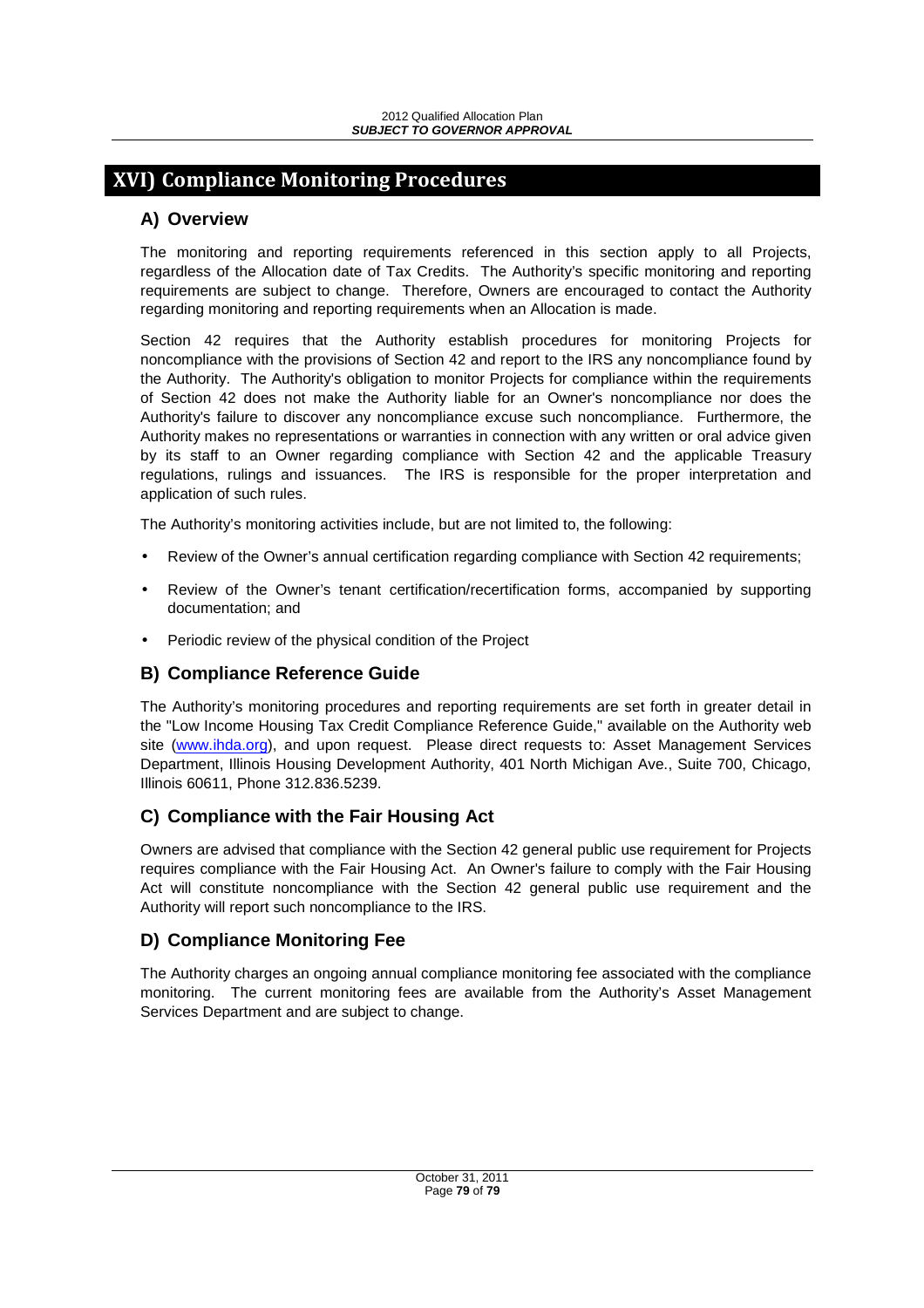# XVI) Compliance Monitoring Procedures

## A) Overview

The monitoring and reporting requirements referenced in this section apply to all Projects, regardless of the Allocation date of Tax Credits. The Authority's specific monitoring and reporting requirements are subject to change. Therefore, Owners are encouraged to contact the Authority regarding monitoring and reporting requirements when an Allocation is made.

Section 42 requires that the Authority establish procedures for monitoring Projects for noncompliance with the provisions of Section 42 and report to the IRS any noncompliance found by the Authority. The Authority's obligation to monitor Projects for compliance within the requirements of Section 42 does not make the Authority liable for an Owner's noncompliance nor does the Authority's failure to discover any noncompliance excuse such noncompliance. Furthermore, the Authority makes no representations or warranties in connection with any written or oral advice given by its staff to an Owner regarding compliance with Section 42 and the applicable Treasury regulations, rulings and issuances. The IRS is responsible for the proper interpretation and application of such rules.

The Authority's monitoring activities include, but are not limited to, the following:

- Review of the Owner's annual certification regarding compliance with Section 42 requirements;
- Review of the Owner's tenant certification/recertification forms, accompanied by supporting documentation; and
- Periodic review of the physical condition of the Project

## B) Compliance Reference Guide

The Authority's monitoring procedures and reporting requirements are set forth in greater detail in the "Low Income Housing Tax Credit Compliance Reference Guide," available on the Authority web site (www.ihda.org), and upon request. Please direct requests to: Asset Management Services Department, Illinois Housing Development Authority, 401 North Michigan Ave., Suite 700, Chicago, Illinois 60611, Phone 312.836.5239.

## C) Compliance with the Fair Housing Act

Owners are advised that compliance with the Section 42 general public use requirement for Projects requires compliance with the Fair Housing Act. An Owner's failure to comply with the Fair Housing Act will constitute noncompliance with the Section 42 general public use requirement and the Authority will report such noncompliance to the IRS.

## D) Compliance Monitoring Fee

The Authority charges an ongoing annual compliance monitoring fee associated with the compliance monitoring. The current monitoring fees are available from the Authority's Asset Management Services Department and are subject to change.